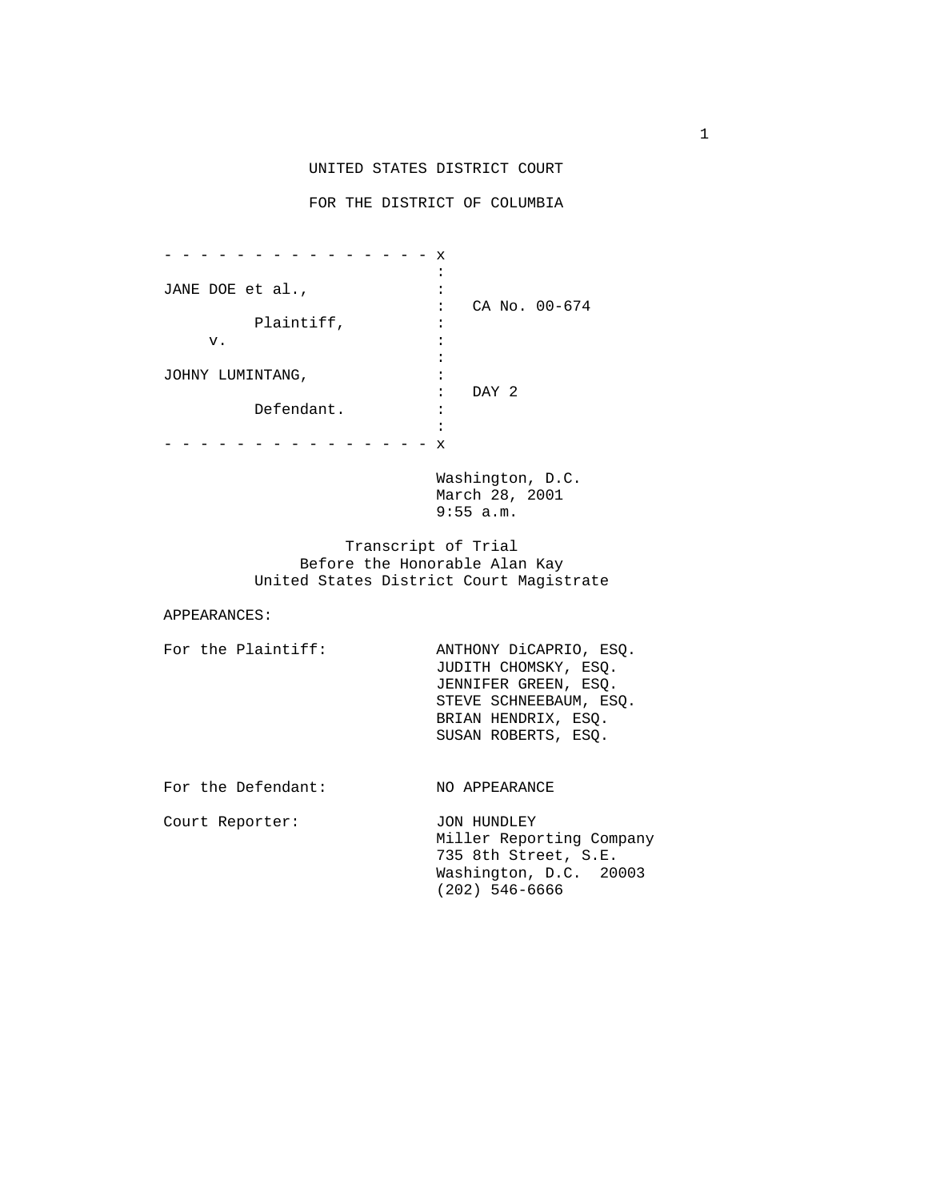UNITED STATES DISTRICT COURT

FOR THE DISTRICT OF COLUMBIA

```
- - - - - - - - - - - - - - - x
                              :
JANE DOE et al.,              :
                              :   CA No. 00-674
         Plaintiff,           :
     v.                       :
                              :
JOHNY LUMINTANG,              :
                              :   DAY 2
         Defendant.           :
                              :
- - - - - - - - - - - - - - - x
```

Washington, D.C.
March 28, 2001
9:55 a.m.

Transcript of Trial
Before the Honorable Alan Kay
United States District Court Magistrate

APPEARANCES:

For the Plaintiff:
ANTHONY DiCAPRIO, ESQ.
JUDITH CHOMSKY, ESQ.
JENNIFER GREEN, ESQ.
STEVE SCHNEEBAUM, ESQ.
BRIAN HENDRIX, ESQ.
SUSAN ROBERTS, ESQ.

For the Defendant:
NO APPEARANCE

Court Reporter:
JON HUNDLEY
Miller Reporting Company
735 8th Street, S.E.
Washington, D.C. 20003
(202) 546-6666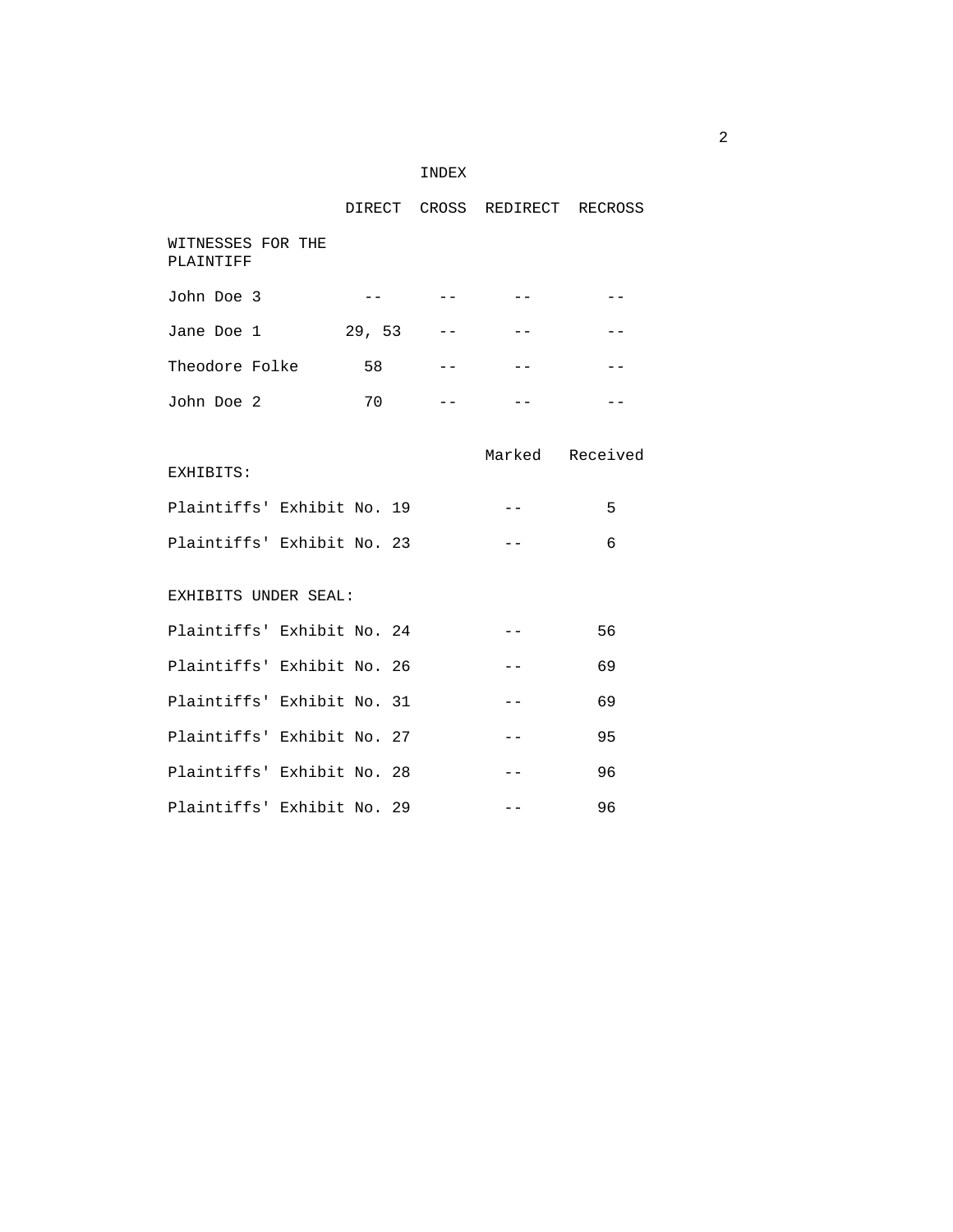# INDEX

| | DIRECT | CROSS | REDIRECT | RECROSS |
|---|---|---|---|---|
| WITNESSES FOR THE PLAINTIFF | | | | |
| John Doe 3 | -- | -- | -- | -- |
| Jane Doe 1 | 29, 53 | -- | -- | -- |
| Theodore Folke | 58 | -- | -- | -- |
| John Doe 2 | 70 | -- | -- | -- |

| EXHIBITS: | Marked | Received |
|---|---|---|
| Plaintiffs' Exhibit No. 19 | -- | 5 |
| Plaintiffs' Exhibit No. 23 | -- | 6 |
| **EXHIBITS UNDER SEAL:** | | |
| Plaintiffs' Exhibit No. 24 | -- | 56 |
| Plaintiffs' Exhibit No. 26 | -- | 69 |
| Plaintiffs' Exhibit No. 31 | -- | 69 |
| Plaintiffs' Exhibit No. 27 | -- | 95 |
| Plaintiffs' Exhibit No. 28 | -- | 96 |
| Plaintiffs' Exhibit No. 29 | -- | 96 |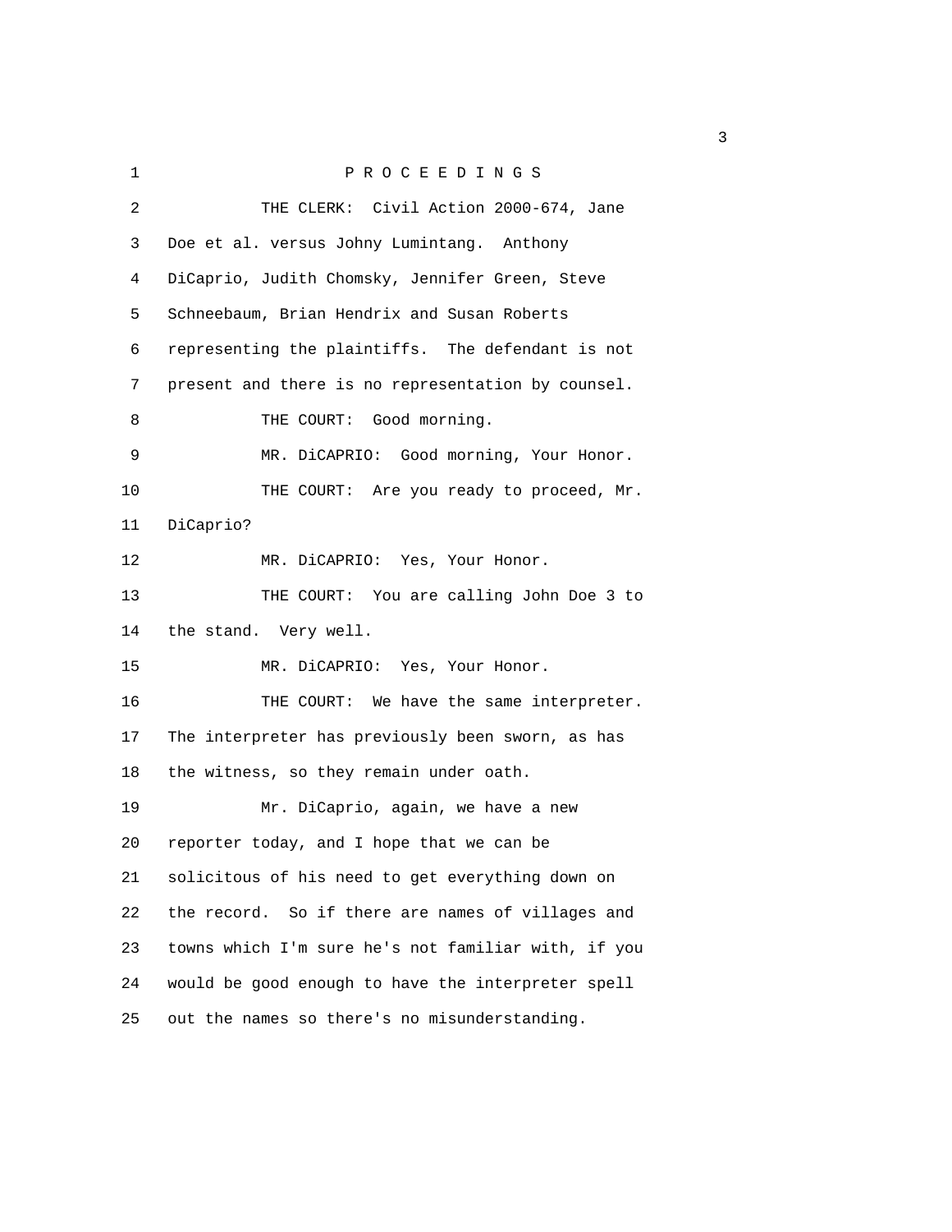P R O C E E D I N G S

THE CLERK: Civil Action 2000-674, Jane Doe et al. versus Johny Lumintang. Anthony DiCaprio, Judith Chomsky, Jennifer Green, Steve Schneebaum, Brian Hendrix and Susan Roberts representing the plaintiffs. The defendant is not present and there is no representation by counsel.

THE COURT: Good morning.

MR. DiCAPRIO: Good morning, Your Honor.

THE COURT: Are you ready to proceed, Mr. DiCaprio?

MR. DiCAPRIO: Yes, Your Honor.

THE COURT: You are calling John Doe 3 to the stand. Very well.

MR. DiCAPRIO: Yes, Your Honor.

THE COURT: We have the same interpreter. The interpreter has previously been sworn, as has the witness, so they remain under oath.

Mr. DiCaprio, again, we have a new reporter today, and I hope that we can be solicitous of his need to get everything down on the record. So if there are names of villages and towns which I'm sure he's not familiar with, if you would be good enough to have the interpreter spell out the names so there's no misunderstanding.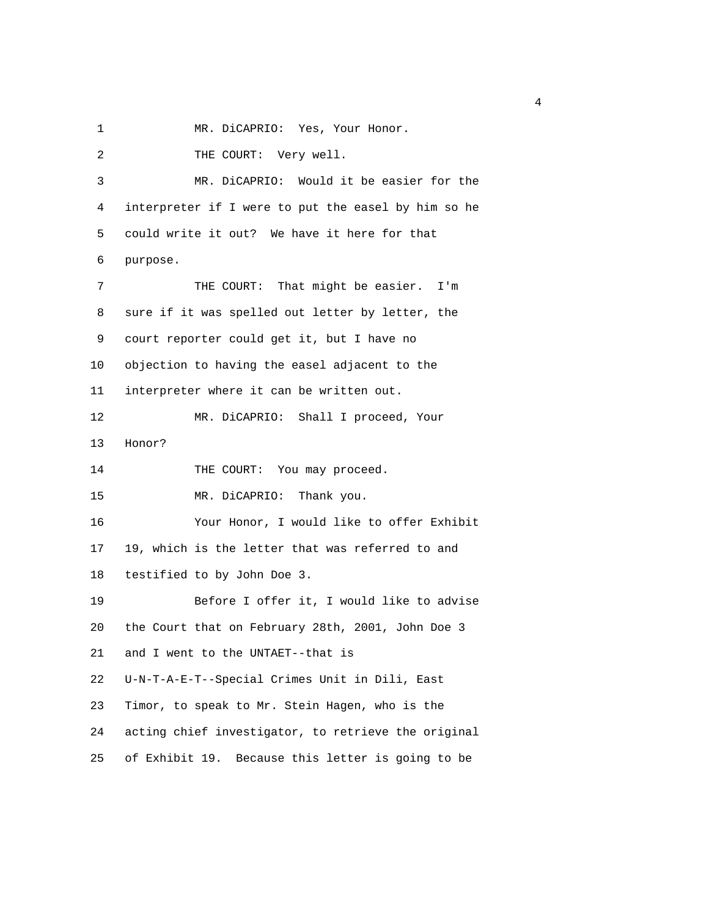MR. DiCAPRIO: Yes, Your Honor.

THE COURT: Very well.

MR. DiCAPRIO: Would it be easier for the interpreter if I were to put the easel by him so he could write it out? We have it here for that purpose.

THE COURT: That might be easier. I'm sure if it was spelled out letter by letter, the court reporter could get it, but I have no objection to having the easel adjacent to the interpreter where it can be written out.

MR. DiCAPRIO: Shall I proceed, Your Honor?

THE COURT: You may proceed.

MR. DiCAPRIO: Thank you.

Your Honor, I would like to offer Exhibit 19, which is the letter that was referred to and testified to by John Doe 3.

Before I offer it, I would like to advise the Court that on February 28th, 2001, John Doe 3 and I went to the UNTAET--that is U-N-T-A-E-T--Special Crimes Unit in Dili, East Timor, to speak to Mr. Stein Hagen, who is the acting chief investigator, to retrieve the original of Exhibit 19. Because this letter is going to be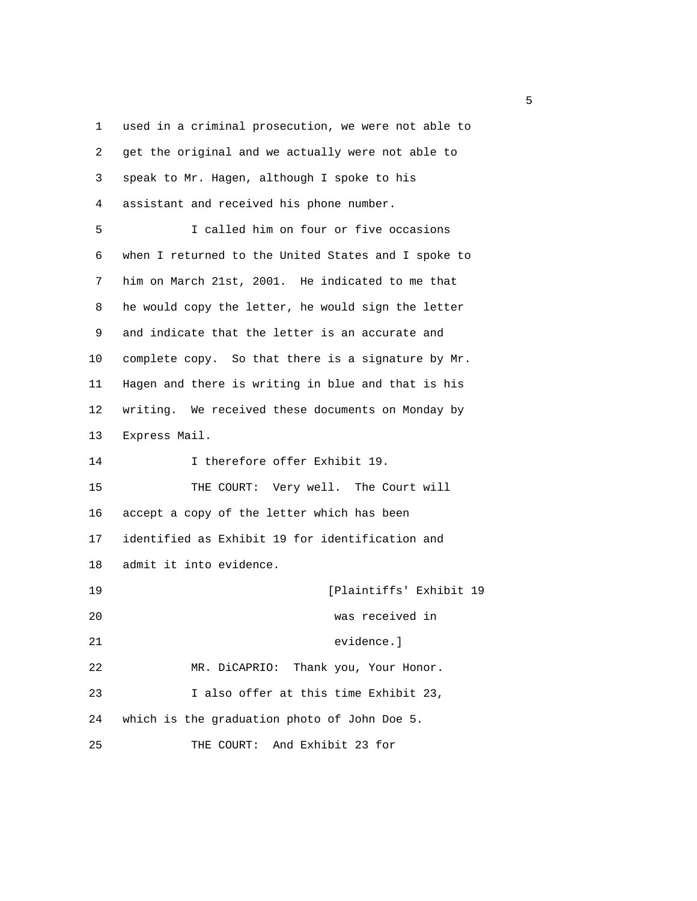used in a criminal prosecution, we were not able to get the original and we actually were not able to speak to Mr. Hagen, although I spoke to his assistant and received his phone number.

I called him on four or five occasions when I returned to the United States and I spoke to him on March 21st, 2001. He indicated to me that he would copy the letter, he would sign the letter and indicate that the letter is an accurate and complete copy. So that there is a signature by Mr. Hagen and there is writing in blue and that is his writing. We received these documents on Monday by Express Mail.

I therefore offer Exhibit 19.

THE COURT: Very well. The Court will accept a copy of the letter which has been identified as Exhibit 19 for identification and admit it into evidence.

[Plaintiffs' Exhibit 19 was received in evidence.]

MR. DiCAPRIO: Thank you, Your Honor.

I also offer at this time Exhibit 23, which is the graduation photo of John Doe 5.

THE COURT: And Exhibit 23 for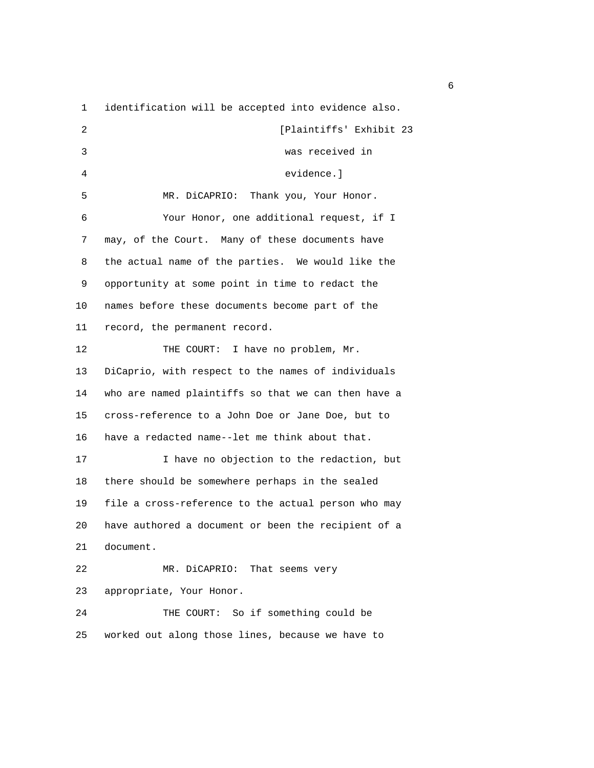identification will be accepted into evidence also.

[Plaintiffs' Exhibit 23 was received in evidence.]

MR. DiCAPRIO: Thank you, Your Honor.

Your Honor, one additional request, if I may, of the Court. Many of these documents have the actual name of the parties. We would like the opportunity at some point in time to redact the names before these documents become part of the record, the permanent record.

THE COURT: I have no problem, Mr. DiCaprio, with respect to the names of individuals who are named plaintiffs so that we can then have a cross-reference to a John Doe or Jane Doe, but to have a redacted name--let me think about that.

I have no objection to the redaction, but there should be somewhere perhaps in the sealed file a cross-reference to the actual person who may have authored a document or been the recipient of a document.

MR. DiCAPRIO: That seems very appropriate, Your Honor.

THE COURT: So if something could be worked out along those lines, because we have to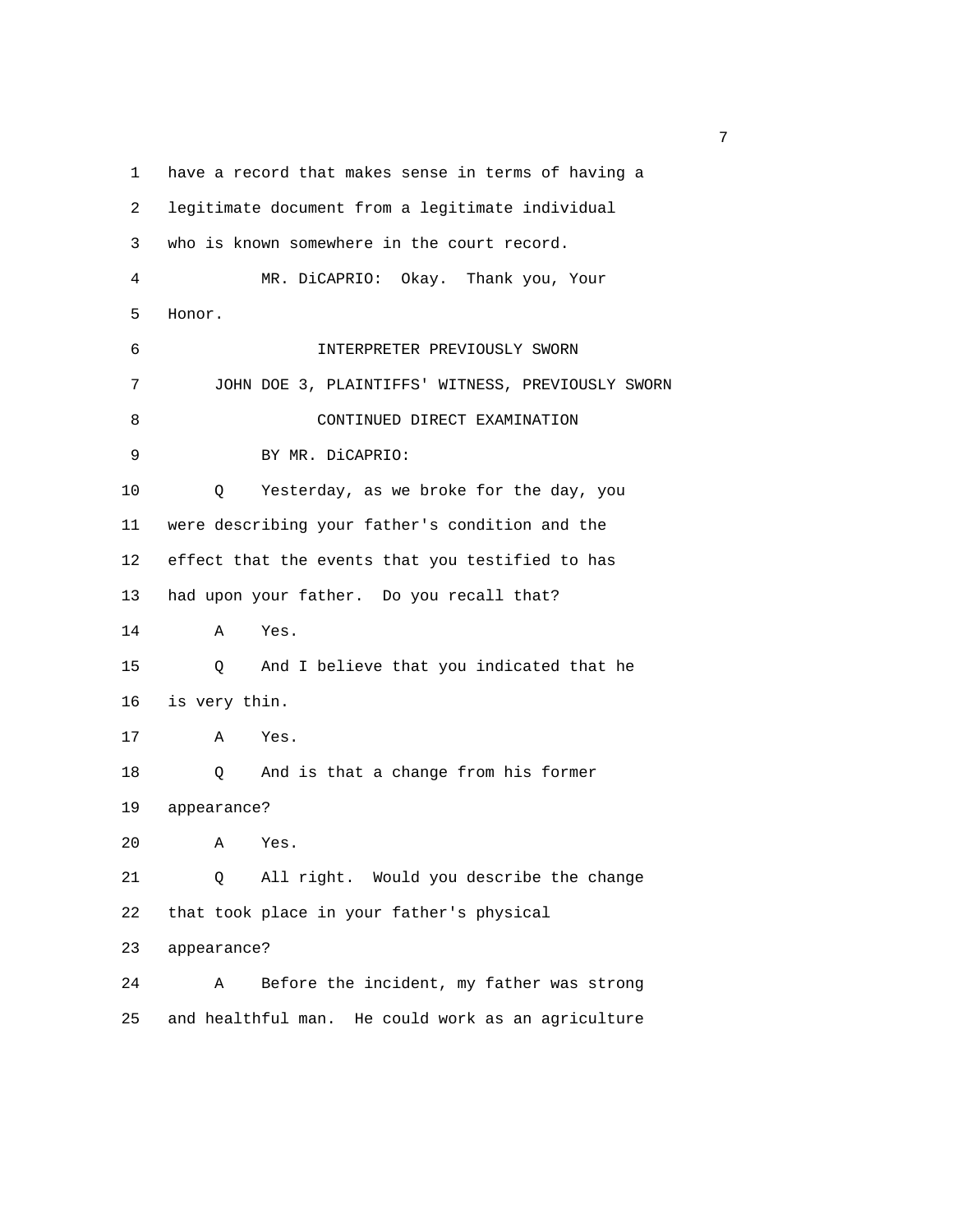have a record that makes sense in terms of having a legitimate document from a legitimate individual who is known somewhere in the court record.

MR. DiCAPRIO: Okay. Thank you, Your Honor.

INTERPRETER PREVIOUSLY SWORN

JOHN DOE 3, PLAINTIFFS' WITNESS, PREVIOUSLY SWORN

CONTINUED DIRECT EXAMINATION

BY MR. DiCAPRIO:

Q Yesterday, as we broke for the day, you were describing your father's condition and the effect that the events that you testified to has had upon your father. Do you recall that?

A Yes.

Q And I believe that you indicated that he is very thin.

A Yes.

Q And is that a change from his former appearance?

A Yes.

Q All right. Would you describe the change that took place in your father's physical appearance?

A Before the incident, my father was strong and healthful man. He could work as an agriculture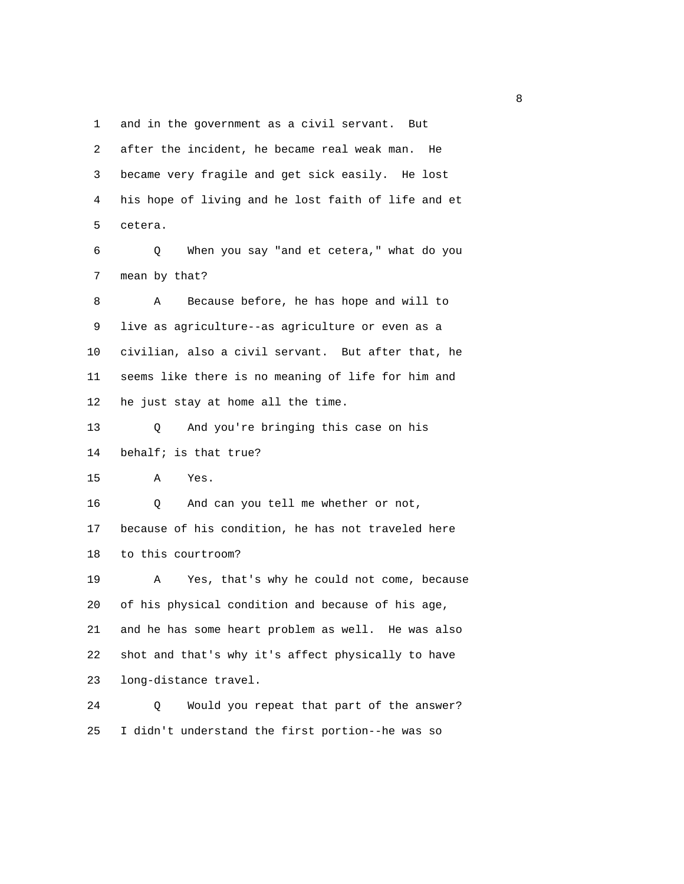1 and in the government as a civil servant. But
2 after the incident, he became real weak man. He
3 became very fragile and get sick easily. He lost
4 his hope of living and he lost faith of life and et
5 cetera.

6 Q When you say "and et cetera," what do you
7 mean by that?

8 A Because before, he has hope and will to
9 live as agriculture--as agriculture or even as a
10 civilian, also a civil servant. But after that, he
11 seems like there is no meaning of life for him and
12 he just stay at home all the time.

13 Q And you're bringing this case on his
14 behalf; is that true?

15 A Yes.

16 Q And can you tell me whether or not,
17 because of his condition, he has not traveled here
18 to this courtroom?

19 A Yes, that's why he could not come, because
20 of his physical condition and because of his age,
21 and he has some heart problem as well. He was also
22 shot and that's why it's affect physically to have
23 long-distance travel.

24 Q Would you repeat that part of the answer?
25 I didn't understand the first portion--he was so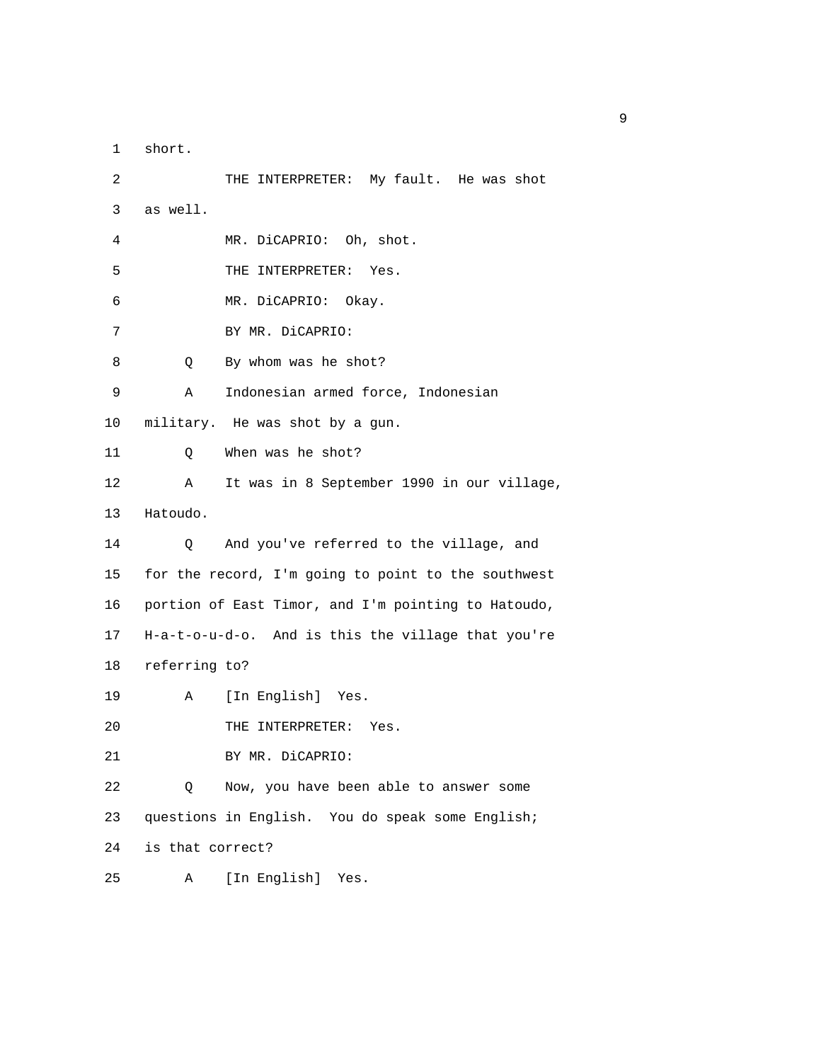1 short.

2 THE INTERPRETER: My fault. He was shot

3 as well.

4 MR. DiCAPRIO: Oh, shot.

5 THE INTERPRETER: Yes.

6 MR. DiCAPRIO: Okay.

7 BY MR. DiCAPRIO:

8 Q By whom was he shot?

9 A Indonesian armed force, Indonesian

10 military. He was shot by a gun.

11 Q When was he shot?

12 A It was in 8 September 1990 in our village,

13 Hatoudo.

14 Q And you've referred to the village, and

15 for the record, I'm going to point to the southwest

16 portion of East Timor, and I'm pointing to Hatoudo,

17 H-a-t-o-u-d-o. And is this the village that you're

18 referring to?

19 A [In English] Yes.

20 THE INTERPRETER: Yes.

21 BY MR. DiCAPRIO:

22 Q Now, you have been able to answer some

23 questions in English. You do speak some English;

24 is that correct?

25 A [In English] Yes.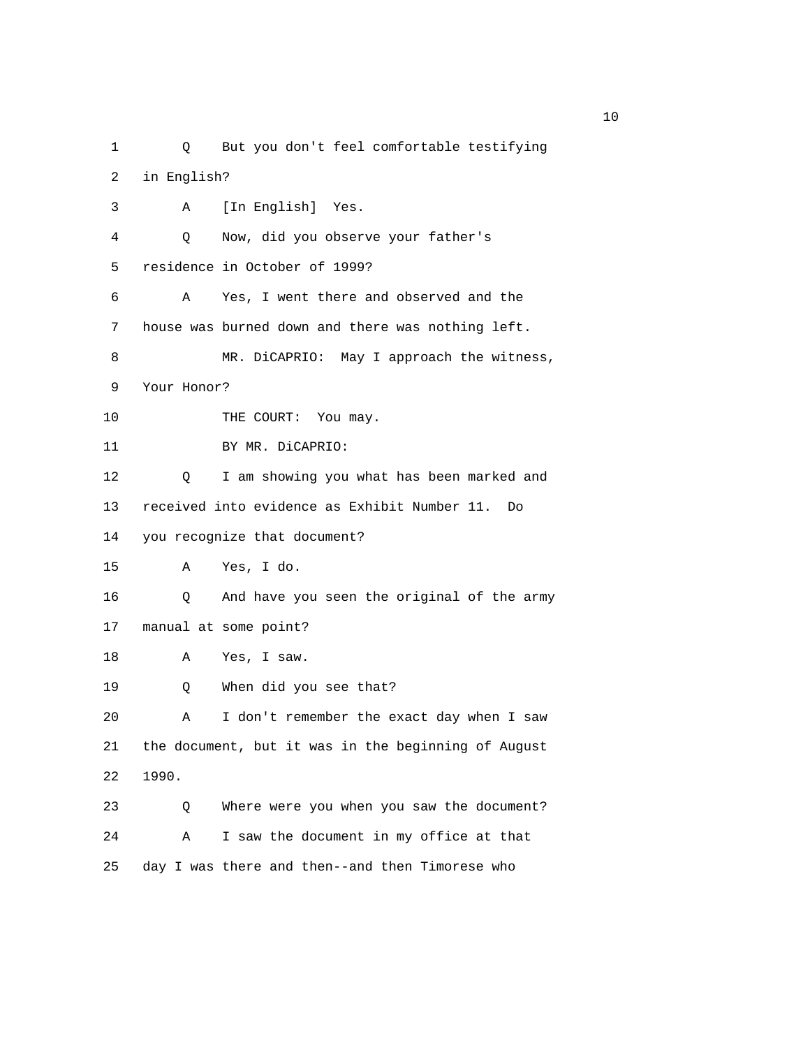1 Q But you don't feel comfortable testifying
2 in English?
3 A [In English] Yes.
4 Q Now, did you observe your father's
5 residence in October of 1999?
6 A Yes, I went there and observed and the
7 house was burned down and there was nothing left.
8 MR. DiCAPRIO: May I approach the witness,
9 Your Honor?
10 THE COURT: You may.
11 BY MR. DiCAPRIO:
12 Q I am showing you what has been marked and
13 received into evidence as Exhibit Number 11. Do
14 you recognize that document?
15 A Yes, I do.
16 Q And have you seen the original of the army
17 manual at some point?
18 A Yes, I saw.
19 Q When did you see that?
20 A I don't remember the exact day when I saw
21 the document, but it was in the beginning of August
22 1990.
23 Q Where were you when you saw the document?
24 A I saw the document in my office at that
25 day I was there and then--and then Timorese who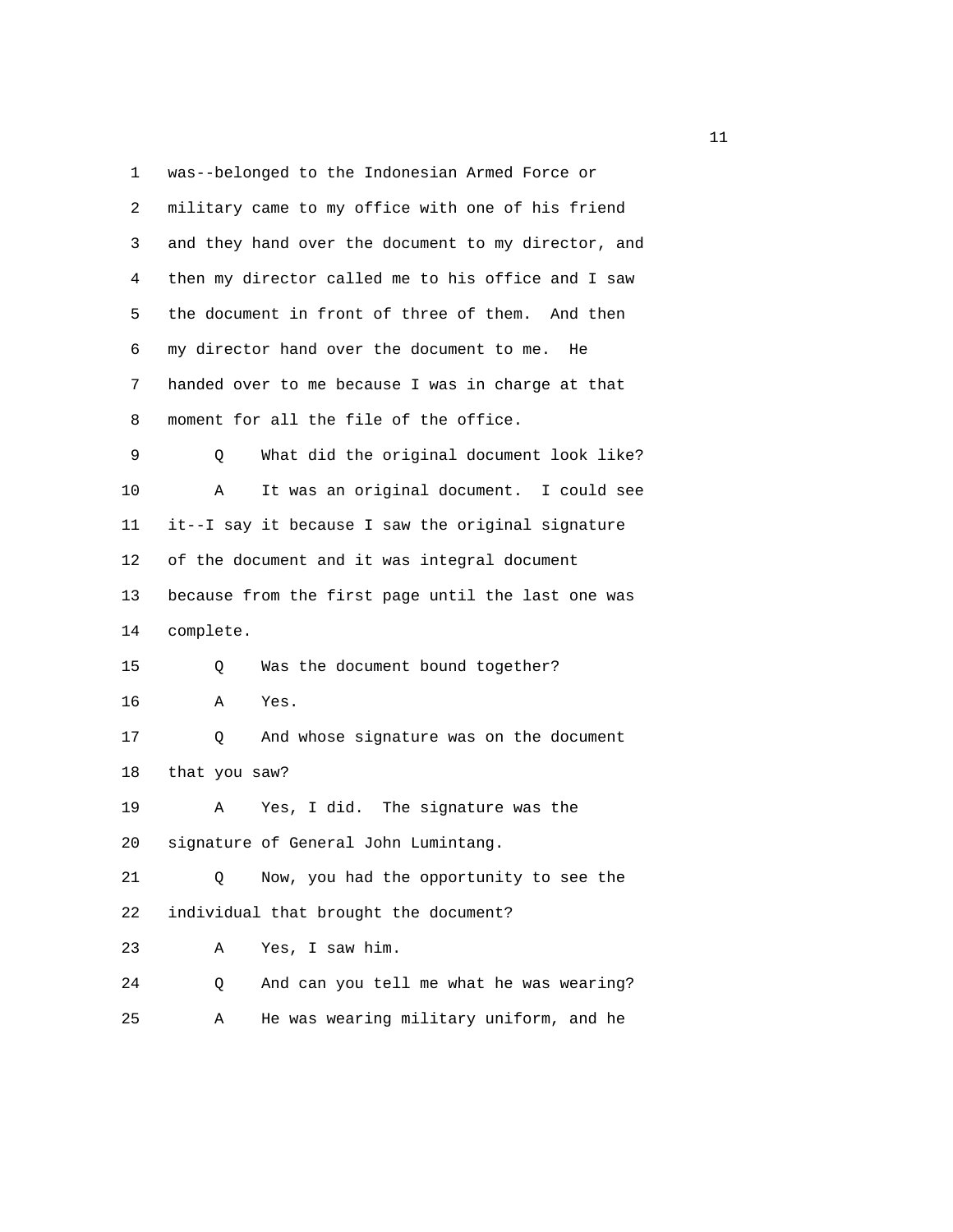1 was--belonged to the Indonesian Armed Force or
2 military came to my office with one of his friend
3 and they hand over the document to my director, and
4 then my director called me to his office and I saw
5 the document in front of three of them. And then
6 my director hand over the document to me. He
7 handed over to me because I was in charge at that
8 moment for all the file of the office.
9 Q What did the original document look like?
10 A It was an original document. I could see
11 it--I say it because I saw the original signature
12 of the document and it was integral document
13 because from the first page until the last one was
14 complete.
15 Q Was the document bound together?
16 A Yes.
17 Q And whose signature was on the document
18 that you saw?
19 A Yes, I did. The signature was the
20 signature of General John Lumintang.
21 Q Now, you had the opportunity to see the
22 individual that brought the document?
23 A Yes, I saw him.
24 Q And can you tell me what he was wearing?
25 A He was wearing military uniform, and he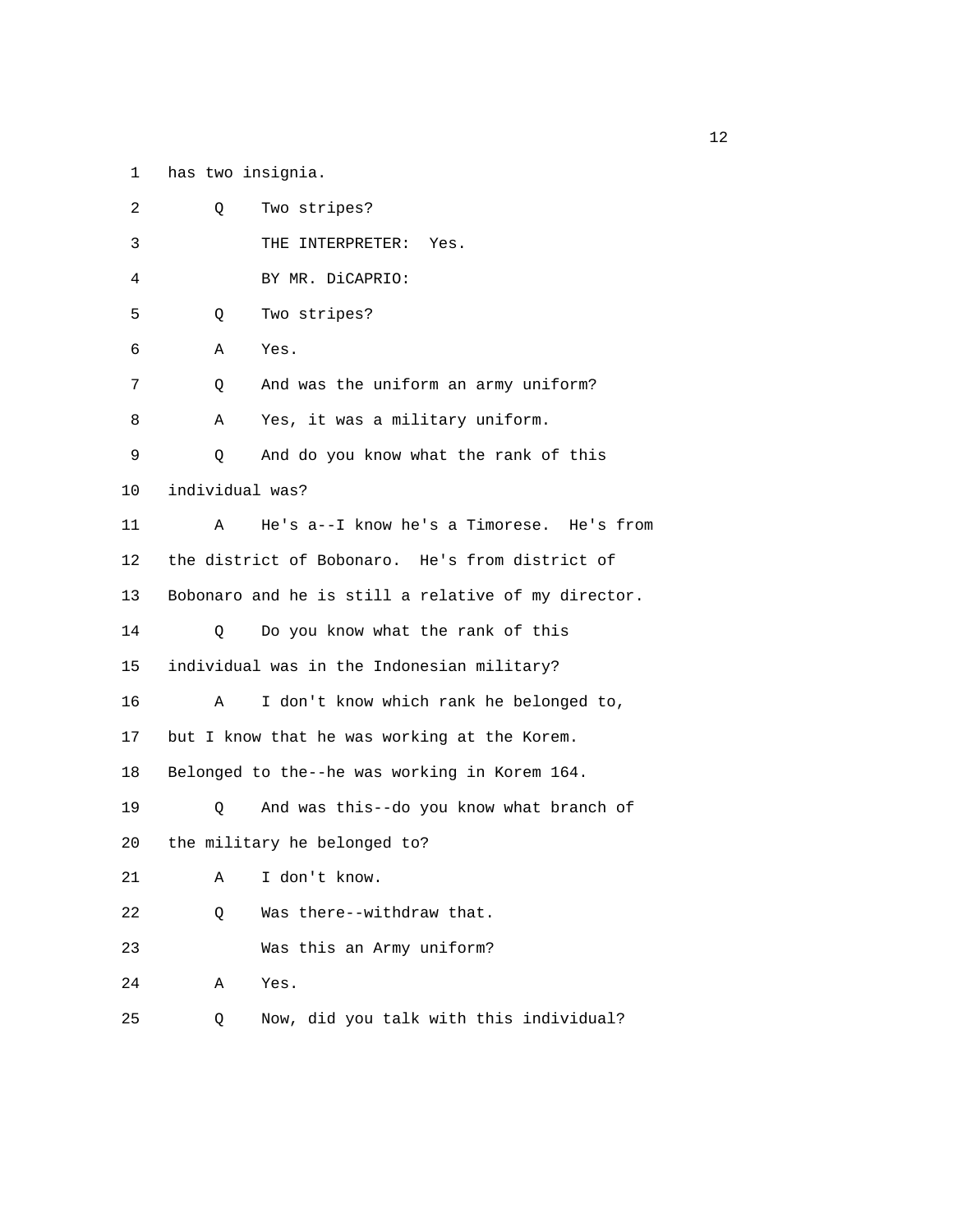1 has two insignia.

2 Q Two stripes?

3 THE INTERPRETER: Yes.

4 BY MR. DiCAPRIO:

5 Q Two stripes?

6 A Yes.

7 Q And was the uniform an army uniform?

8 A Yes, it was a military uniform.

9 Q And do you know what the rank of this

10 individual was?

11 A He's a--I know he's a Timorese. He's from

12 the district of Bobonaro. He's from district of

13 Bobonaro and he is still a relative of my director.

14 Q Do you know what the rank of this

15 individual was in the Indonesian military?

16 A I don't know which rank he belonged to,

17 but I know that he was working at the Korem.

18 Belonged to the--he was working in Korem 164.

19 Q And was this--do you know what branch of

20 the military he belonged to?

21 A I don't know.

22 Q Was there--withdraw that.

23 Was this an Army uniform?

24 A Yes.

25 Q Now, did you talk with this individual?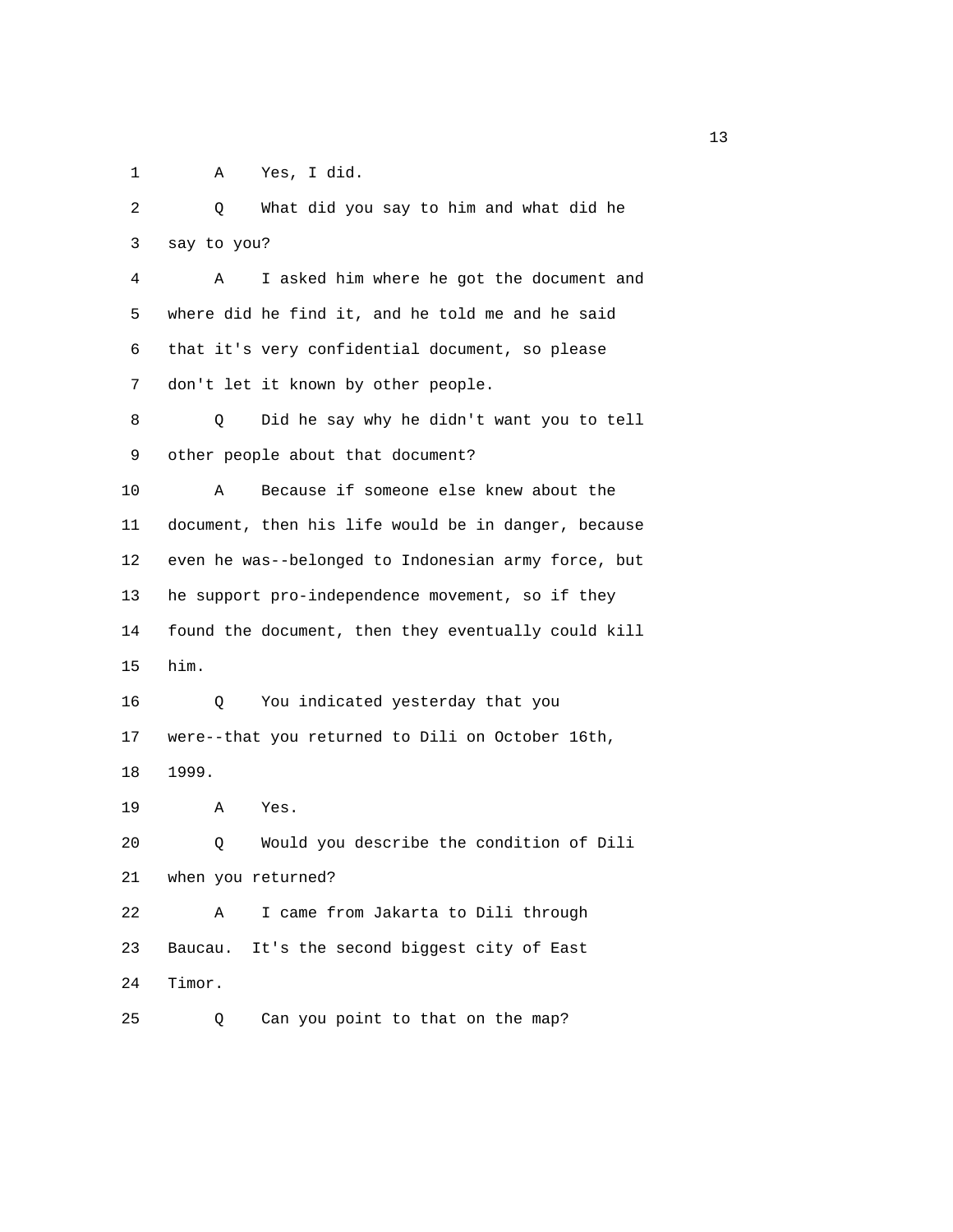1 A Yes, I did.

2 Q What did you say to him and what did he

3 say to you?

4 A I asked him where he got the document and

5 where did he find it, and he told me and he said

6 that it's very confidential document, so please

7 don't let it known by other people.

8 Q Did he say why he didn't want you to tell

9 other people about that document?

10 A Because if someone else knew about the

11 document, then his life would be in danger, because

12 even he was--belonged to Indonesian army force, but

13 he support pro-independence movement, so if they

14 found the document, then they eventually could kill

15 him.

16 Q You indicated yesterday that you

17 were--that you returned to Dili on October 16th,

18 1999.

19 A Yes.

20 Q Would you describe the condition of Dili

21 when you returned?

22 A I came from Jakarta to Dili through

23 Baucau. It's the second biggest city of East

24 Timor.

25 Q Can you point to that on the map?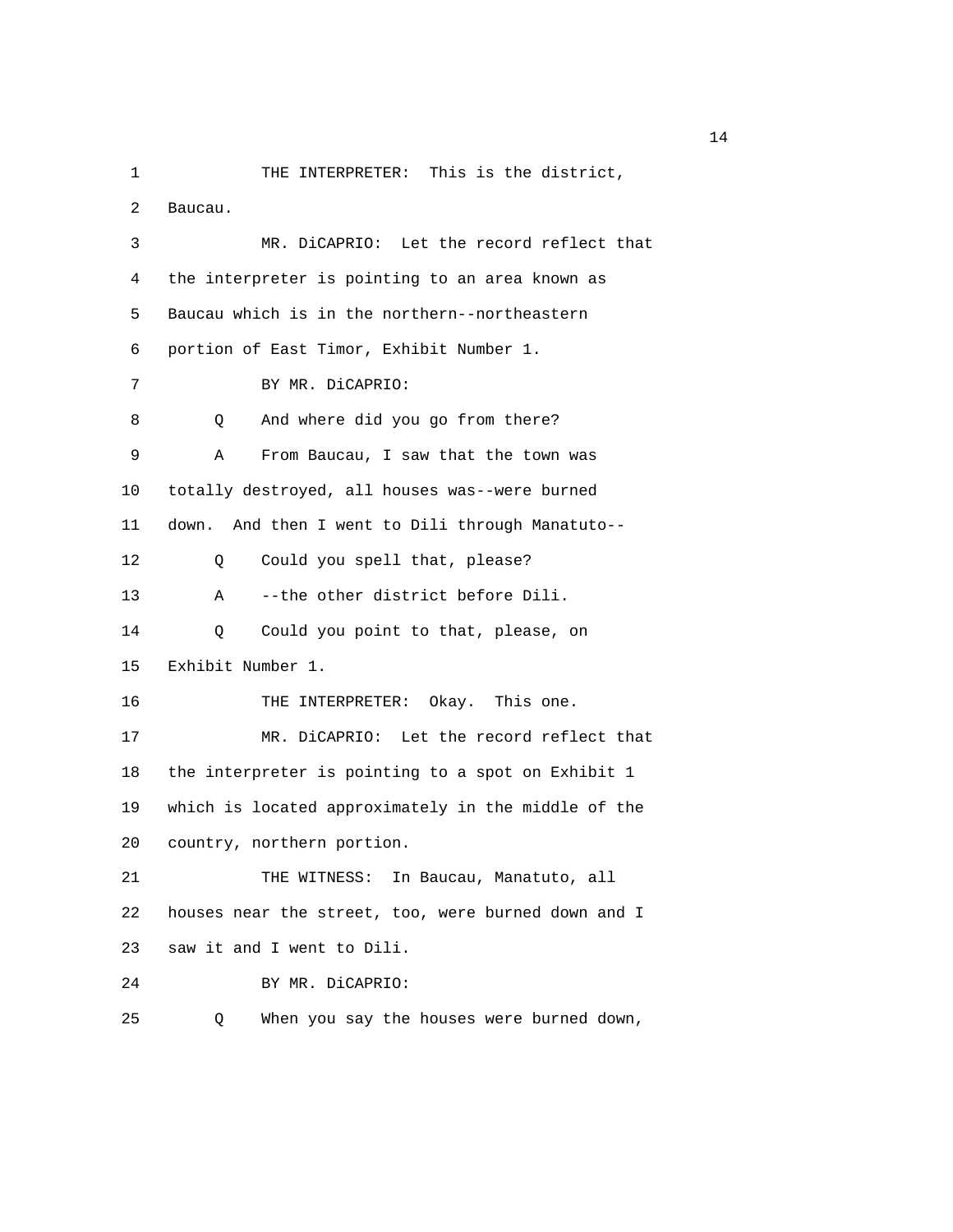1 THE INTERPRETER: This is the district,
2 Baucau.
3 MR. DiCAPRIO: Let the record reflect that
4 the interpreter is pointing to an area known as
5 Baucau which is in the northern--northeastern
6 portion of East Timor, Exhibit Number 1.
7 BY MR. DiCAPRIO:
8 Q And where did you go from there?
9 A From Baucau, I saw that the town was
10 totally destroyed, all houses was--were burned
11 down. And then I went to Dili through Manatuto--
12 Q Could you spell that, please?
13 A --the other district before Dili.
14 Q Could you point to that, please, on
15 Exhibit Number 1.
16 THE INTERPRETER: Okay. This one.
17 MR. DiCAPRIO: Let the record reflect that
18 the interpreter is pointing to a spot on Exhibit 1
19 which is located approximately in the middle of the
20 country, northern portion.
21 THE WITNESS: In Baucau, Manatuto, all
22 houses near the street, too, were burned down and I
23 saw it and I went to Dili.
24 BY MR. DiCAPRIO:
25 Q When you say the houses were burned down,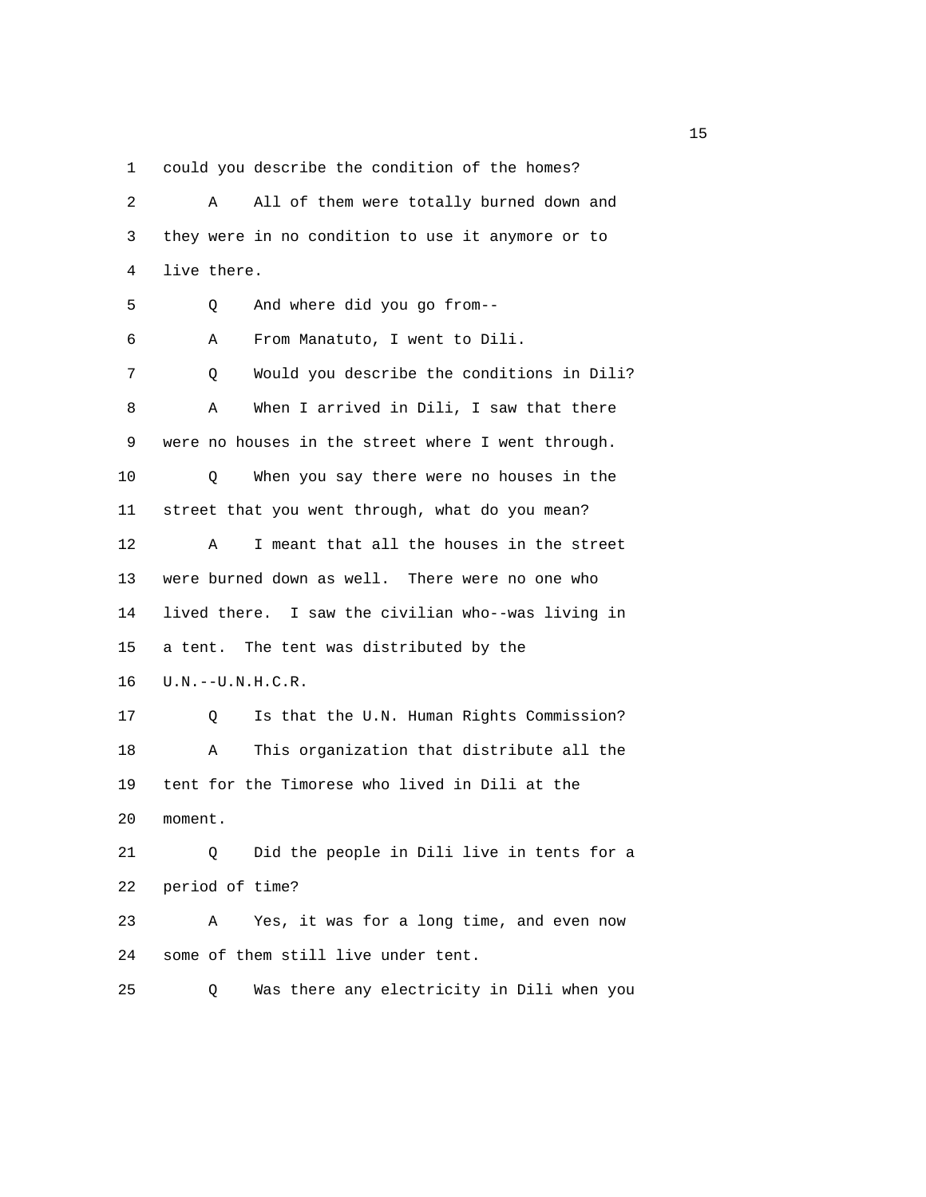1 could you describe the condition of the homes?

2 A All of them were totally burned down and

3 they were in no condition to use it anymore or to

4 live there.

5 Q And where did you go from--

6 A From Manatuto, I went to Dili.

7 Q Would you describe the conditions in Dili?

8 A When I arrived in Dili, I saw that there

9 were no houses in the street where I went through.

10 Q When you say there were no houses in the

11 street that you went through, what do you mean?

12 A I meant that all the houses in the street

13 were burned down as well. There were no one who

14 lived there. I saw the civilian who--was living in

15 a tent. The tent was distributed by the

16 U.N.--U.N.H.C.R.

17 Q Is that the U.N. Human Rights Commission?

18 A This organization that distribute all the

19 tent for the Timorese who lived in Dili at the

20 moment.

21 Q Did the people in Dili live in tents for a

22 period of time?

23 A Yes, it was for a long time, and even now

24 some of them still live under tent.

25 Q Was there any electricity in Dili when you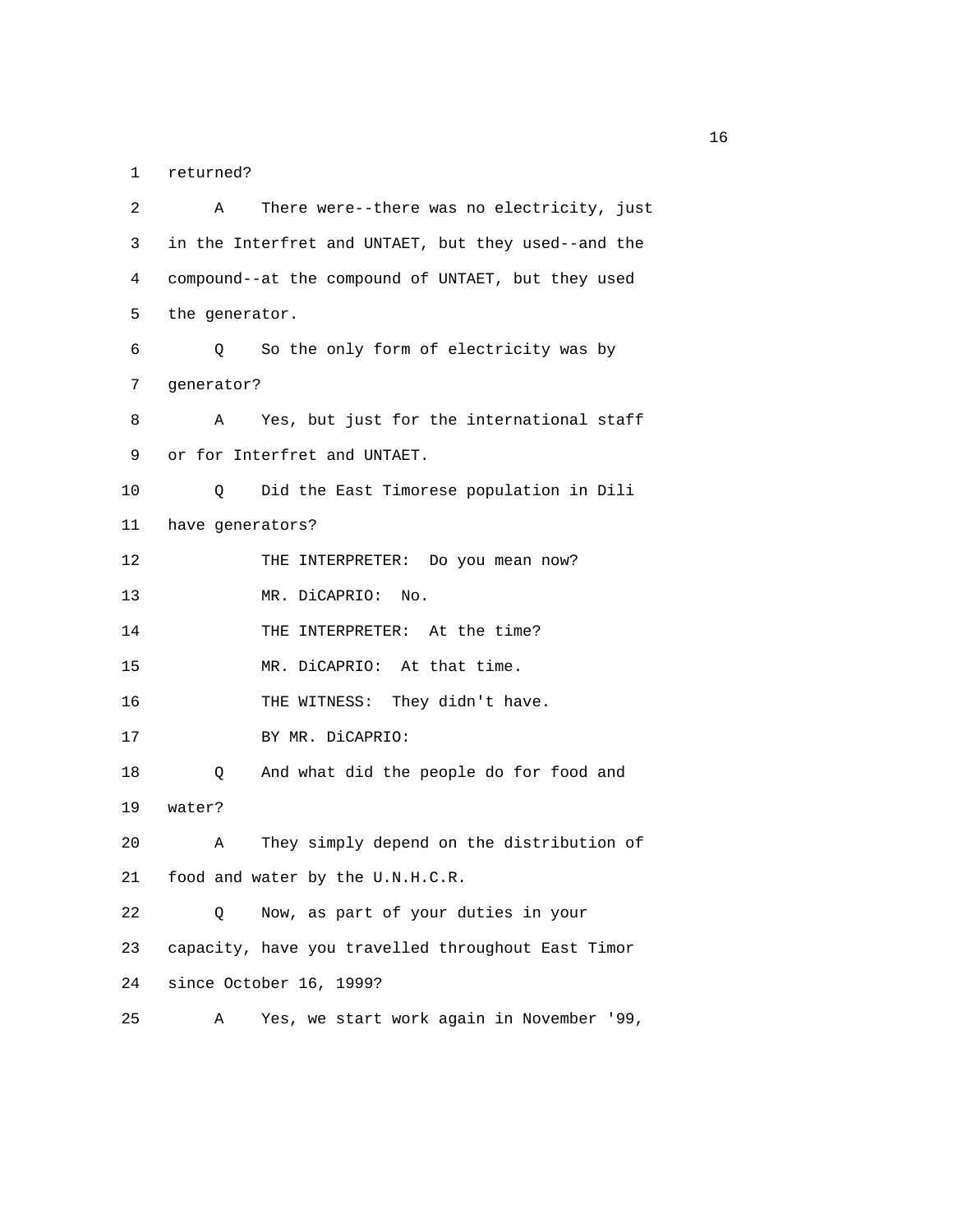1 returned?

2 A There were--there was no electricity, just

3 in the Interfret and UNTAET, but they used--and the

4 compound--at the compound of UNTAET, but they used

5 the generator.

6 Q So the only form of electricity was by

7 generator?

8 A Yes, but just for the international staff

9 or for Interfret and UNTAET.

10 Q Did the East Timorese population in Dili

11 have generators?

12 THE INTERPRETER: Do you mean now?

13 MR. DiCAPRIO: No.

14 THE INTERPRETER: At the time?

15 MR. DiCAPRIO: At that time.

16 THE WITNESS: They didn't have.

17 BY MR. DiCAPRIO:

18 Q And what did the people do for food and

19 water?

20 A They simply depend on the distribution of

21 food and water by the U.N.H.C.R.

22 Q Now, as part of your duties in your

23 capacity, have you travelled throughout East Timor

24 since October 16, 1999?

25 A Yes, we start work again in November '99,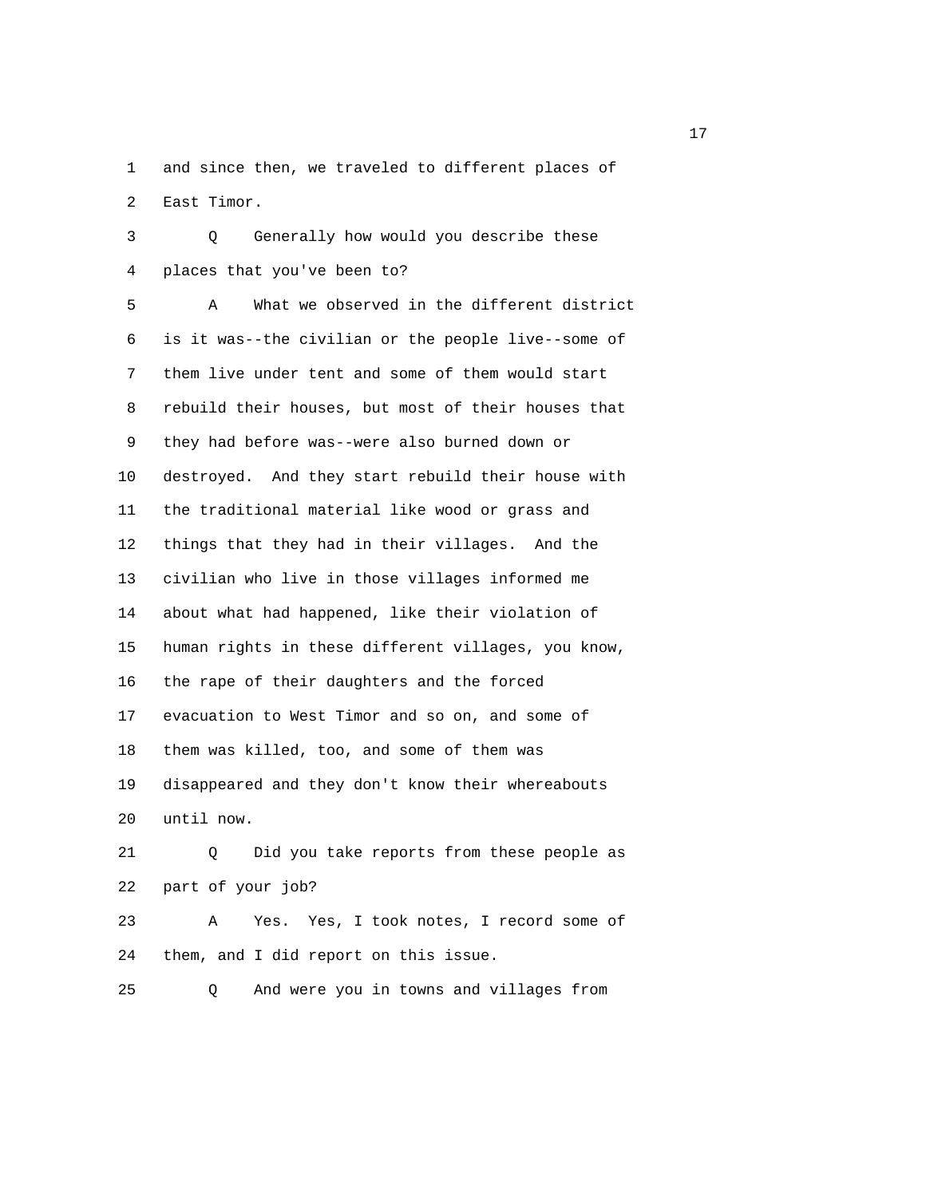1 and since then, we traveled to different places of
2 East Timor.
3 Q Generally how would you describe these
4 places that you've been to?
5 A What we observed in the different district
6 is it was--the civilian or the people live--some of
7 them live under tent and some of them would start
8 rebuild their houses, but most of their houses that
9 they had before was--were also burned down or
10 destroyed. And they start rebuild their house with
11 the traditional material like wood or grass and
12 things that they had in their villages. And the
13 civilian who live in those villages informed me
14 about what had happened, like their violation of
15 human rights in these different villages, you know,
16 the rape of their daughters and the forced
17 evacuation to West Timor and so on, and some of
18 them was killed, too, and some of them was
19 disappeared and they don't know their whereabouts
20 until now.
21 Q Did you take reports from these people as
22 part of your job?
23 A Yes. Yes, I took notes, I record some of
24 them, and I did report on this issue.
25 Q And were you in towns and villages from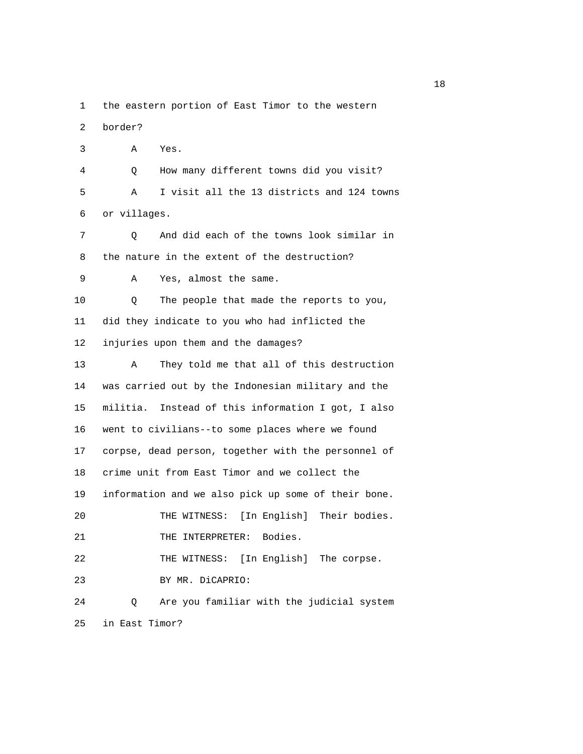1 the eastern portion of East Timor to the western

2 border?

3 A Yes.

4 Q How many different towns did you visit?

5 A I visit all the 13 districts and 124 towns

6 or villages.

7 Q And did each of the towns look similar in

8 the nature in the extent of the destruction?

9 A Yes, almost the same.

10 Q The people that made the reports to you,

11 did they indicate to you who had inflicted the

12 injuries upon them and the damages?

13 A They told me that all of this destruction

14 was carried out by the Indonesian military and the

15 militia. Instead of this information I got, I also

16 went to civilians--to some places where we found

17 corpse, dead person, together with the personnel of

18 crime unit from East Timor and we collect the

19 information and we also pick up some of their bone.

20 THE WITNESS: [In English] Their bodies.

21 THE INTERPRETER: Bodies.

22 THE WITNESS: [In English] The corpse.

23 BY MR. DiCAPRIO:

24 Q Are you familiar with the judicial system

25 in East Timor?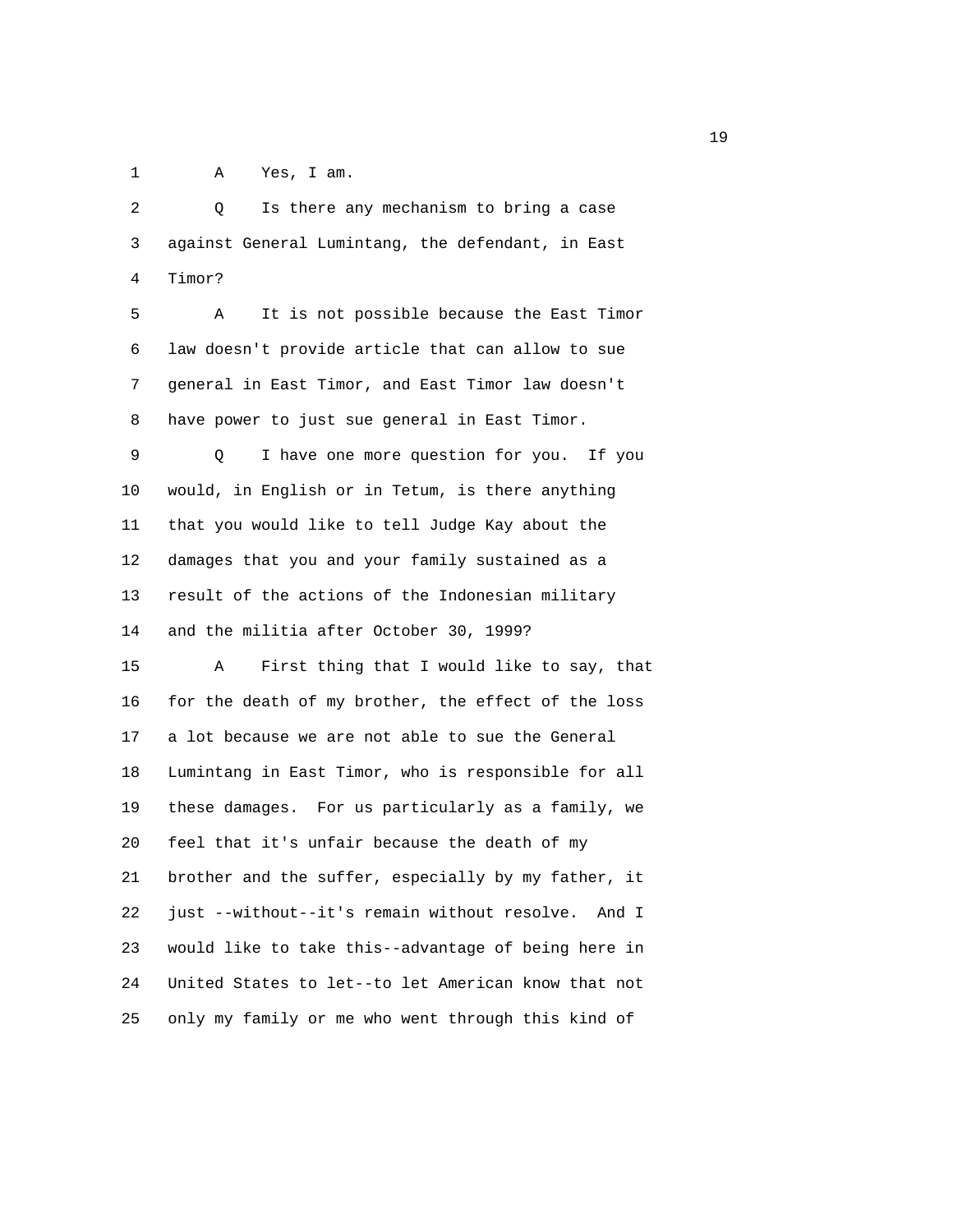1 A Yes, I am.

2 Q Is there any mechanism to bring a case

3 against General Lumintang, the defendant, in East

4 Timor?

5 A It is not possible because the East Timor

6 law doesn't provide article that can allow to sue

7 general in East Timor, and East Timor law doesn't

8 have power to just sue general in East Timor.

9 Q I have one more question for you. If you

10 would, in English or in Tetum, is there anything

11 that you would like to tell Judge Kay about the

12 damages that you and your family sustained as a

13 result of the actions of the Indonesian military

14 and the militia after October 30, 1999?

15 A First thing that I would like to say, that

16 for the death of my brother, the effect of the loss

17 a lot because we are not able to sue the General

18 Lumintang in East Timor, who is responsible for all

19 these damages. For us particularly as a family, we

20 feel that it's unfair because the death of my

21 brother and the suffer, especially by my father, it

22 just --without--it's remain without resolve. And I

23 would like to take this--advantage of being here in

24 United States to let--to let American know that not

25 only my family or me who went through this kind of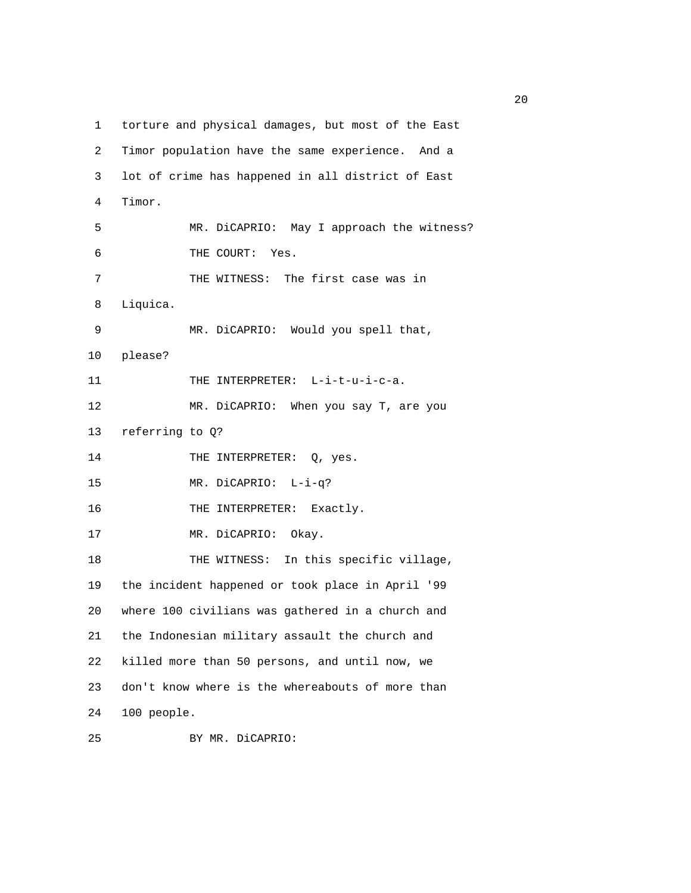1 torture and physical damages, but most of the East
2 Timor population have the same experience. And a
3 lot of crime has happened in all district of East
4 Timor.
5 MR. DiCAPRIO: May I approach the witness?
6 THE COURT: Yes.
7 THE WITNESS: The first case was in
8 Liquica.
9 MR. DiCAPRIO: Would you spell that,
10 please?
11 THE INTERPRETER: L-i-t-u-i-c-a.
12 MR. DiCAPRIO: When you say T, are you
13 referring to Q?
14 THE INTERPRETER: Q, yes.
15 MR. DiCAPRIO: L-i-q?
16 THE INTERPRETER: Exactly.
17 MR. DiCAPRIO: Okay.
18 THE WITNESS: In this specific village,
19 the incident happened or took place in April '99
20 where 100 civilians was gathered in a church and
21 the Indonesian military assault the church and
22 killed more than 50 persons, and until now, we
23 don't know where is the whereabouts of more than
24 100 people.
25 BY MR. DiCAPRIO: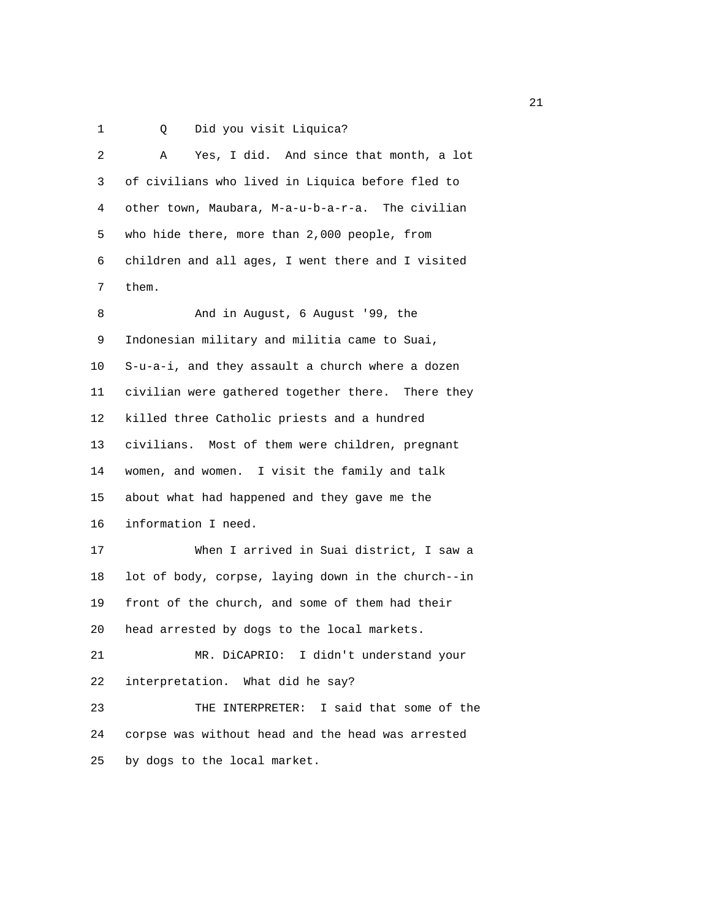1 Q Did you visit Liquica?

2 A Yes, I did. And since that month, a lot
3 of civilians who lived in Liquica before fled to
4 other town, Maubara, M-a-u-b-a-r-a. The civilian
5 who hide there, more than 2,000 people, from
6 children and all ages, I went there and I visited
7 them.

8 And in August, 6 August '99, the
9 Indonesian military and militia came to Suai,
10 S-u-a-i, and they assault a church where a dozen
11 civilian were gathered together there. There they
12 killed three Catholic priests and a hundred
13 civilians. Most of them were children, pregnant
14 women, and women. I visit the family and talk
15 about what had happened and they gave me the
16 information I need.

17 When I arrived in Suai district, I saw a
18 lot of body, corpse, laying down in the church--in
19 front of the church, and some of them had their
20 head arrested by dogs to the local markets.

21 MR. DiCAPRIO: I didn't understand your
22 interpretation. What did he say?

23 THE INTERPRETER: I said that some of the
24 corpse was without head and the head was arrested
25 by dogs to the local market.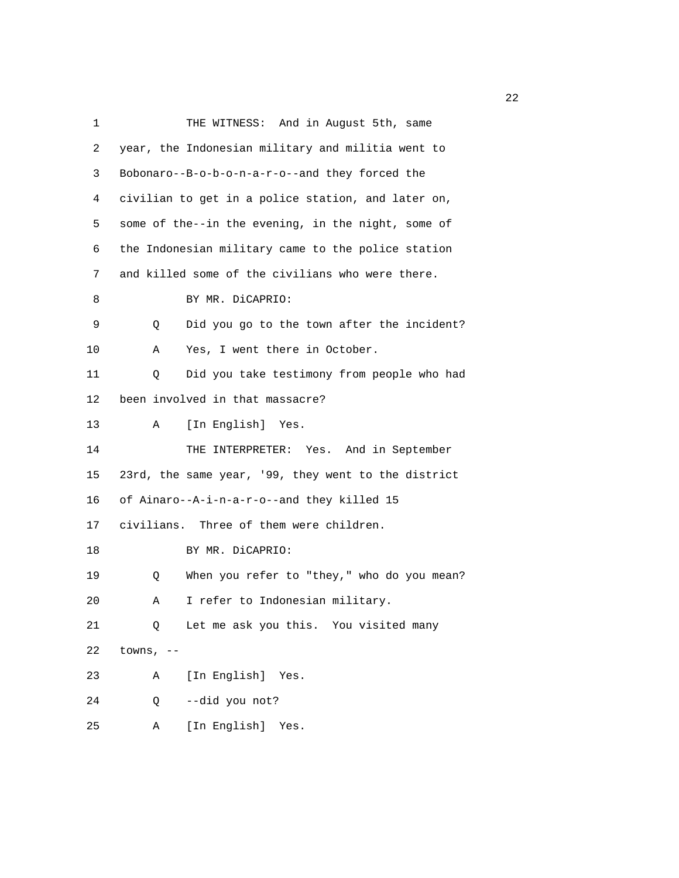1 THE WITNESS: And in August 5th, same
2 year, the Indonesian military and militia went to
3 Bobonaro--B-o-b-o-n-a-r-o--and they forced the
4 civilian to get in a police station, and later on,
5 some of the--in the evening, in the night, some of
6 the Indonesian military came to the police station
7 and killed some of the civilians who were there.
8 BY MR. DiCAPRIO:
9 Q Did you go to the town after the incident?
10 A Yes, I went there in October.
11 Q Did you take testimony from people who had
12 been involved in that massacre?
13 A [In English] Yes.
14 THE INTERPRETER: Yes. And in September
15 23rd, the same year, '99, they went to the district
16 of Ainaro--A-i-n-a-r-o--and they killed 15
17 civilians. Three of them were children.
18 BY MR. DiCAPRIO:
19 Q When you refer to "they," who do you mean?
20 A I refer to Indonesian military.
21 Q Let me ask you this. You visited many
22 towns, --
23 A [In English] Yes.
24 Q --did you not?
25 A [In English] Yes.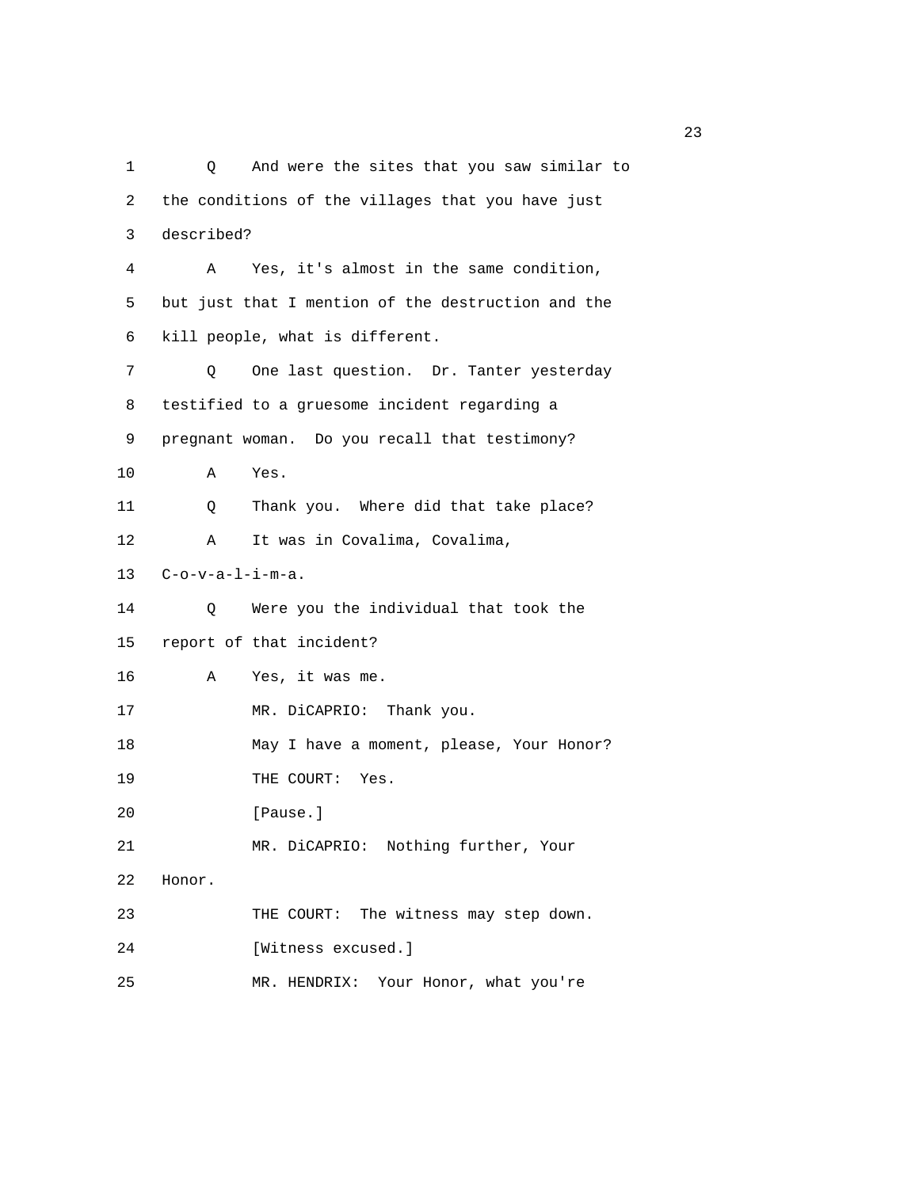1 Q And were the sites that you saw similar to

2 the conditions of the villages that you have just

3 described?

4 A Yes, it's almost in the same condition,

5 but just that I mention of the destruction and the

6 kill people, what is different.

7 Q One last question. Dr. Tanter yesterday

8 testified to a gruesome incident regarding a

9 pregnant woman. Do you recall that testimony?

10 A Yes.

11 Q Thank you. Where did that take place?

12 A It was in Covalima, Covalima,

13 C-o-v-a-l-i-m-a.

14 Q Were you the individual that took the

15 report of that incident?

16 A Yes, it was me.

17 MR. DiCAPRIO: Thank you.

18 May I have a moment, please, Your Honor?

19 THE COURT: Yes.

20 [Pause.]

21 MR. DiCAPRIO: Nothing further, Your

22 Honor.

23 THE COURT: The witness may step down.

24 [Witness excused.]

25 MR. HENDRIX: Your Honor, what you're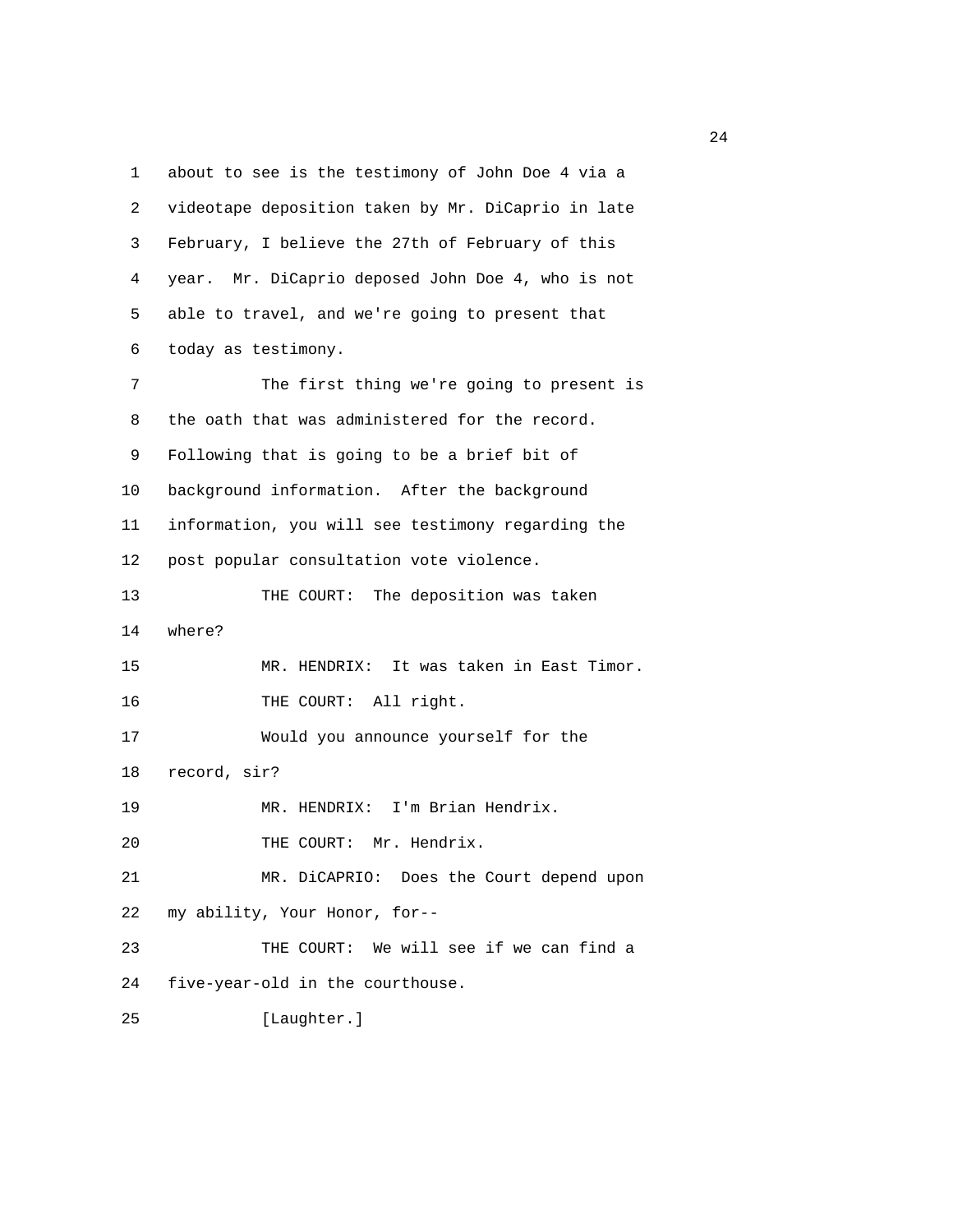1 about to see is the testimony of John Doe 4 via a
2 videotape deposition taken by Mr. DiCaprio in late
3 February, I believe the 27th of February of this
4 year. Mr. DiCaprio deposed John Doe 4, who is not
5 able to travel, and we're going to present that
6 today as testimony.

7 The first thing we're going to present is
8 the oath that was administered for the record.
9 Following that is going to be a brief bit of
10 background information. After the background
11 information, you will see testimony regarding the
12 post popular consultation vote violence.

13 THE COURT: The deposition was taken
14 where?

15 MR. HENDRIX: It was taken in East Timor.

16 THE COURT: All right.

17 Would you announce yourself for the
18 record, sir?

19 MR. HENDRIX: I'm Brian Hendrix.

20 THE COURT: Mr. Hendrix.

21 MR. DiCAPRIO: Does the Court depend upon
22 my ability, Your Honor, for--

23 THE COURT: We will see if we can find a
24 five-year-old in the courthouse.

25 [Laughter.]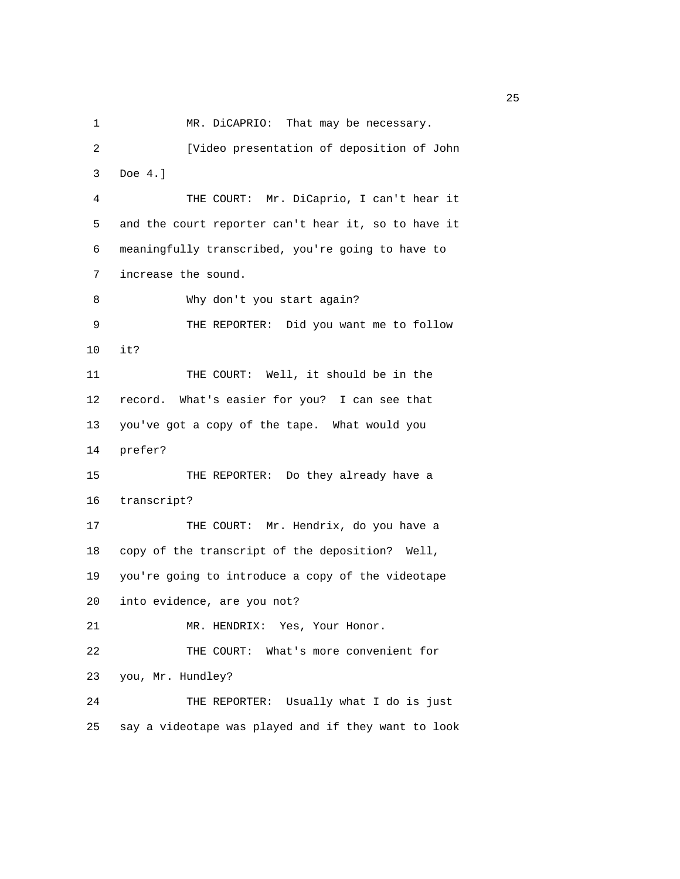1 MR. DiCAPRIO: That may be necessary.

2 [Video presentation of deposition of John

3 Doe 4.]

4 THE COURT: Mr. DiCaprio, I can't hear it

5 and the court reporter can't hear it, so to have it

6 meaningfully transcribed, you're going to have to

7 increase the sound.

8 Why don't you start again?

9 THE REPORTER: Did you want me to follow

10 it?

11 THE COURT: Well, it should be in the

12 record. What's easier for you? I can see that

13 you've got a copy of the tape. What would you

14 prefer?

15 THE REPORTER: Do they already have a

16 transcript?

17 THE COURT: Mr. Hendrix, do you have a

18 copy of the transcript of the deposition? Well,

19 you're going to introduce a copy of the videotape

20 into evidence, are you not?

21 MR. HENDRIX: Yes, Your Honor.

22 THE COURT: What's more convenient for

23 you, Mr. Hundley?

24 THE REPORTER: Usually what I do is just

25 say a videotape was played and if they want to look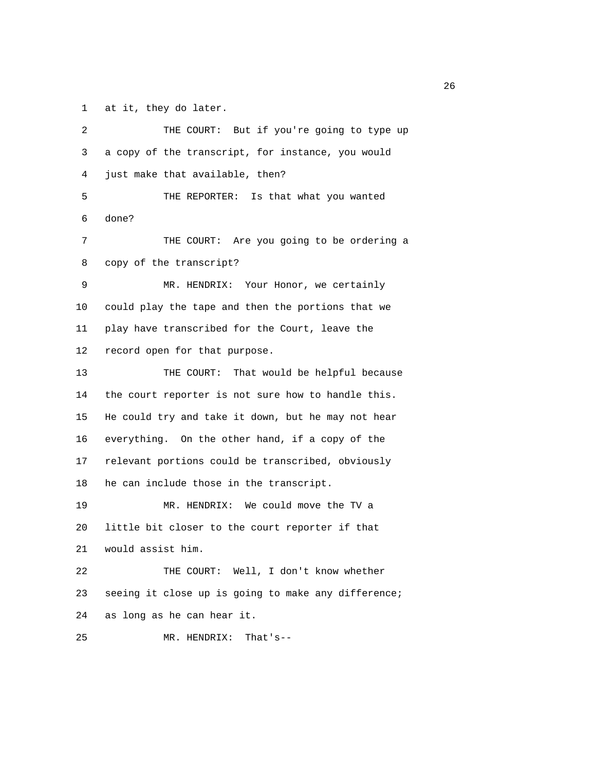at it, they do later.

THE COURT: But if you're going to type up a copy of the transcript, for instance, you would just make that available, then?

THE REPORTER: Is that what you wanted done?

THE COURT: Are you going to be ordering a copy of the transcript?

MR. HENDRIX: Your Honor, we certainly could play the tape and then the portions that we play have transcribed for the Court, leave the record open for that purpose.

THE COURT: That would be helpful because the court reporter is not sure how to handle this. He could try and take it down, but he may not hear everything. On the other hand, if a copy of the relevant portions could be transcribed, obviously he can include those in the transcript.

MR. HENDRIX: We could move the TV a little bit closer to the court reporter if that would assist him.

THE COURT: Well, I don't know whether seeing it close up is going to make any difference; as long as he can hear it.

MR. HENDRIX: That's--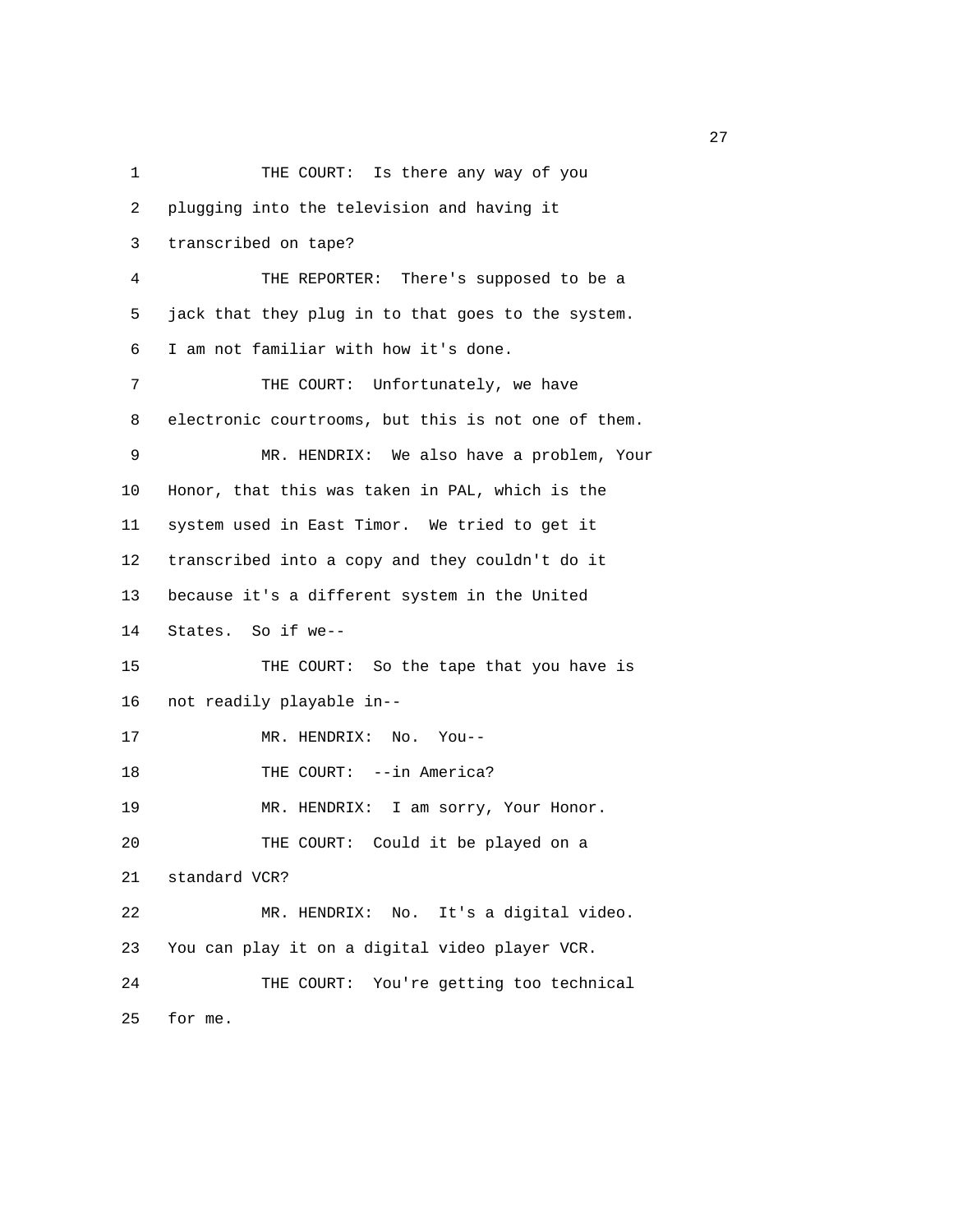1 THE COURT: Is there any way of you
2 plugging into the television and having it
3 transcribed on tape?
4 THE REPORTER: There's supposed to be a
5 jack that they plug in to that goes to the system.
6 I am not familiar with how it's done.
7 THE COURT: Unfortunately, we have
8 electronic courtrooms, but this is not one of them.
9 MR. HENDRIX: We also have a problem, Your
10 Honor, that this was taken in PAL, which is the
11 system used in East Timor. We tried to get it
12 transcribed into a copy and they couldn't do it
13 because it's a different system in the United
14 States. So if we--
15 THE COURT: So the tape that you have is
16 not readily playable in--
17 MR. HENDRIX: No. You--
18 THE COURT: --in America?
19 MR. HENDRIX: I am sorry, Your Honor.
20 THE COURT: Could it be played on a
21 standard VCR?
22 MR. HENDRIX: No. It's a digital video.
23 You can play it on a digital video player VCR.
24 THE COURT: You're getting too technical
25 for me.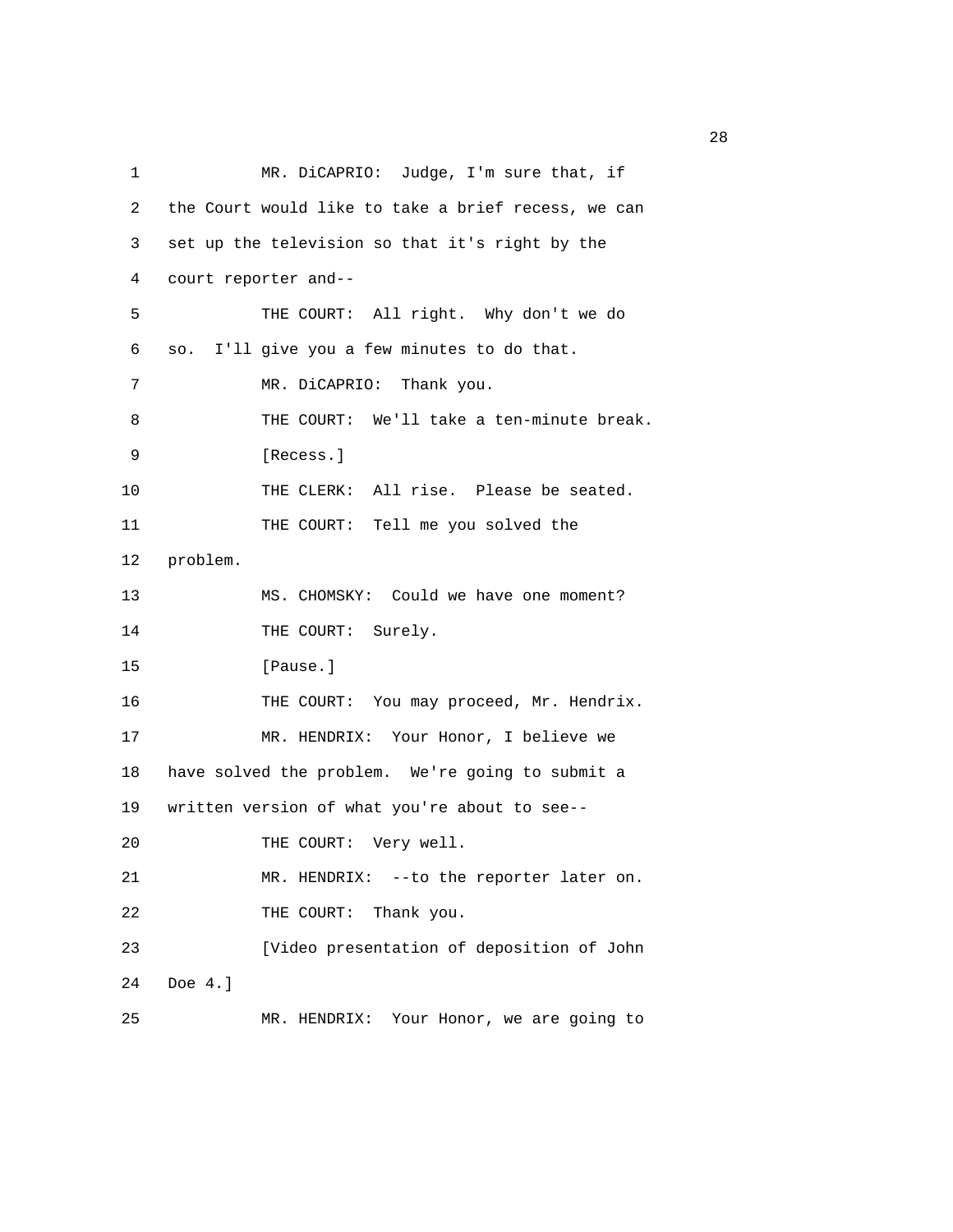1 MR. DiCAPRIO: Judge, I'm sure that, if
2 the Court would like to take a brief recess, we can
3 set up the television so that it's right by the
4 court reporter and--
5 THE COURT: All right. Why don't we do
6 so. I'll give you a few minutes to do that.
7 MR. DiCAPRIO: Thank you.
8 THE COURT: We'll take a ten-minute break.
9 [Recess.]
10 THE CLERK: All rise. Please be seated.
11 THE COURT: Tell me you solved the
12 problem.
13 MS. CHOMSKY: Could we have one moment?
14 THE COURT: Surely.
15 [Pause.]
16 THE COURT: You may proceed, Mr. Hendrix.
17 MR. HENDRIX: Your Honor, I believe we
18 have solved the problem. We're going to submit a
19 written version of what you're about to see--
20 THE COURT: Very well.
21 MR. HENDRIX: --to the reporter later on.
22 THE COURT: Thank you.
23 [Video presentation of deposition of John
24 Doe 4.]
25 MR. HENDRIX: Your Honor, we are going to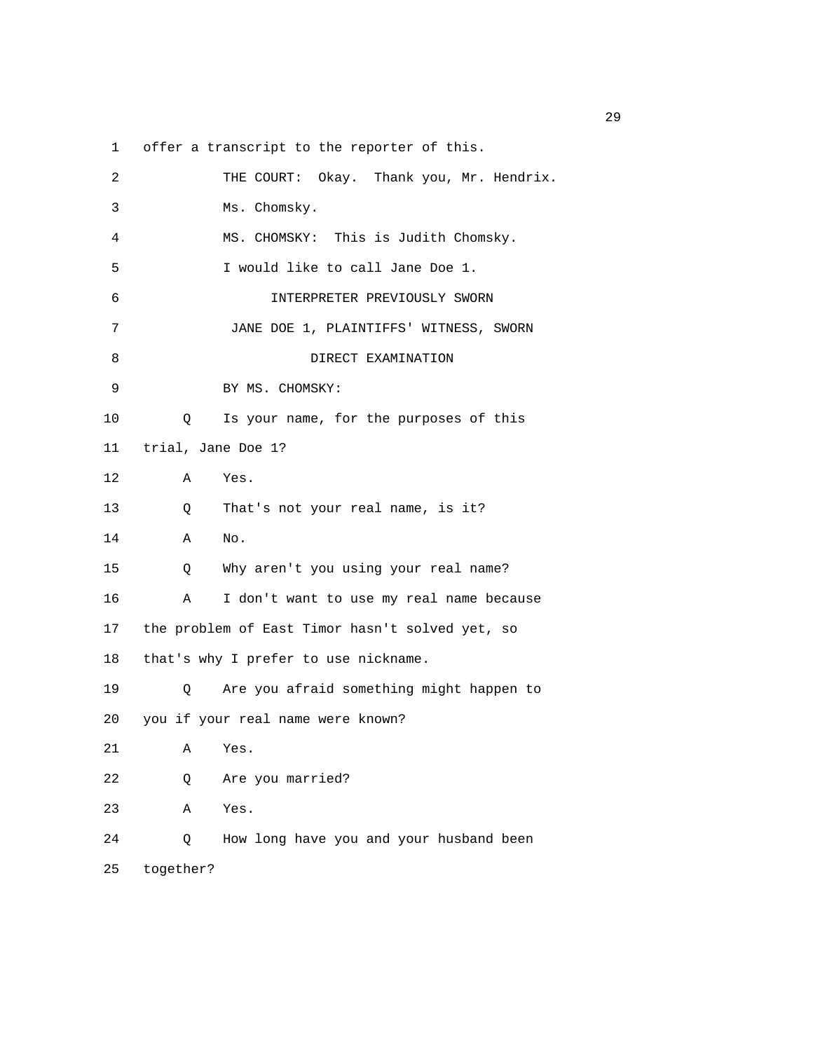1 offer a transcript to the reporter of this.

2 THE COURT: Okay. Thank you, Mr. Hendrix.

3 Ms. Chomsky.

4 MS. CHOMSKY: This is Judith Chomsky.

5 I would like to call Jane Doe 1.

6 INTERPRETER PREVIOUSLY SWORN

7 JANE DOE 1, PLAINTIFFS' WITNESS, SWORN

8 DIRECT EXAMINATION

9 BY MS. CHOMSKY:

10 Q Is your name, for the purposes of this

11 trial, Jane Doe 1?

12 A Yes.

13 Q That's not your real name, is it?

14 A No.

15 Q Why aren't you using your real name?

16 A I don't want to use my real name because

17 the problem of East Timor hasn't solved yet, so

18 that's why I prefer to use nickname.

19 Q Are you afraid something might happen to

20 you if your real name were known?

21 A Yes.

22 Q Are you married?

23 A Yes.

24 Q How long have you and your husband been

25 together?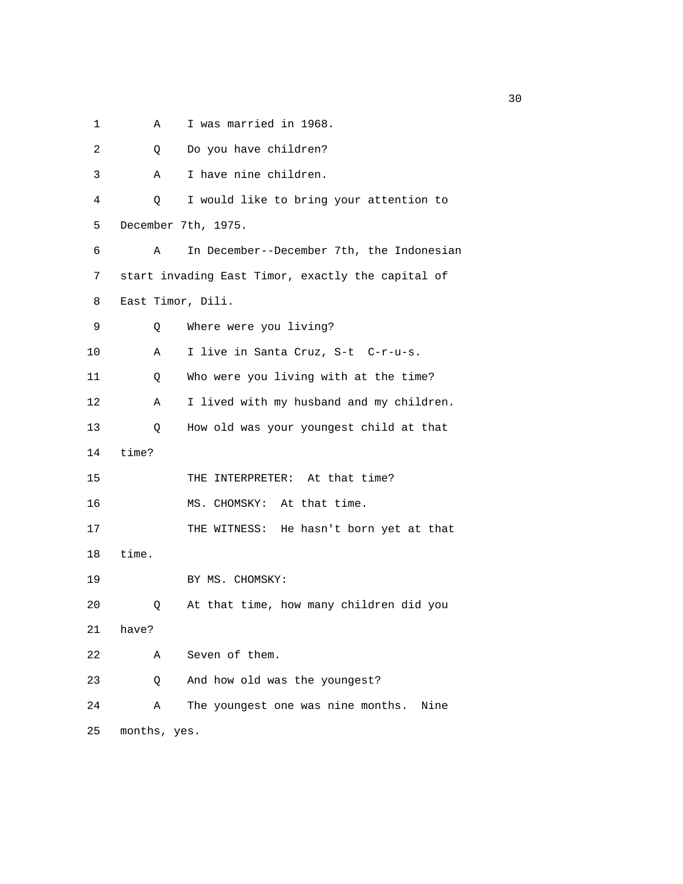1 A I was married in 1968.

2 Q Do you have children?

3 A I have nine children.

4 Q I would like to bring your attention to

5 December 7th, 1975.

6 A In December--December 7th, the Indonesian

7 start invading East Timor, exactly the capital of

8 East Timor, Dili.

9 Q Where were you living?

10 A I live in Santa Cruz, S-t C-r-u-s.

11 Q Who were you living with at the time?

12 A I lived with my husband and my children.

13 Q How old was your youngest child at that

14 time?

15 THE INTERPRETER: At that time?

16 MS. CHOMSKY: At that time.

17 THE WITNESS: He hasn't born yet at that

18 time.

19 BY MS. CHOMSKY:

20 Q At that time, how many children did you

21 have?

22 A Seven of them.

23 Q And how old was the youngest?

24 A The youngest one was nine months. Nine

25 months, yes.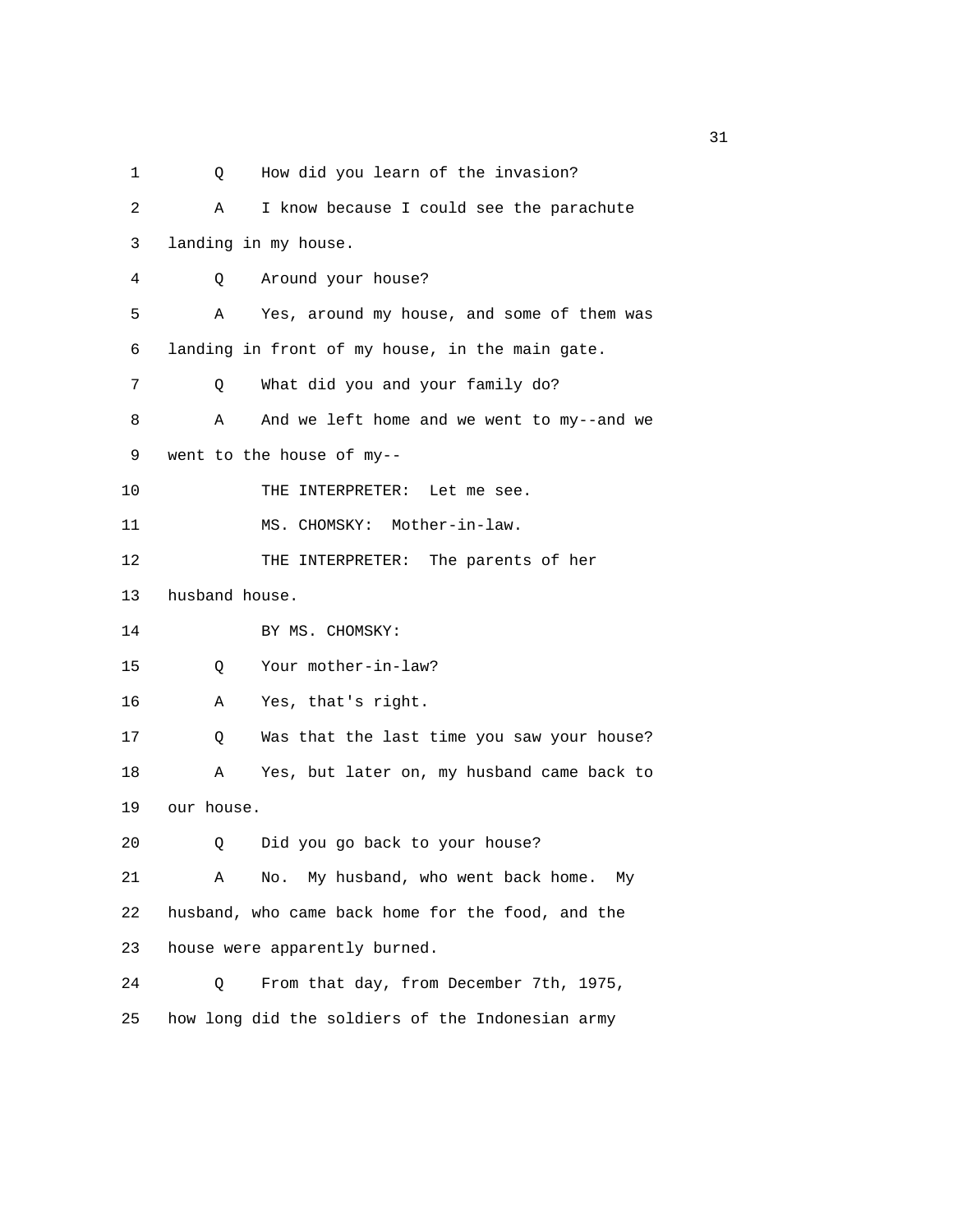1 Q How did you learn of the invasion?

2 A I know because I could see the parachute

3 landing in my house.

4 Q Around your house?

5 A Yes, around my house, and some of them was

6 landing in front of my house, in the main gate.

7 Q What did you and your family do?

8 A And we left home and we went to my--and we

9 went to the house of my--

10 THE INTERPRETER: Let me see.

11 MS. CHOMSKY: Mother-in-law.

12 THE INTERPRETER: The parents of her

13 husband house.

14 BY MS. CHOMSKY:

15 Q Your mother-in-law?

16 A Yes, that's right.

17 Q Was that the last time you saw your house?

18 A Yes, but later on, my husband came back to

19 our house.

20 Q Did you go back to your house?

21 A No. My husband, who went back home. My

22 husband, who came back home for the food, and the

23 house were apparently burned.

24 Q From that day, from December 7th, 1975,

25 how long did the soldiers of the Indonesian army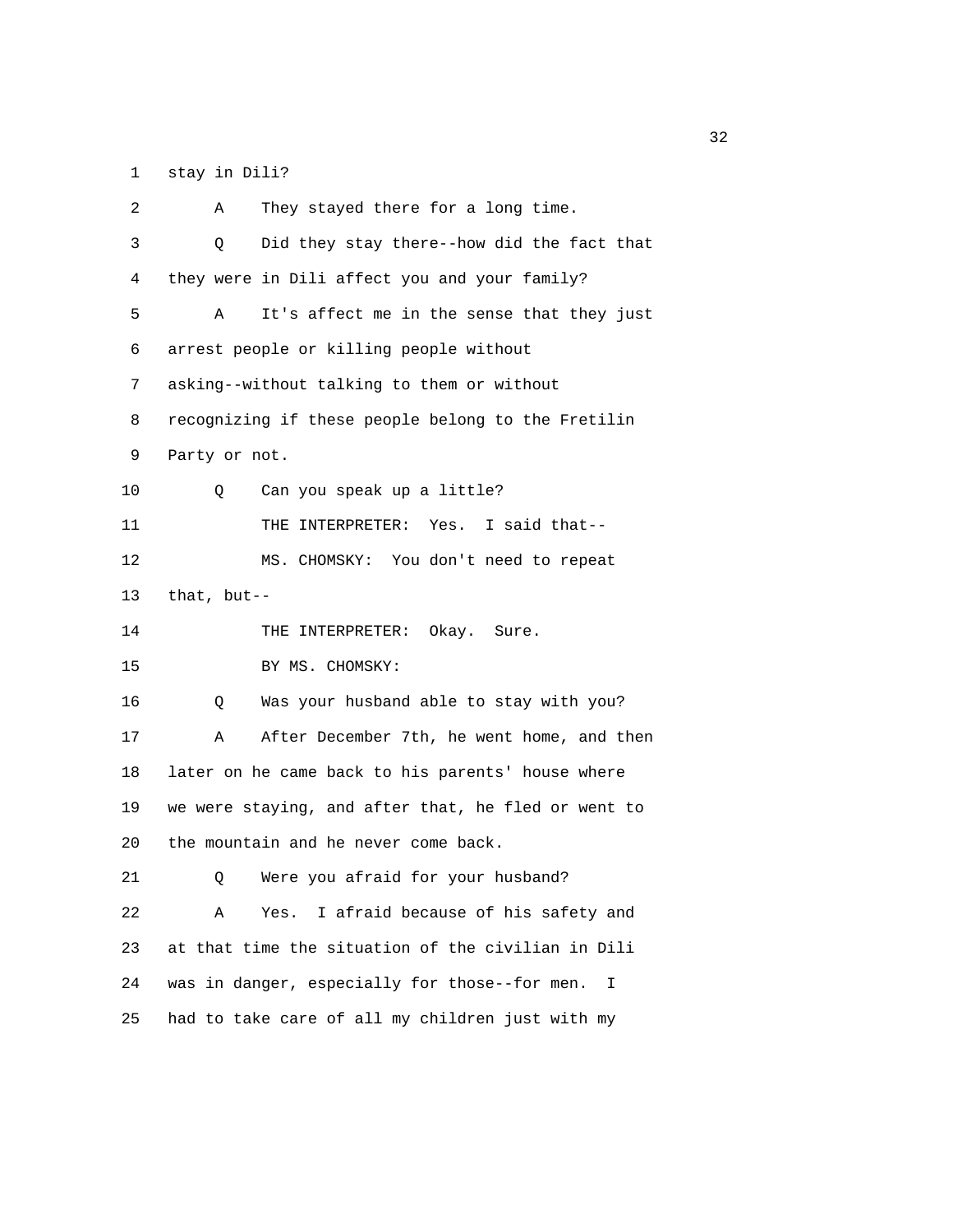1 stay in Dili?

2 A They stayed there for a long time.

3 Q Did they stay there--how did the fact that

4 they were in Dili affect you and your family?

5 A It's affect me in the sense that they just

6 arrest people or killing people without

7 asking--without talking to them or without

8 recognizing if these people belong to the Fretilin

9 Party or not.

10 Q Can you speak up a little?

11 THE INTERPRETER: Yes. I said that--

12 MS. CHOMSKY: You don't need to repeat

13 that, but--

14 THE INTERPRETER: Okay. Sure.

15 BY MS. CHOMSKY:

16 Q Was your husband able to stay with you?

17 A After December 7th, he went home, and then

18 later on he came back to his parents' house where

19 we were staying, and after that, he fled or went to

20 the mountain and he never come back.

21 Q Were you afraid for your husband?

22 A Yes. I afraid because of his safety and

23 at that time the situation of the civilian in Dili

24 was in danger, especially for those--for men. I

25 had to take care of all my children just with my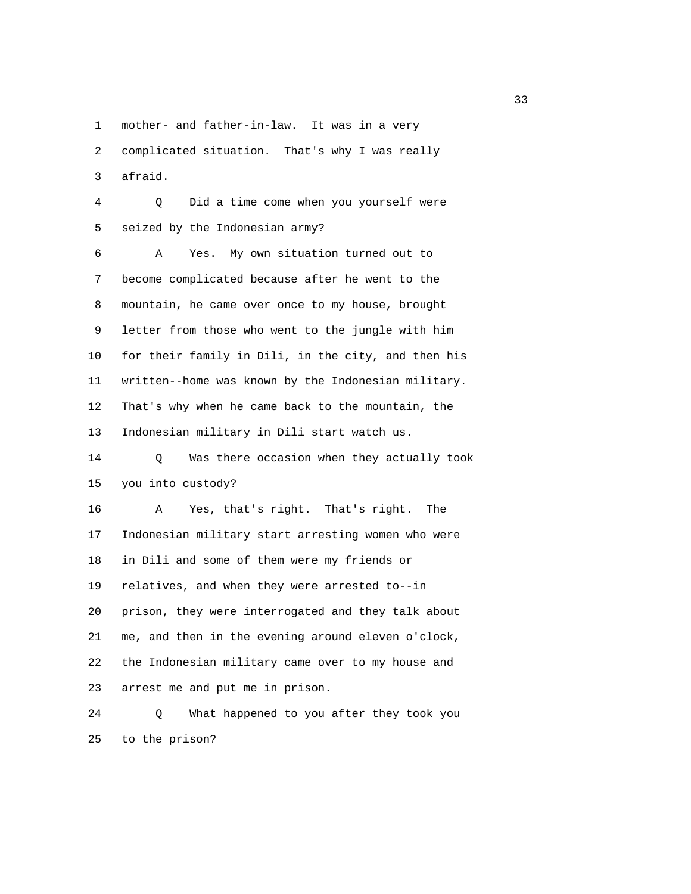mother- and father-in-law. It was in a very complicated situation. That's why I was really afraid.

Q Did a time come when you yourself were seized by the Indonesian army?

A Yes. My own situation turned out to become complicated because after he went to the mountain, he came over once to my house, brought letter from those who went to the jungle with him for their family in Dili, in the city, and then his written--home was known by the Indonesian military. That's why when he came back to the mountain, the Indonesian military in Dili start watch us.

Q Was there occasion when they actually took you into custody?

A Yes, that's right. That's right. The Indonesian military start arresting women who were in Dili and some of them were my friends or relatives, and when they were arrested to--in prison, they were interrogated and they talk about me, and then in the evening around eleven o'clock, the Indonesian military came over to my house and arrest me and put me in prison.

Q What happened to you after they took you to the prison?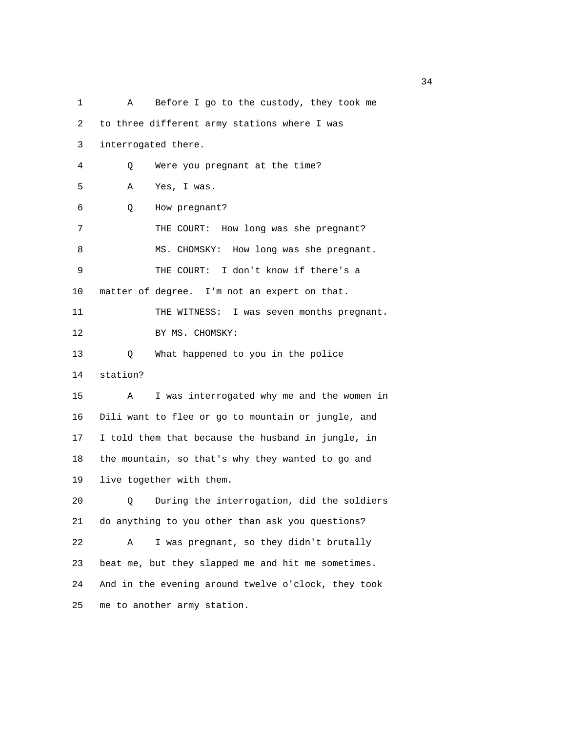1 A Before I go to the custody, they took me
2 to three different army stations where I was
3 interrogated there.
4 Q Were you pregnant at the time?
5 A Yes, I was.
6 Q How pregnant?
7 THE COURT: How long was she pregnant?
8 MS. CHOMSKY: How long was she pregnant.
9 THE COURT: I don't know if there's a
10 matter of degree. I'm not an expert on that.
11 THE WITNESS: I was seven months pregnant.
12 BY MS. CHOMSKY:
13 Q What happened to you in the police
14 station?
15 A I was interrogated why me and the women in
16 Dili want to flee or go to mountain or jungle, and
17 I told them that because the husband in jungle, in
18 the mountain, so that's why they wanted to go and
19 live together with them.
20 Q During the interrogation, did the soldiers
21 do anything to you other than ask you questions?
22 A I was pregnant, so they didn't brutally
23 beat me, but they slapped me and hit me sometimes.
24 And in the evening around twelve o'clock, they took
25 me to another army station.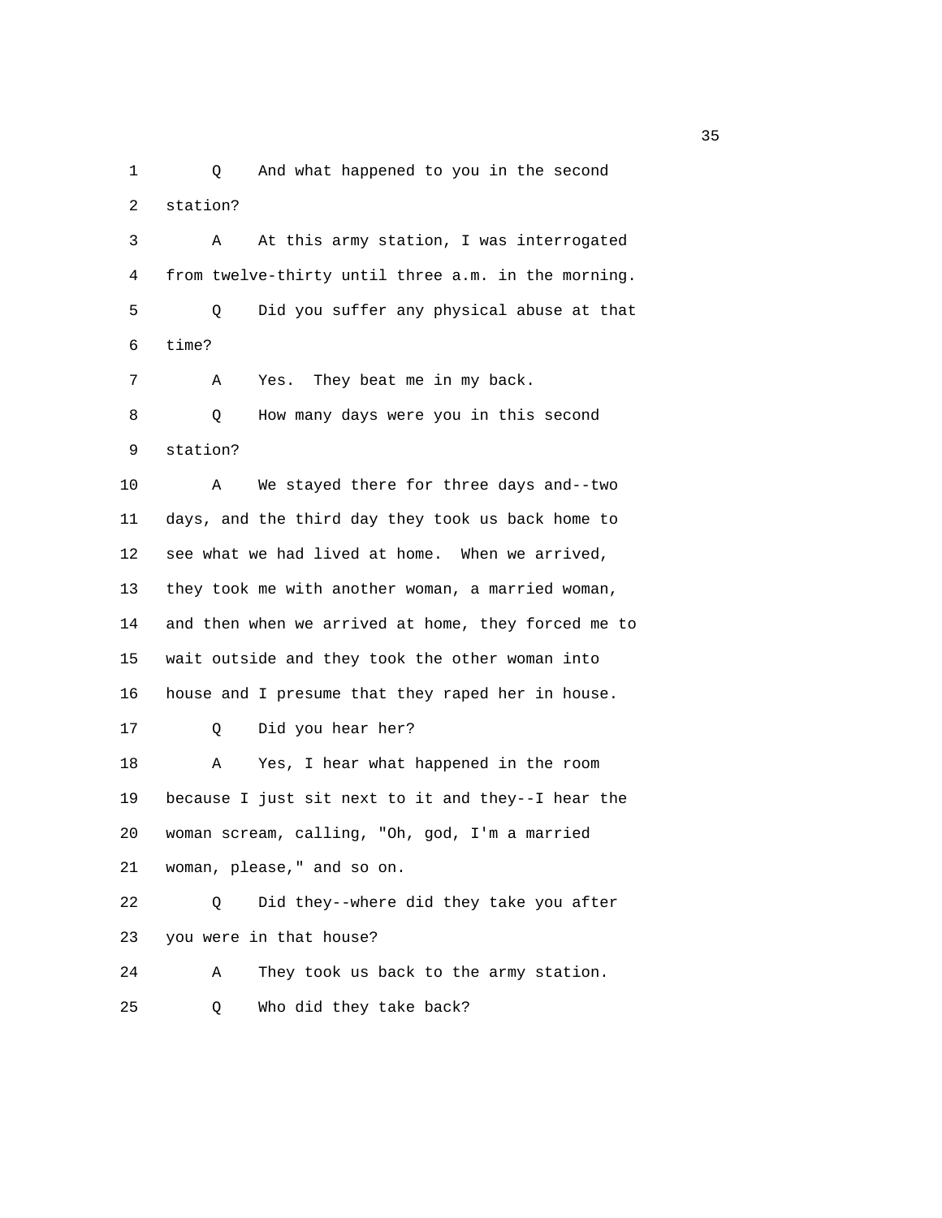1 Q And what happened to you in the second

2 station?

3 A At this army station, I was interrogated

4 from twelve-thirty until three a.m. in the morning.

5 Q Did you suffer any physical abuse at that

6 time?

7 A Yes. They beat me in my back.

8 Q How many days were you in this second

9 station?

10 A We stayed there for three days and--two

11 days, and the third day they took us back home to

12 see what we had lived at home. When we arrived,

13 they took me with another woman, a married woman,

14 and then when we arrived at home, they forced me to

15 wait outside and they took the other woman into

16 house and I presume that they raped her in house.

17 Q Did you hear her?

18 A Yes, I hear what happened in the room

19 because I just sit next to it and they--I hear the

20 woman scream, calling, "Oh, god, I'm a married

21 woman, please," and so on.

22 Q Did they--where did they take you after

23 you were in that house?

24 A They took us back to the army station.

25 Q Who did they take back?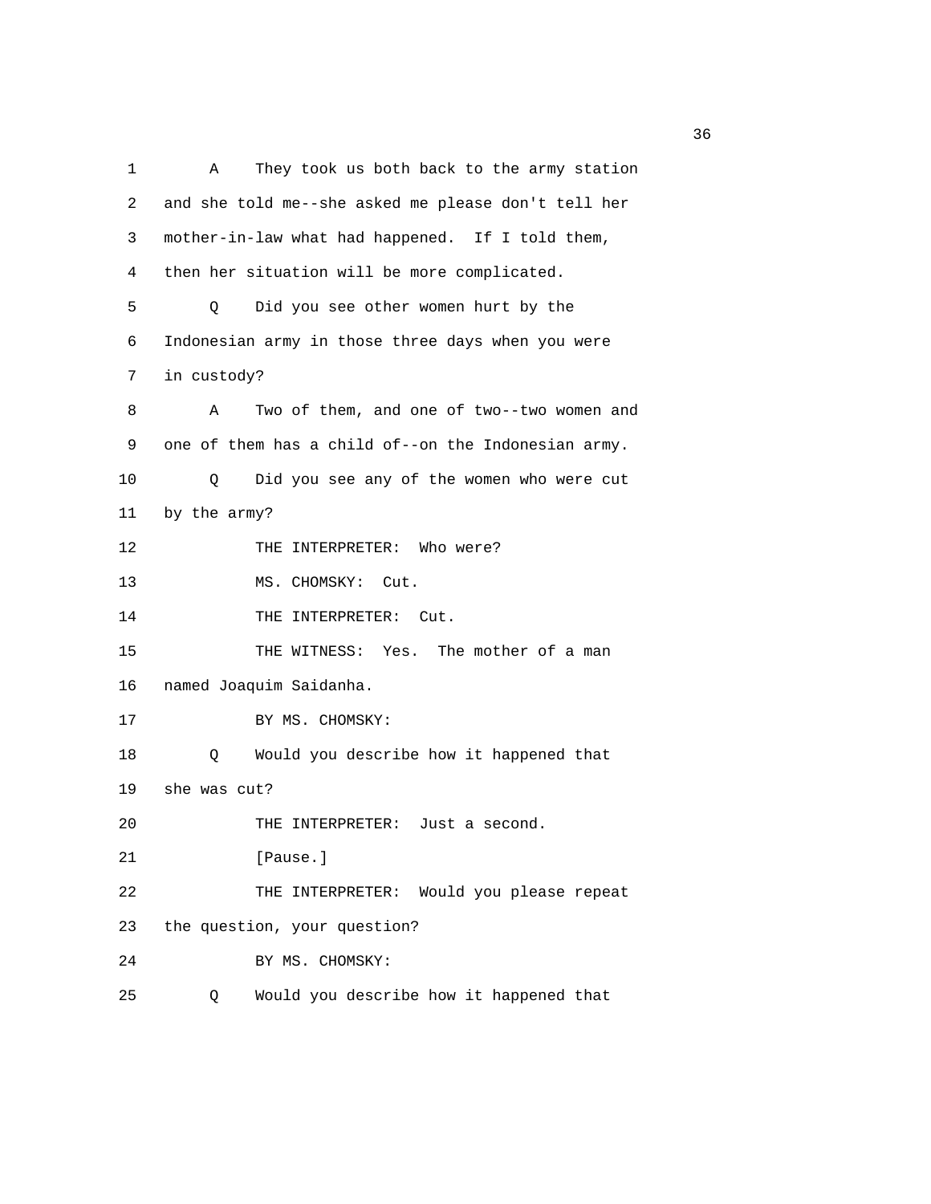1 A They took us both back to the army station
2 and she told me--she asked me please don't tell her
3 mother-in-law what had happened. If I told them,
4 then her situation will be more complicated.
5 Q Did you see other women hurt by the
6 Indonesian army in those three days when you were
7 in custody?
8 A Two of them, and one of two--two women and
9 one of them has a child of--on the Indonesian army.
10 Q Did you see any of the women who were cut
11 by the army?
12 THE INTERPRETER: Who were?
13 MS. CHOMSKY: Cut.
14 THE INTERPRETER: Cut.
15 THE WITNESS: Yes. The mother of a man
16 named Joaquim Saidanha.
17 BY MS. CHOMSKY:
18 Q Would you describe how it happened that
19 she was cut?
20 THE INTERPRETER: Just a second.
21 [Pause.]
22 THE INTERPRETER: Would you please repeat
23 the question, your question?
24 BY MS. CHOMSKY:
25 Q Would you describe how it happened that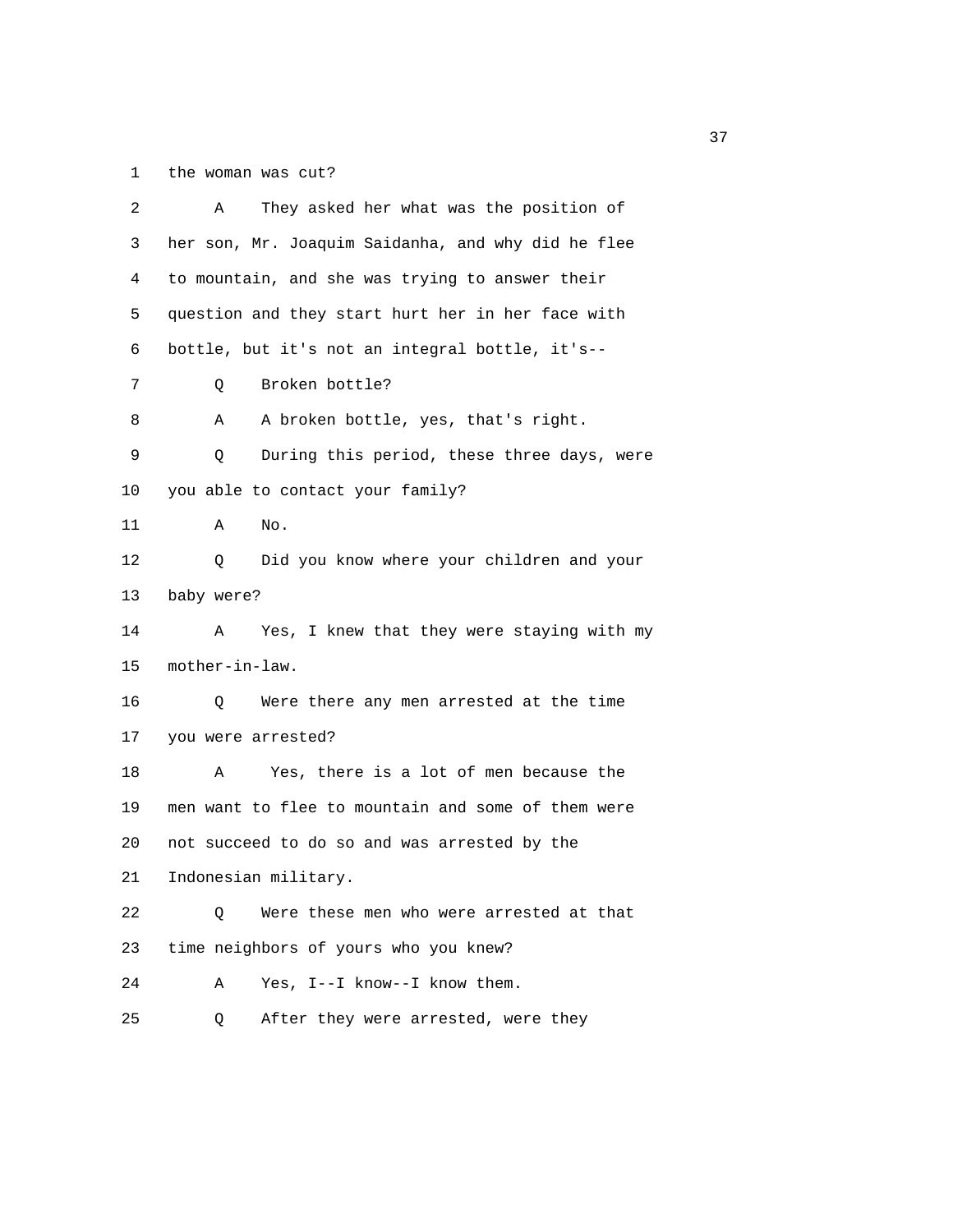1 the woman was cut?

2 A They asked her what was the position of

3 her son, Mr. Joaquim Saidanha, and why did he flee

4 to mountain, and she was trying to answer their

5 question and they start hurt her in her face with

6 bottle, but it's not an integral bottle, it's--

7 Q Broken bottle?

8 A A broken bottle, yes, that's right.

9 Q During this period, these three days, were

10 you able to contact your family?

11 A No.

12 Q Did you know where your children and your

13 baby were?

14 A Yes, I knew that they were staying with my

15 mother-in-law.

16 Q Were there any men arrested at the time

17 you were arrested?

18 A Yes, there is a lot of men because the

19 men want to flee to mountain and some of them were

20 not succeed to do so and was arrested by the

21 Indonesian military.

22 Q Were these men who were arrested at that

23 time neighbors of yours who you knew?

24 A Yes, I--I know--I know them.

25 Q After they were arrested, were they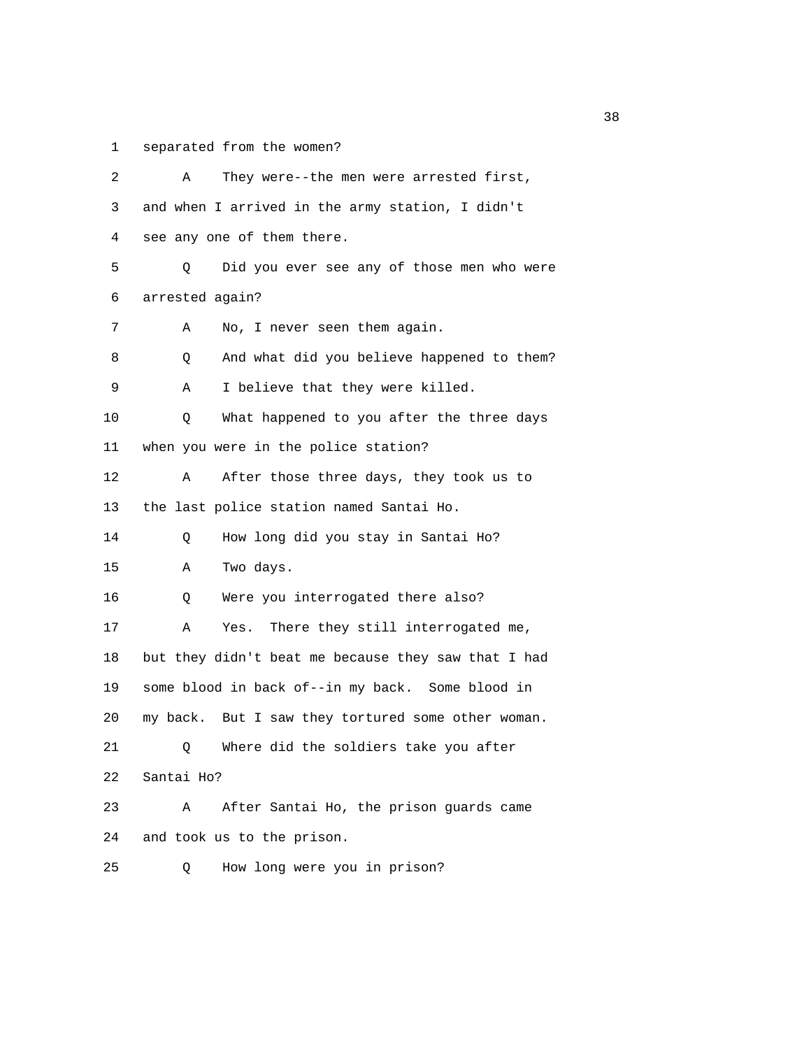1 separated from the women?

2 A They were--the men were arrested first,

3 and when I arrived in the army station, I didn't

4 see any one of them there.

5 Q Did you ever see any of those men who were

6 arrested again?

7 A No, I never seen them again.

8 Q And what did you believe happened to them?

9 A I believe that they were killed.

10 Q What happened to you after the three days

11 when you were in the police station?

12 A After those three days, they took us to

13 the last police station named Santai Ho.

14 Q How long did you stay in Santai Ho?

15 A Two days.

16 Q Were you interrogated there also?

17 A Yes. There they still interrogated me,

18 but they didn't beat me because they saw that I had

19 some blood in back of--in my back. Some blood in

20 my back. But I saw they tortured some other woman.

21 Q Where did the soldiers take you after

22 Santai Ho?

23 A After Santai Ho, the prison guards came

24 and took us to the prison.

25 Q How long were you in prison?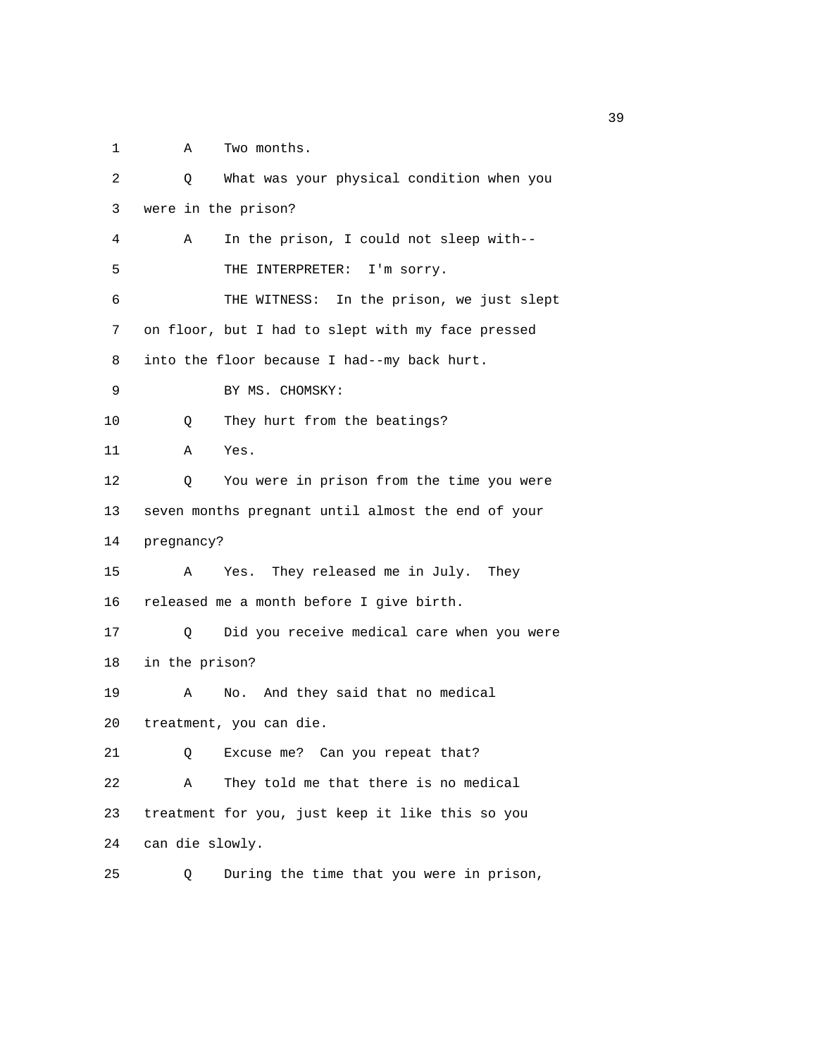1 A Two months.

2 Q What was your physical condition when you

3 were in the prison?

4 A In the prison, I could not sleep with--

5 THE INTERPRETER: I'm sorry.

6 THE WITNESS: In the prison, we just slept

7 on floor, but I had to slept with my face pressed

8 into the floor because I had--my back hurt.

9 BY MS. CHOMSKY:

10 Q They hurt from the beatings?

11 A Yes.

12 Q You were in prison from the time you were

13 seven months pregnant until almost the end of your

14 pregnancy?

15 A Yes. They released me in July. They

16 released me a month before I give birth.

17 Q Did you receive medical care when you were

18 in the prison?

19 A No. And they said that no medical

20 treatment, you can die.

21 Q Excuse me? Can you repeat that?

22 A They told me that there is no medical

23 treatment for you, just keep it like this so you

24 can die slowly.

25 Q During the time that you were in prison,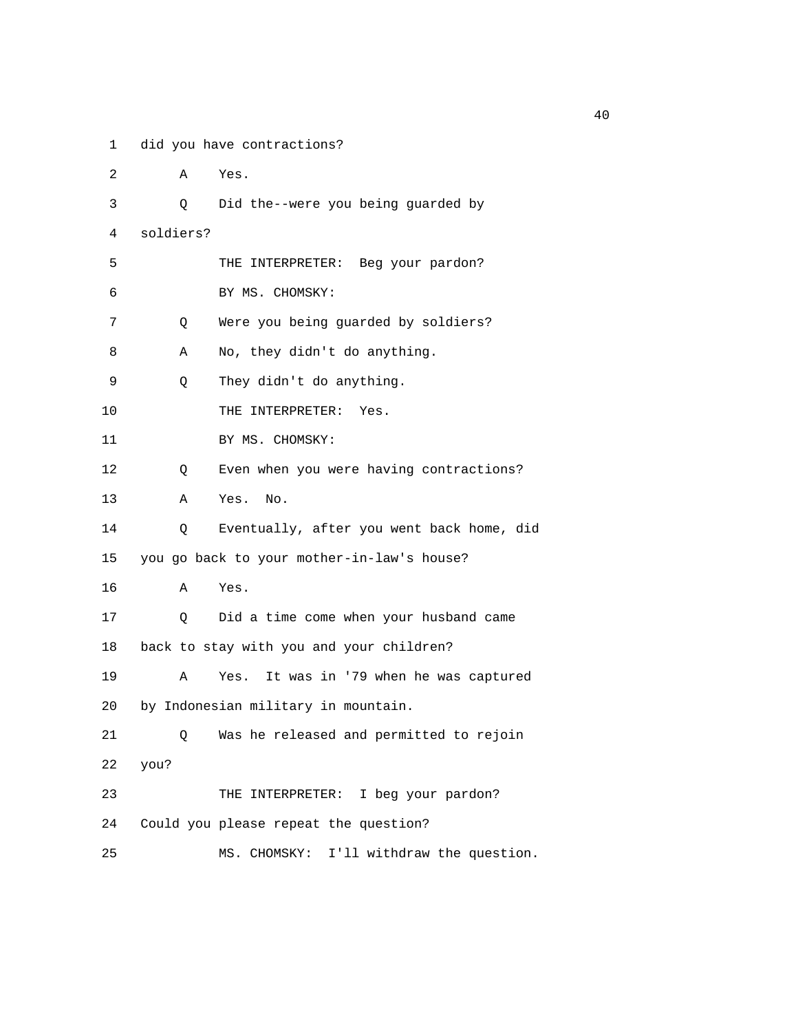1 did you have contractions?

2 A Yes.

3 Q Did the--were you being guarded by

4 soldiers?

5 THE INTERPRETER: Beg your pardon?

6 BY MS. CHOMSKY:

7 Q Were you being guarded by soldiers?

8 A No, they didn't do anything.

9 Q They didn't do anything.

10 THE INTERPRETER: Yes.

11 BY MS. CHOMSKY:

12 Q Even when you were having contractions?

13 A Yes. No.

14 Q Eventually, after you went back home, did

15 you go back to your mother-in-law's house?

16 A Yes.

17 Q Did a time come when your husband came

18 back to stay with you and your children?

19 A Yes. It was in '79 when he was captured

20 by Indonesian military in mountain.

21 Q Was he released and permitted to rejoin

22 you?

23 THE INTERPRETER: I beg your pardon?

24 Could you please repeat the question?

25 MS. CHOMSKY: I'll withdraw the question.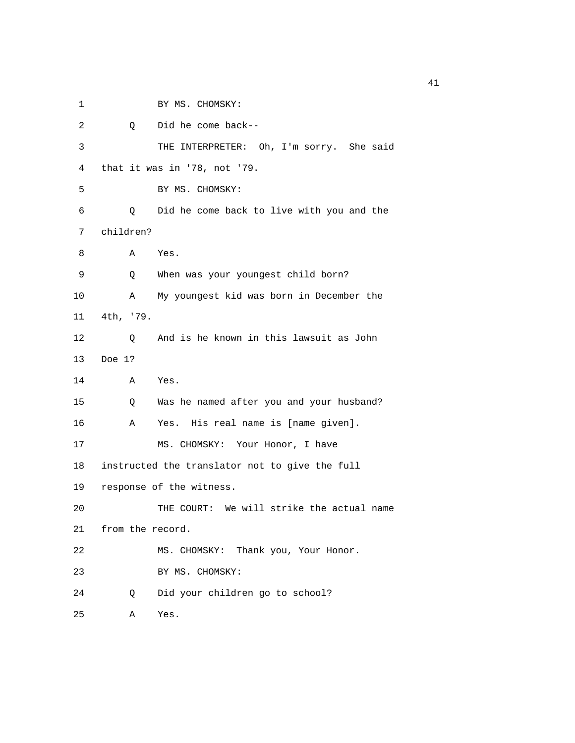1 BY MS. CHOMSKY:

2 Q Did he come back--

3 THE INTERPRETER: Oh, I'm sorry. She said

4 that it was in '78, not '79.

5 BY MS. CHOMSKY:

6 Q Did he come back to live with you and the

7 children?

8 A Yes.

9 Q When was your youngest child born?

10 A My youngest kid was born in December the

11 4th, '79.

12 Q And is he known in this lawsuit as John

13 Doe 1?

14 A Yes.

15 Q Was he named after you and your husband?

16 A Yes. His real name is [name given].

17 MS. CHOMSKY: Your Honor, I have

18 instructed the translator not to give the full

19 response of the witness.

20 THE COURT: We will strike the actual name

21 from the record.

22 MS. CHOMSKY: Thank you, Your Honor.

23 BY MS. CHOMSKY:

24 Q Did your children go to school?

25 A Yes.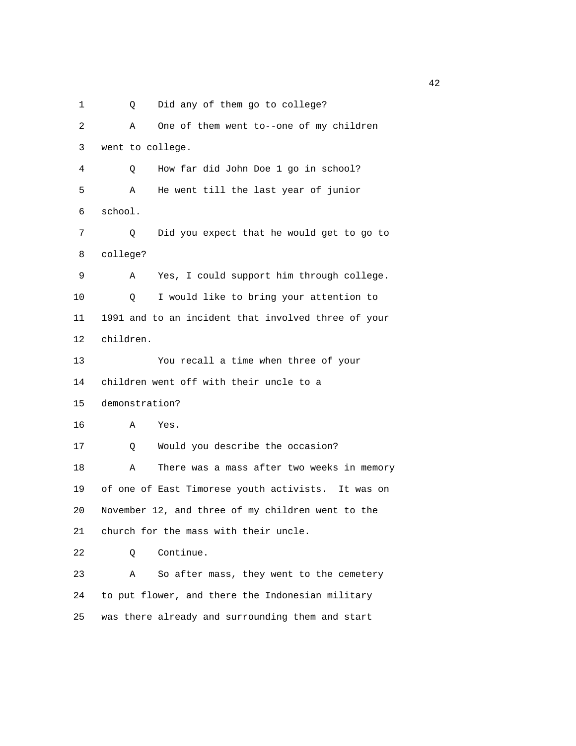1 Q Did any of them go to college?

2 A One of them went to--one of my children

3 went to college.

4 Q How far did John Doe 1 go in school?

5 A He went till the last year of junior

6 school.

7 Q Did you expect that he would get to go to

8 college?

9 A Yes, I could support him through college.

10 Q I would like to bring your attention to

11 1991 and to an incident that involved three of your

12 children.

13 You recall a time when three of your

14 children went off with their uncle to a

15 demonstration?

16 A Yes.

17 Q Would you describe the occasion?

18 A There was a mass after two weeks in memory

19 of one of East Timorese youth activists. It was on

20 November 12, and three of my children went to the

21 church for the mass with their uncle.

22 Q Continue.

23 A So after mass, they went to the cemetery

24 to put flower, and there the Indonesian military

25 was there already and surrounding them and start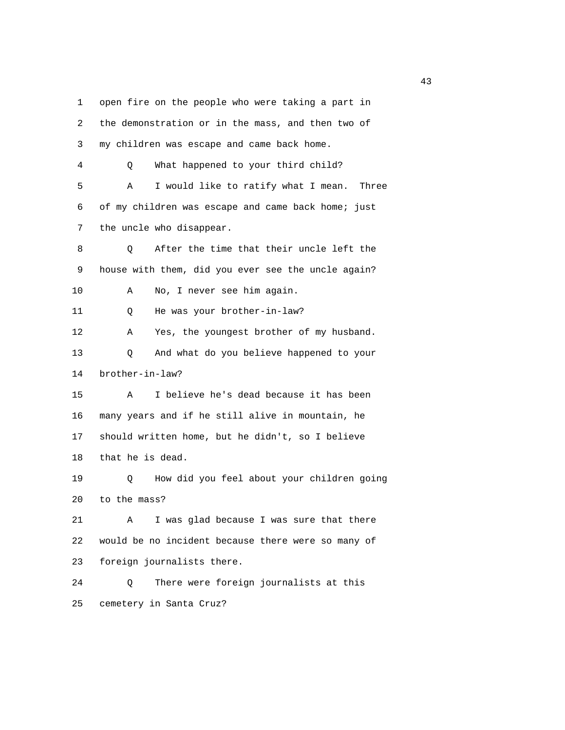open fire on the people who were taking a part in the demonstration or in the mass, and then two of my children was escape and came back home.

Q What happened to your third child?

A I would like to ratify what I mean. Three of my children was escape and came back home; just the uncle who disappear.

Q After the time that their uncle left the house with them, did you ever see the uncle again?

A No, I never see him again.

Q He was your brother-in-law?

A Yes, the youngest brother of my husband.

Q And what do you believe happened to your brother-in-law?

A I believe he's dead because it has been many years and if he still alive in mountain, he should written home, but he didn't, so I believe that he is dead.

Q How did you feel about your children going to the mass?

A I was glad because I was sure that there would be no incident because there were so many of foreign journalists there.

Q There were foreign journalists at this cemetery in Santa Cruz?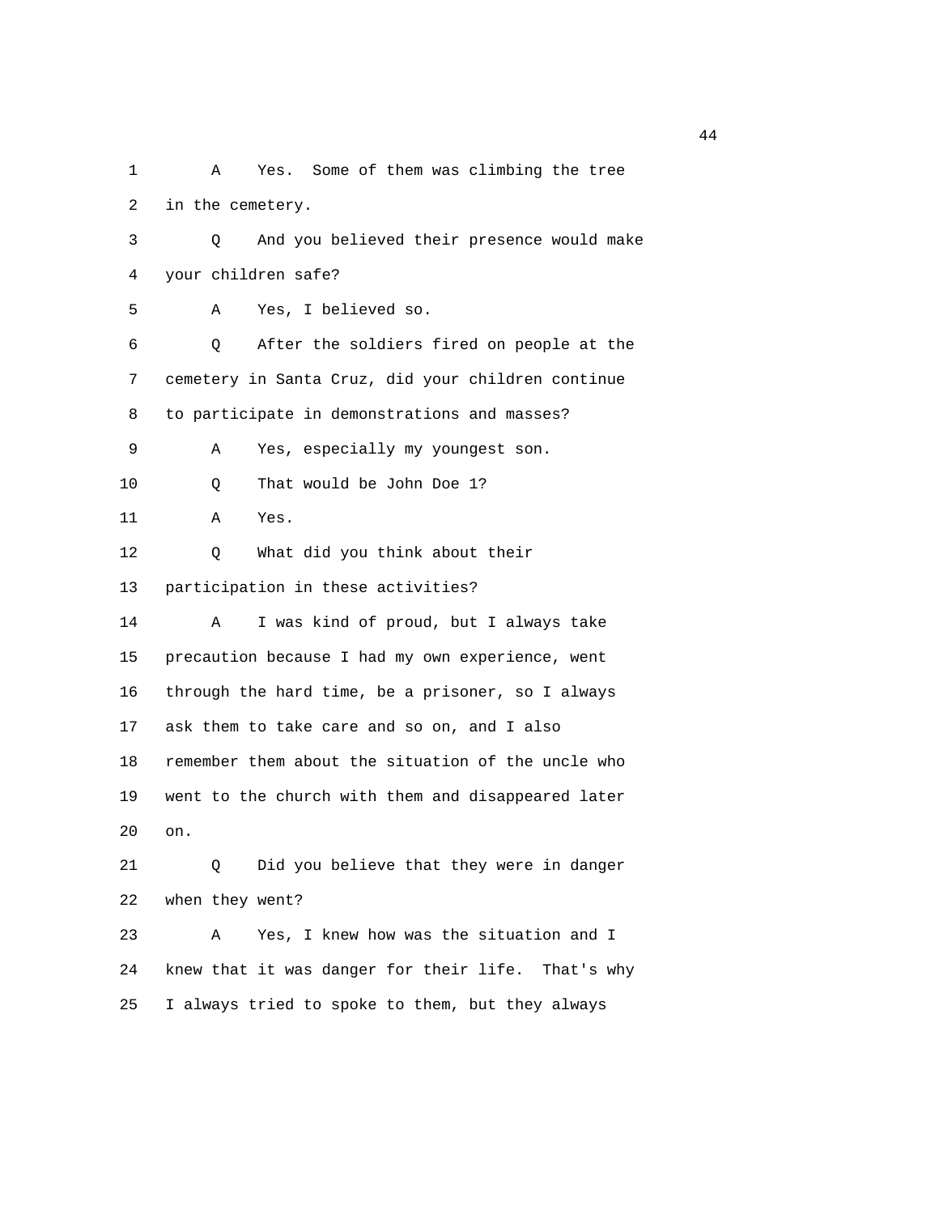1 A Yes. Some of them was climbing the tree
2 in the cemetery.
3 Q And you believed their presence would make
4 your children safe?
5 A Yes, I believed so.
6 Q After the soldiers fired on people at the
7 cemetery in Santa Cruz, did your children continue
8 to participate in demonstrations and masses?
9 A Yes, especially my youngest son.
10 Q That would be John Doe 1?
11 A Yes.
12 Q What did you think about their
13 participation in these activities?
14 A I was kind of proud, but I always take
15 precaution because I had my own experience, went
16 through the hard time, be a prisoner, so I always
17 ask them to take care and so on, and I also
18 remember them about the situation of the uncle who
19 went to the church with them and disappeared later
20 on.
21 Q Did you believe that they were in danger
22 when they went?
23 A Yes, I knew how was the situation and I
24 knew that it was danger for their life. That's why
25 I always tried to spoke to them, but they always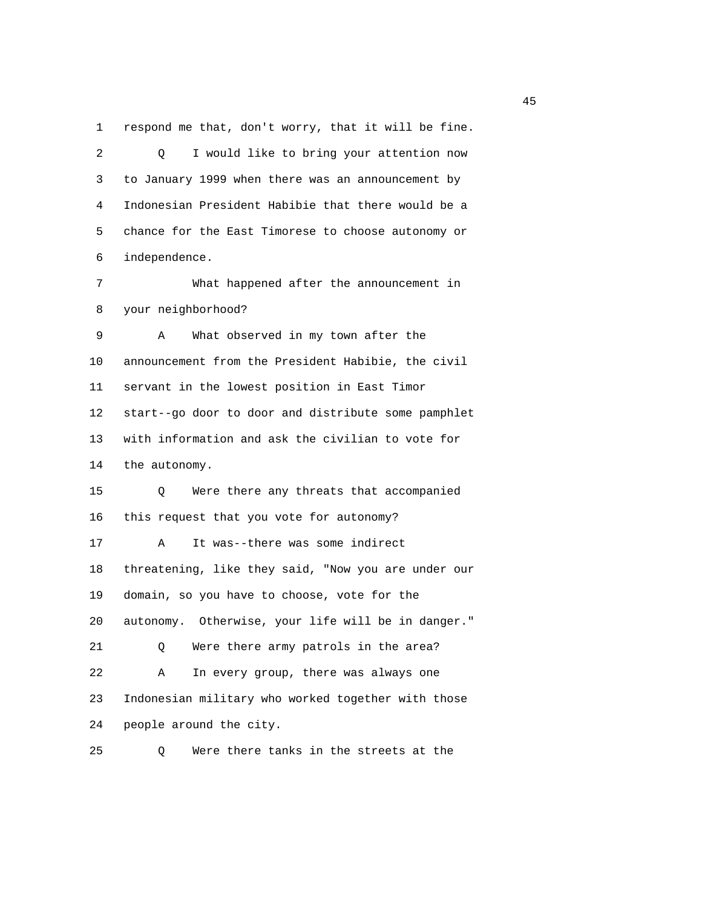respond me that, don't worry, that it will be fine.

Q I would like to bring your attention now to January 1999 when there was an announcement by Indonesian President Habibie that there would be a chance for the East Timorese to choose autonomy or independence.

What happened after the announcement in your neighborhood?

A What observed in my town after the announcement from the President Habibie, the civil servant in the lowest position in East Timor start--go door to door and distribute some pamphlet with information and ask the civilian to vote for the autonomy.

Q Were there any threats that accompanied this request that you vote for autonomy?

A It was--there was some indirect threatening, like they said, "Now you are under our domain, so you have to choose, vote for the autonomy. Otherwise, your life will be in danger."

Q Were there army patrols in the area?

A In every group, there was always one Indonesian military who worked together with those people around the city.

Q Were there tanks in the streets at the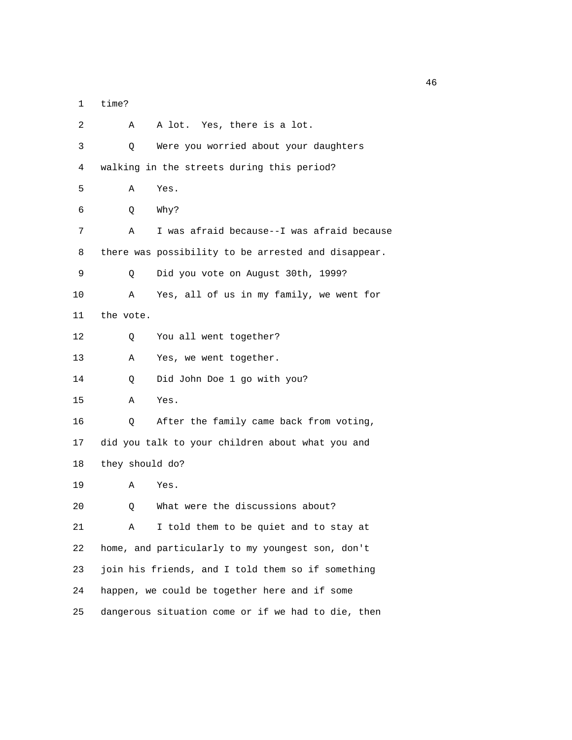1 time?

2 A A lot. Yes, there is a lot.

3 Q Were you worried about your daughters

4 walking in the streets during this period?

5 A Yes.

6 Q Why?

7 A I was afraid because--I was afraid because

8 there was possibility to be arrested and disappear.

9 Q Did you vote on August 30th, 1999?

10 A Yes, all of us in my family, we went for

11 the vote.

12 Q You all went together?

13 A Yes, we went together.

14 Q Did John Doe 1 go with you?

15 A Yes.

16 Q After the family came back from voting,

17 did you talk to your children about what you and

18 they should do?

19 A Yes.

20 Q What were the discussions about?

21 A I told them to be quiet and to stay at

22 home, and particularly to my youngest son, don't

23 join his friends, and I told them so if something

24 happen, we could be together here and if some

25 dangerous situation come or if we had to die, then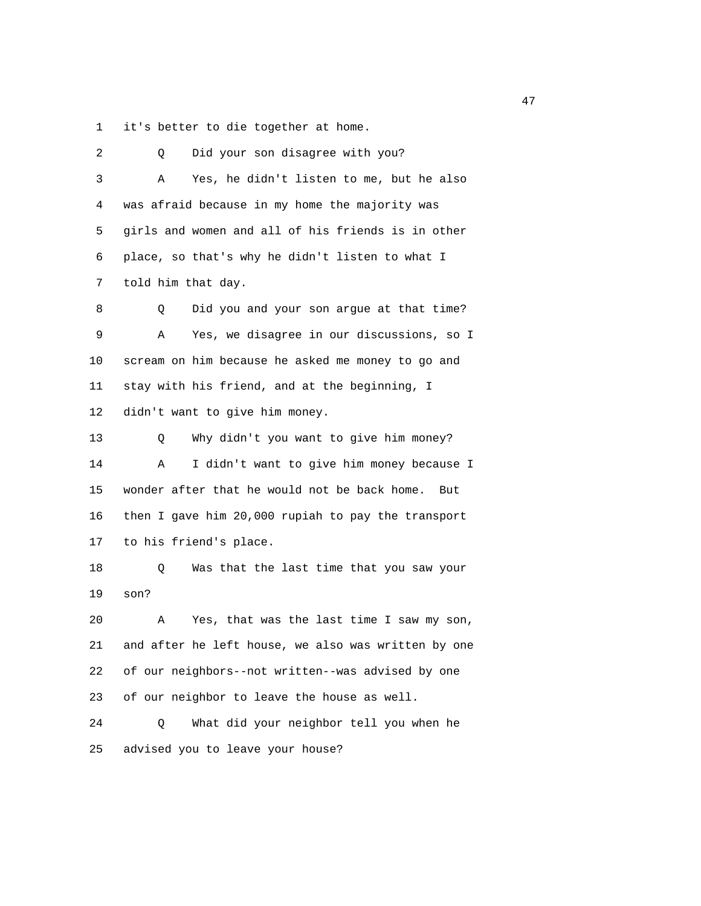1 it's better to die together at home.

2 Q Did your son disagree with you?

3 A Yes, he didn't listen to me, but he also

4 was afraid because in my home the majority was

5 girls and women and all of his friends is in other

6 place, so that's why he didn't listen to what I

7 told him that day.

8 Q Did you and your son argue at that time?

9 A Yes, we disagree in our discussions, so I

10 scream on him because he asked me money to go and

11 stay with his friend, and at the beginning, I

12 didn't want to give him money.

13 Q Why didn't you want to give him money?

14 A I didn't want to give him money because I

15 wonder after that he would not be back home. But

16 then I gave him 20,000 rupiah to pay the transport

17 to his friend's place.

18 Q Was that the last time that you saw your

19 son?

20 A Yes, that was the last time I saw my son,

21 and after he left house, we also was written by one

22 of our neighbors--not written--was advised by one

23 of our neighbor to leave the house as well.

24 Q What did your neighbor tell you when he

25 advised you to leave your house?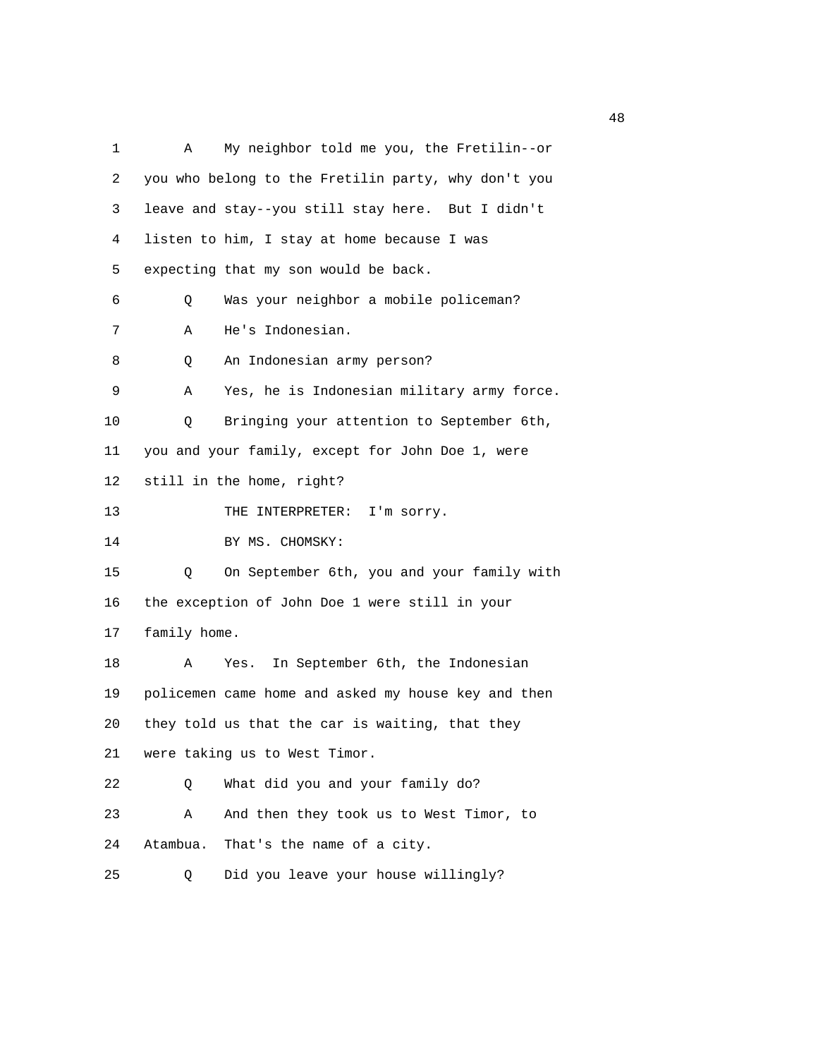1 A My neighbor told me you, the Fretilin--or
2 you who belong to the Fretilin party, why don't you
3 leave and stay--you still stay here. But I didn't
4 listen to him, I stay at home because I was
5 expecting that my son would be back.
6 Q Was your neighbor a mobile policeman?
7 A He's Indonesian.
8 Q An Indonesian army person?
9 A Yes, he is Indonesian military army force.
10 Q Bringing your attention to September 6th,
11 you and your family, except for John Doe 1, were
12 still in the home, right?
13 THE INTERPRETER: I'm sorry.
14 BY MS. CHOMSKY:
15 Q On September 6th, you and your family with
16 the exception of John Doe 1 were still in your
17 family home.
18 A Yes. In September 6th, the Indonesian
19 policemen came home and asked my house key and then
20 they told us that the car is waiting, that they
21 were taking us to West Timor.
22 Q What did you and your family do?
23 A And then they took us to West Timor, to
24 Atambua. That's the name of a city.
25 Q Did you leave your house willingly?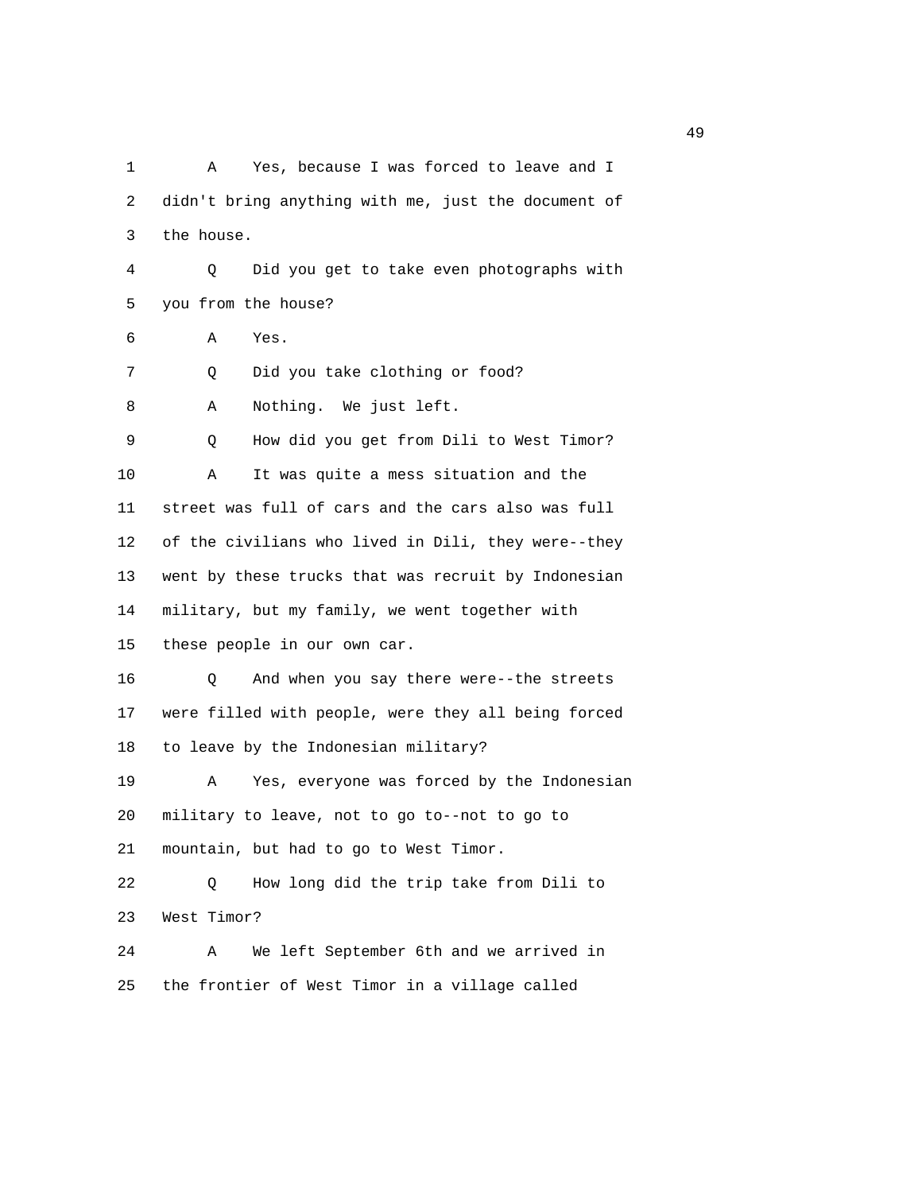1 A Yes, because I was forced to leave and I
2 didn't bring anything with me, just the document of
3 the house.
4 Q Did you get to take even photographs with
5 you from the house?
6 A Yes.
7 Q Did you take clothing or food?
8 A Nothing. We just left.
9 Q How did you get from Dili to West Timor?
10 A It was quite a mess situation and the
11 street was full of cars and the cars also was full
12 of the civilians who lived in Dili, they were--they
13 went by these trucks that was recruit by Indonesian
14 military, but my family, we went together with
15 these people in our own car.
16 Q And when you say there were--the streets
17 were filled with people, were they all being forced
18 to leave by the Indonesian military?
19 A Yes, everyone was forced by the Indonesian
20 military to leave, not to go to--not to go to
21 mountain, but had to go to West Timor.
22 Q How long did the trip take from Dili to
23 West Timor?
24 A We left September 6th and we arrived in
25 the frontier of West Timor in a village called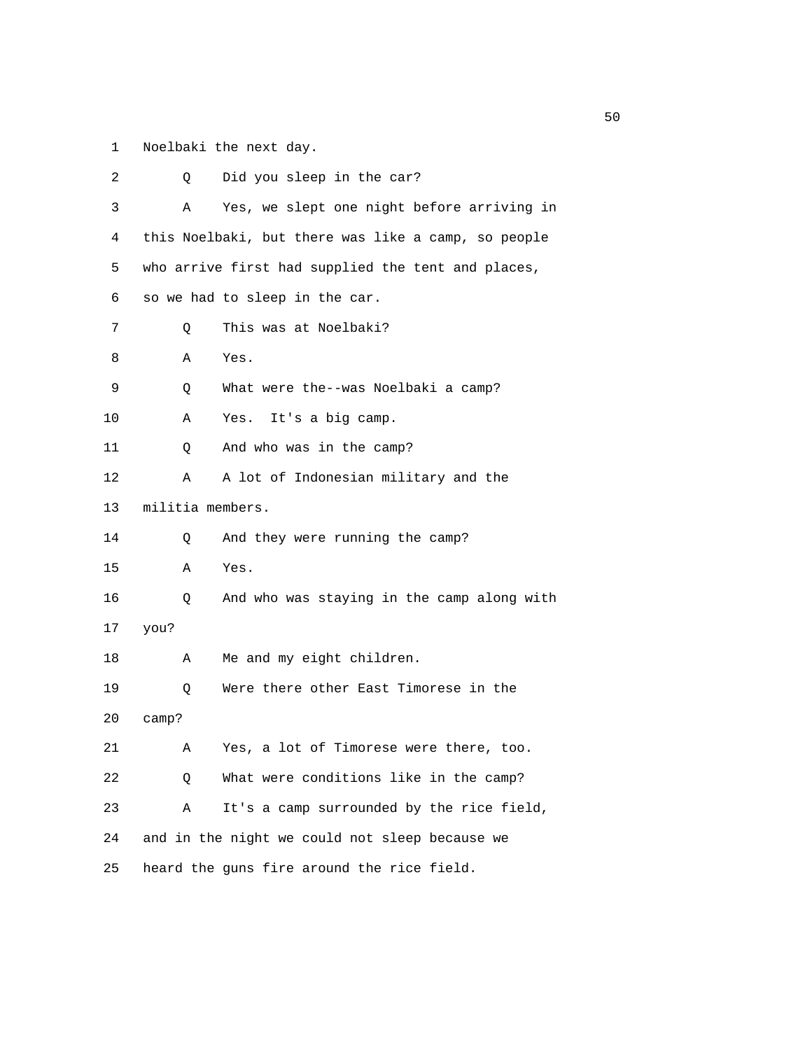Noelbaki the next day.

Q Did you sleep in the car?

A Yes, we slept one night before arriving in this Noelbaki, but there was like a camp, so people who arrive first had supplied the tent and places, so we had to sleep in the car.

Q This was at Noelbaki?

A Yes.

Q What were the--was Noelbaki a camp?

A Yes. It's a big camp.

Q And who was in the camp?

A A lot of Indonesian military and the militia members.

Q And they were running the camp?

A Yes.

Q And who was staying in the camp along with you?

A Me and my eight children.

Q Were there other East Timorese in the camp?

A Yes, a lot of Timorese were there, too.

Q What were conditions like in the camp?

A It's a camp surrounded by the rice field, and in the night we could not sleep because we heard the guns fire around the rice field.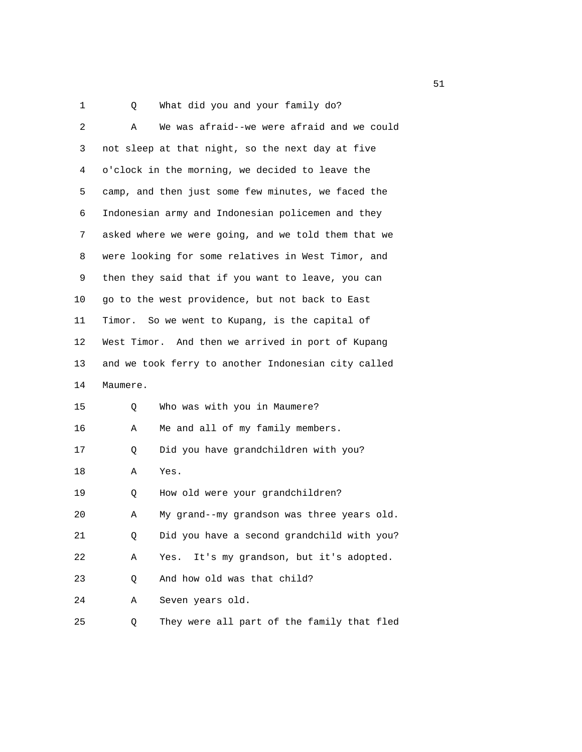1 Q What did you and your family do?

2 A We was afraid--we were afraid and we could
3 not sleep at that night, so the next day at five
4 o'clock in the morning, we decided to leave the
5 camp, and then just some few minutes, we faced the
6 Indonesian army and Indonesian policemen and they
7 asked where we were going, and we told them that we
8 were looking for some relatives in West Timor, and
9 then they said that if you want to leave, you can
10 go to the west providence, but not back to East
11 Timor. So we went to Kupang, is the capital of
12 West Timor. And then we arrived in port of Kupang
13 and we took ferry to another Indonesian city called
14 Maumere.

15 Q Who was with you in Maumere?

16 A Me and all of my family members.

17 Q Did you have grandchildren with you?

18 A Yes.

19 Q How old were your grandchildren?

20 A My grand--my grandson was three years old.

21 Q Did you have a second grandchild with you?

22 A Yes. It's my grandson, but it's adopted.

23 Q And how old was that child?

24 A Seven years old.

25 Q They were all part of the family that fled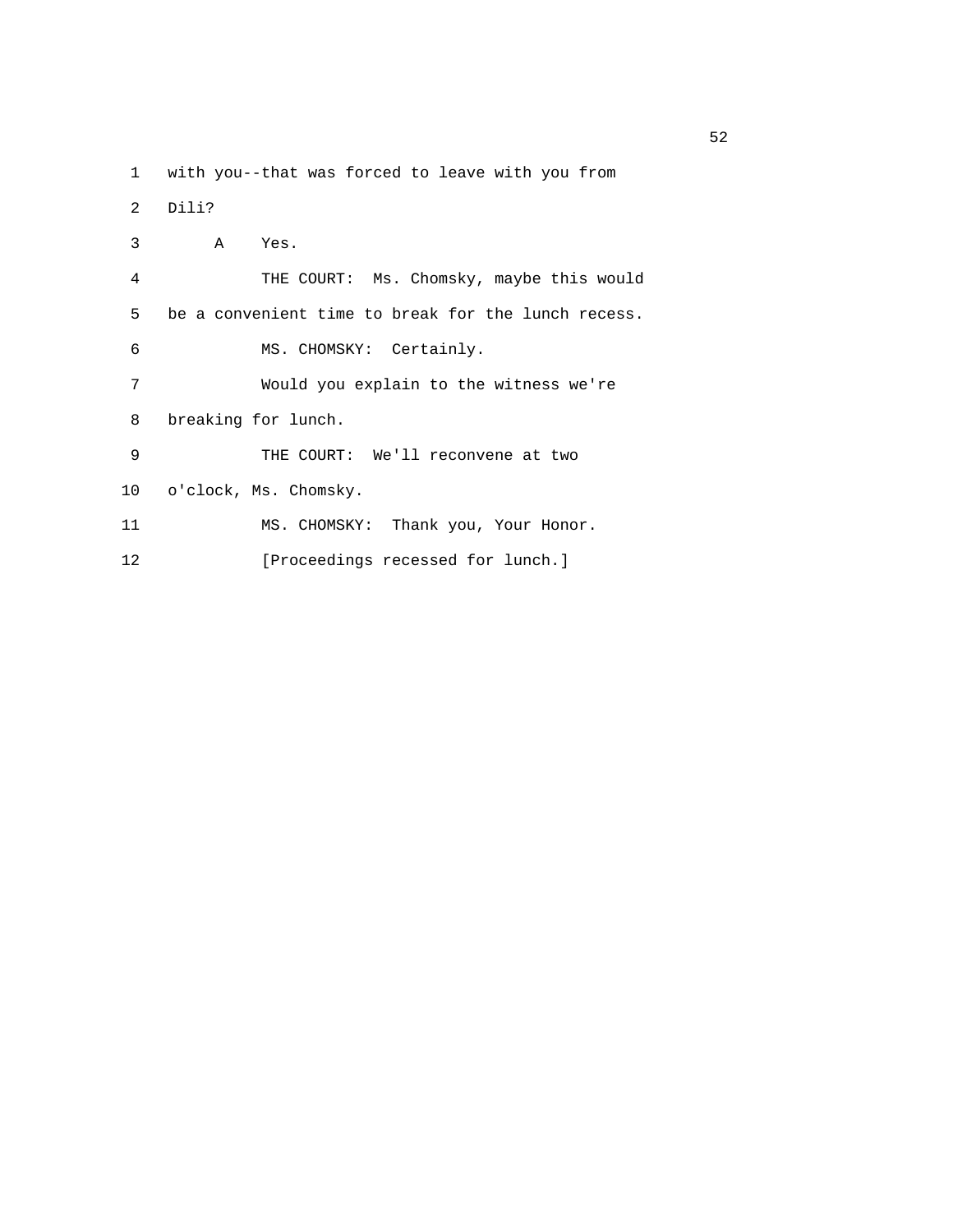1 with you--that was forced to leave with you from

2 Dili?

3 A Yes.

4 THE COURT: Ms. Chomsky, maybe this would

5 be a convenient time to break for the lunch recess.

6 MS. CHOMSKY: Certainly.

7 Would you explain to the witness we're

8 breaking for lunch.

9 THE COURT: We'll reconvene at two

10 o'clock, Ms. Chomsky.

11 MS. CHOMSKY: Thank you, Your Honor.

12 [Proceedings recessed for lunch.]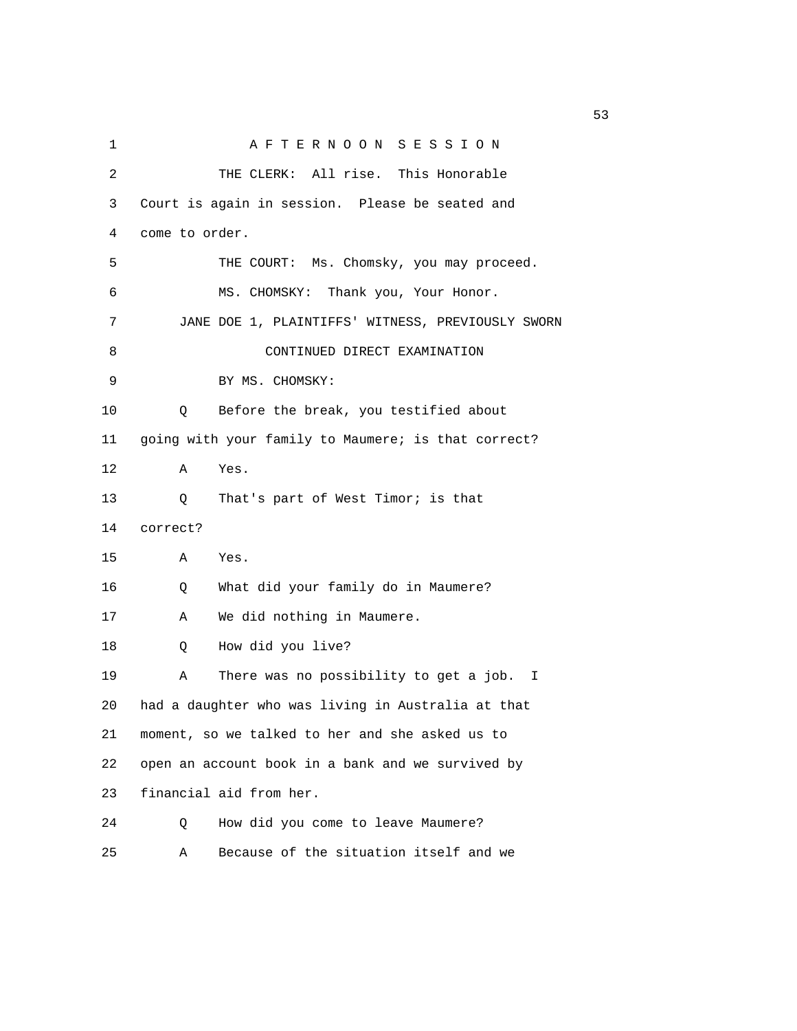A F T E R N O O N   S E S S I O N

THE CLERK: All rise. This Honorable Court is again in session. Please be seated and come to order.

THE COURT: Ms. Chomsky, you may proceed.

MS. CHOMSKY: Thank you, Your Honor.

JANE DOE 1, PLAINTIFFS' WITNESS, PREVIOUSLY SWORN

CONTINUED DIRECT EXAMINATION

BY MS. CHOMSKY:

Q Before the break, you testified about going with your family to Maumere; is that correct?

A Yes.

Q That's part of West Timor; is that correct?

A Yes.

Q What did your family do in Maumere?

A We did nothing in Maumere.

Q How did you live?

A There was no possibility to get a job. I had a daughter who was living in Australia at that moment, so we talked to her and she asked us to open an account book in a bank and we survived by financial aid from her.

Q How did you come to leave Maumere?

A Because of the situation itself and we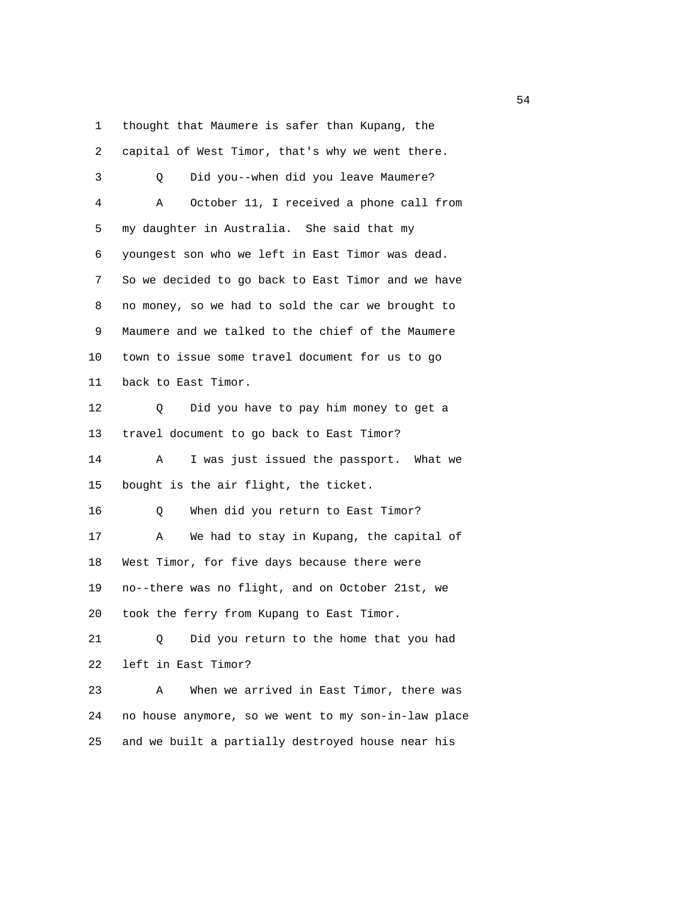1 thought that Maumere is safer than Kupang, the
2 capital of West Timor, that's why we went there.
3 Q Did you--when did you leave Maumere?
4 A October 11, I received a phone call from
5 my daughter in Australia. She said that my
6 youngest son who we left in East Timor was dead.
7 So we decided to go back to East Timor and we have
8 no money, so we had to sold the car we brought to
9 Maumere and we talked to the chief of the Maumere
10 town to issue some travel document for us to go
11 back to East Timor.
12 Q Did you have to pay him money to get a
13 travel document to go back to East Timor?
14 A I was just issued the passport. What we
15 bought is the air flight, the ticket.
16 Q When did you return to East Timor?
17 A We had to stay in Kupang, the capital of
18 West Timor, for five days because there were
19 no--there was no flight, and on October 21st, we
20 took the ferry from Kupang to East Timor.
21 Q Did you return to the home that you had
22 left in East Timor?
23 A When we arrived in East Timor, there was
24 no house anymore, so we went to my son-in-law place
25 and we built a partially destroyed house near his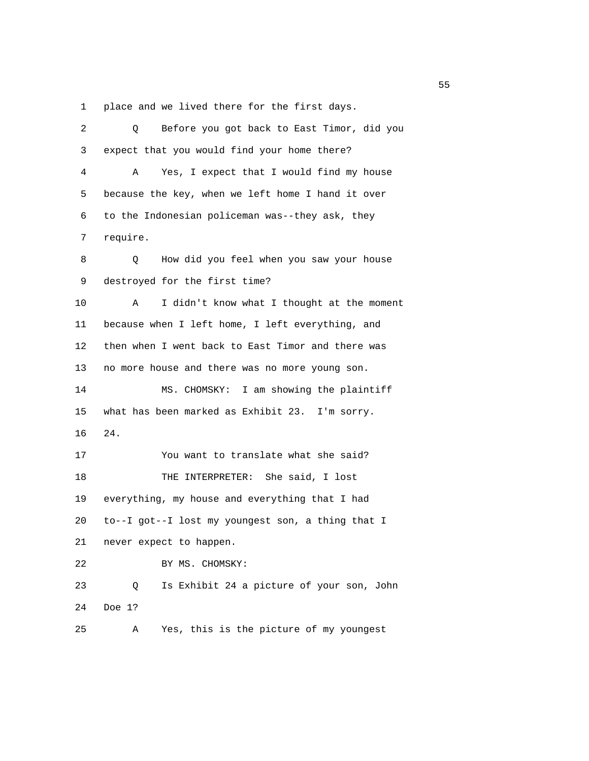1 place and we lived there for the first days.

2 Q Before you got back to East Timor, did you

3 expect that you would find your home there?

4 A Yes, I expect that I would find my house

5 because the key, when we left home I hand it over

6 to the Indonesian policeman was--they ask, they

7 require.

8 Q How did you feel when you saw your house

9 destroyed for the first time?

10 A I didn't know what I thought at the moment

11 because when I left home, I left everything, and

12 then when I went back to East Timor and there was

13 no more house and there was no more young son.

14 MS. CHOMSKY: I am showing the plaintiff

15 what has been marked as Exhibit 23. I'm sorry.

16 24.

17 You want to translate what she said?

18 THE INTERPRETER: She said, I lost

19 everything, my house and everything that I had

20 to--I got--I lost my youngest son, a thing that I

21 never expect to happen.

22 BY MS. CHOMSKY:

23 Q Is Exhibit 24 a picture of your son, John

24 Doe 1?

25 A Yes, this is the picture of my youngest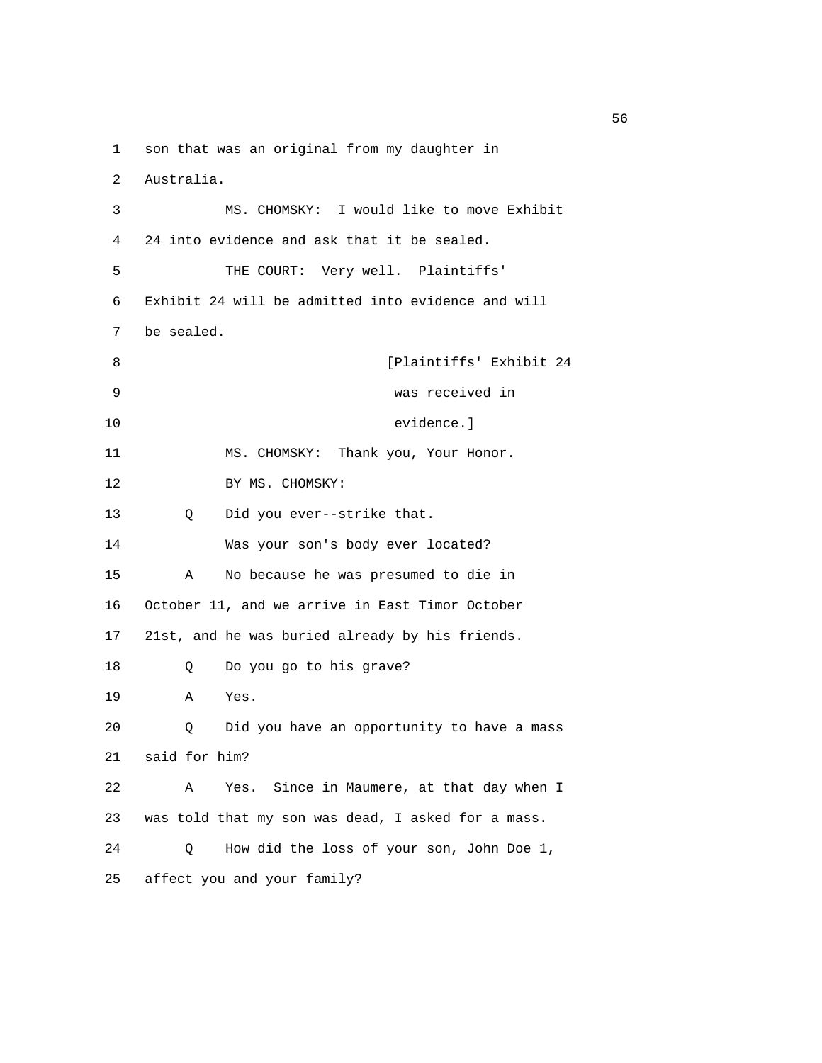1 son that was an original from my daughter in
2 Australia.
3 MS. CHOMSKY: I would like to move Exhibit
4 24 into evidence and ask that it be sealed.
5 THE COURT: Very well. Plaintiffs'
6 Exhibit 24 will be admitted into evidence and will
7 be sealed.
8 [Plaintiffs' Exhibit 24
9 was received in
10 evidence.]
11 MS. CHOMSKY: Thank you, Your Honor.
12 BY MS. CHOMSKY:
13 Q Did you ever--strike that.
14 Was your son's body ever located?
15 A No because he was presumed to die in
16 October 11, and we arrive in East Timor October
17 21st, and he was buried already by his friends.
18 Q Do you go to his grave?
19 A Yes.
20 Q Did you have an opportunity to have a mass
21 said for him?
22 A Yes. Since in Maumere, at that day when I
23 was told that my son was dead, I asked for a mass.
24 Q How did the loss of your son, John Doe 1,
25 affect you and your family?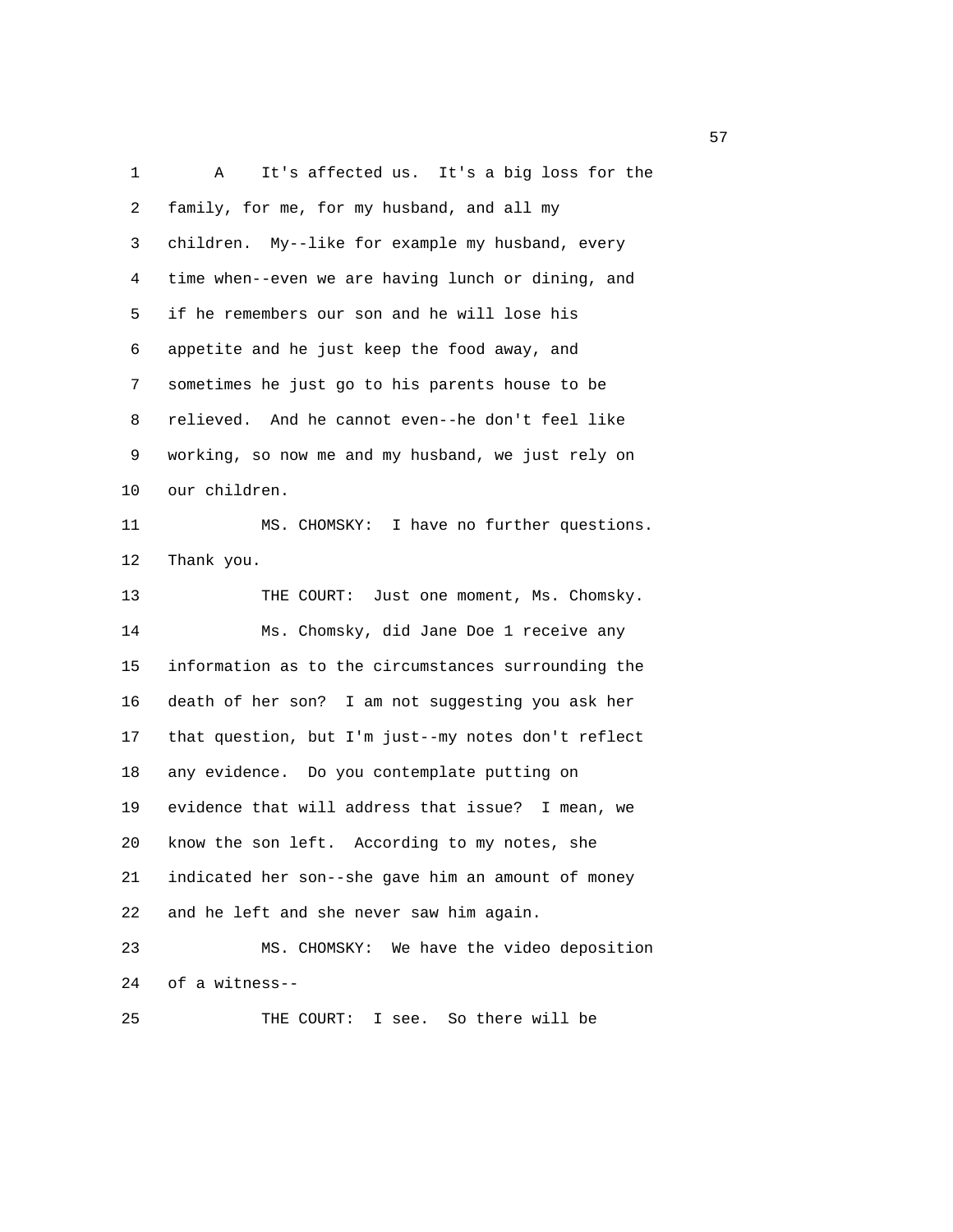1 A It's affected us. It's a big loss for the
2 family, for me, for my husband, and all my
3 children. My--like for example my husband, every
4 time when--even we are having lunch or dining, and
5 if he remembers our son and he will lose his
6 appetite and he just keep the food away, and
7 sometimes he just go to his parents house to be
8 relieved. And he cannot even--he don't feel like
9 working, so now me and my husband, we just rely on
10 our children.
11 MS. CHOMSKY: I have no further questions.
12 Thank you.
13 THE COURT: Just one moment, Ms. Chomsky.
14 Ms. Chomsky, did Jane Doe 1 receive any
15 information as to the circumstances surrounding the
16 death of her son? I am not suggesting you ask her
17 that question, but I'm just--my notes don't reflect
18 any evidence. Do you contemplate putting on
19 evidence that will address that issue? I mean, we
20 know the son left. According to my notes, she
21 indicated her son--she gave him an amount of money
22 and he left and she never saw him again.
23 MS. CHOMSKY: We have the video deposition
24 of a witness--
25 THE COURT: I see. So there will be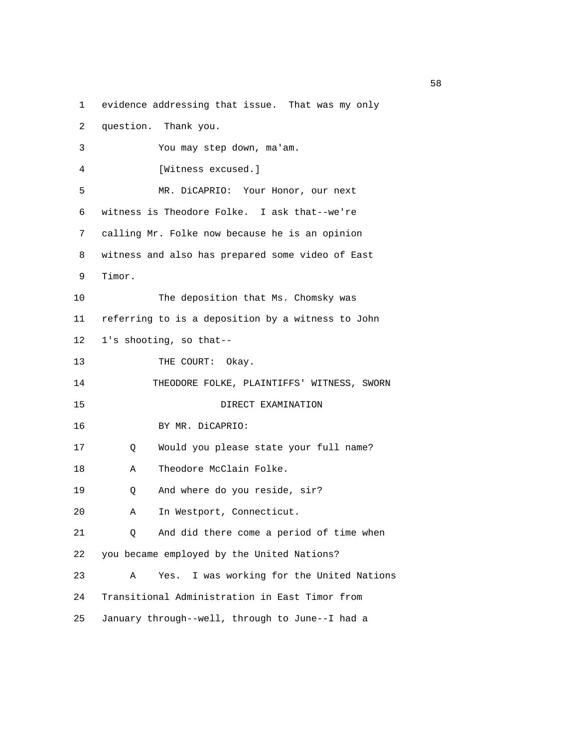1 evidence addressing that issue. That was my only
2 question. Thank you.
3 You may step down, ma'am.
4 [Witness excused.]
5 MR. DiCAPRIO: Your Honor, our next
6 witness is Theodore Folke. I ask that--we're
7 calling Mr. Folke now because he is an opinion
8 witness and also has prepared some video of East
9 Timor.
10 The deposition that Ms. Chomsky was
11 referring to is a deposition by a witness to John
12 1's shooting, so that--
13 THE COURT: Okay.
14 THEODORE FOLKE, PLAINTIFFS' WITNESS, SWORN
15 DIRECT EXAMINATION
16 BY MR. DiCAPRIO:
17 Q Would you please state your full name?
18 A Theodore McClain Folke.
19 Q And where do you reside, sir?
20 A In Westport, Connecticut.
21 Q And did there come a period of time when
22 you became employed by the United Nations?
23 A Yes. I was working for the United Nations
24 Transitional Administration in East Timor from
25 January through--well, through to June--I had a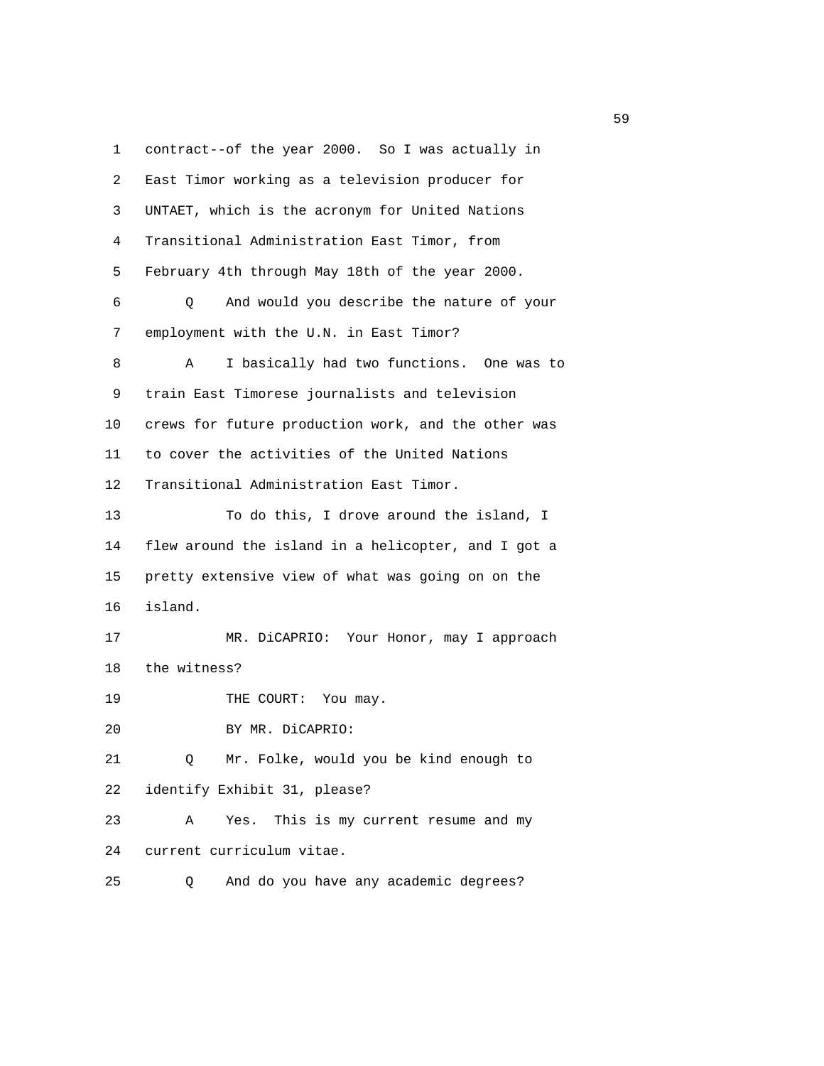contract--of the year 2000. So I was actually in East Timor working as a television producer for UNTAET, which is the acronym for United Nations Transitional Administration East Timor, from February 4th through May 18th of the year 2000.

Q And would you describe the nature of your employment with the U.N. in East Timor?

A I basically had two functions. One was to train East Timorese journalists and television crews for future production work, and the other was to cover the activities of the United Nations Transitional Administration East Timor.

To do this, I drove around the island, I flew around the island in a helicopter, and I got a pretty extensive view of what was going on on the island.

MR. DiCAPRIO: Your Honor, may I approach the witness?

THE COURT: You may.

BY MR. DiCAPRIO:

Q Mr. Folke, would you be kind enough to identify Exhibit 31, please?

A Yes. This is my current resume and my current curriculum vitae.

Q And do you have any academic degrees?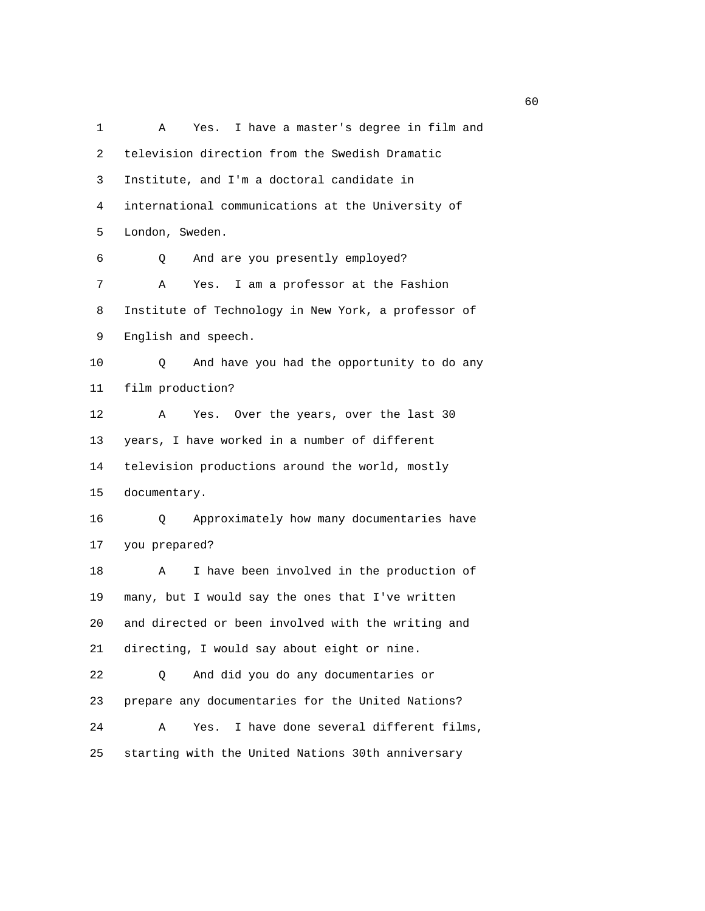1 A Yes. I have a master's degree in film and
2 television direction from the Swedish Dramatic
3 Institute, and I'm a doctoral candidate in
4 international communications at the University of
5 London, Sweden.

6 Q And are you presently employed?

7 A Yes. I am a professor at the Fashion
8 Institute of Technology in New York, a professor of
9 English and speech.

10 Q And have you had the opportunity to do any
11 film production?

12 A Yes. Over the years, over the last 30
13 years, I have worked in a number of different
14 television productions around the world, mostly
15 documentary.

16 Q Approximately how many documentaries have
17 you prepared?

18 A I have been involved in the production of
19 many, but I would say the ones that I've written
20 and directed or been involved with the writing and
21 directing, I would say about eight or nine.

22 Q And did you do any documentaries or
23 prepare any documentaries for the United Nations?

24 A Yes. I have done several different films,
25 starting with the United Nations 30th anniversary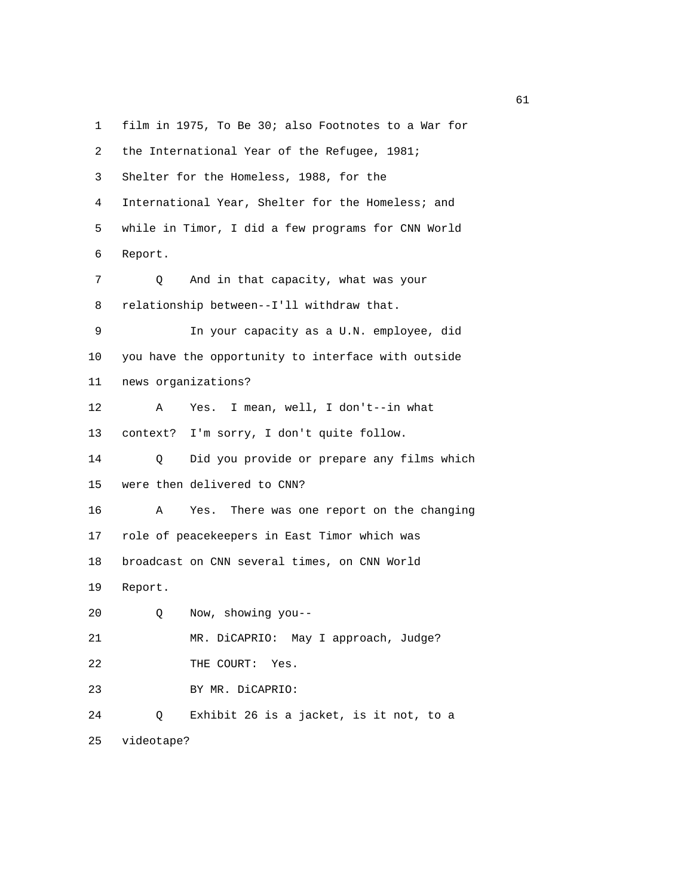1 film in 1975, To Be 30; also Footnotes to a War for
2 the International Year of the Refugee, 1981;
3 Shelter for the Homeless, 1988, for the
4 International Year, Shelter for the Homeless; and
5 while in Timor, I did a few programs for CNN World
6 Report.
7 Q And in that capacity, what was your
8 relationship between--I'll withdraw that.
9 In your capacity as a U.N. employee, did
10 you have the opportunity to interface with outside
11 news organizations?
12 A Yes. I mean, well, I don't--in what
13 context? I'm sorry, I don't quite follow.
14 Q Did you provide or prepare any films which
15 were then delivered to CNN?
16 A Yes. There was one report on the changing
17 role of peacekeepers in East Timor which was
18 broadcast on CNN several times, on CNN World
19 Report.
20 Q Now, showing you--
21 MR. DiCAPRIO: May I approach, Judge?
22 THE COURT: Yes.
23 BY MR. DiCAPRIO:
24 Q Exhibit 26 is a jacket, is it not, to a
25 videotape?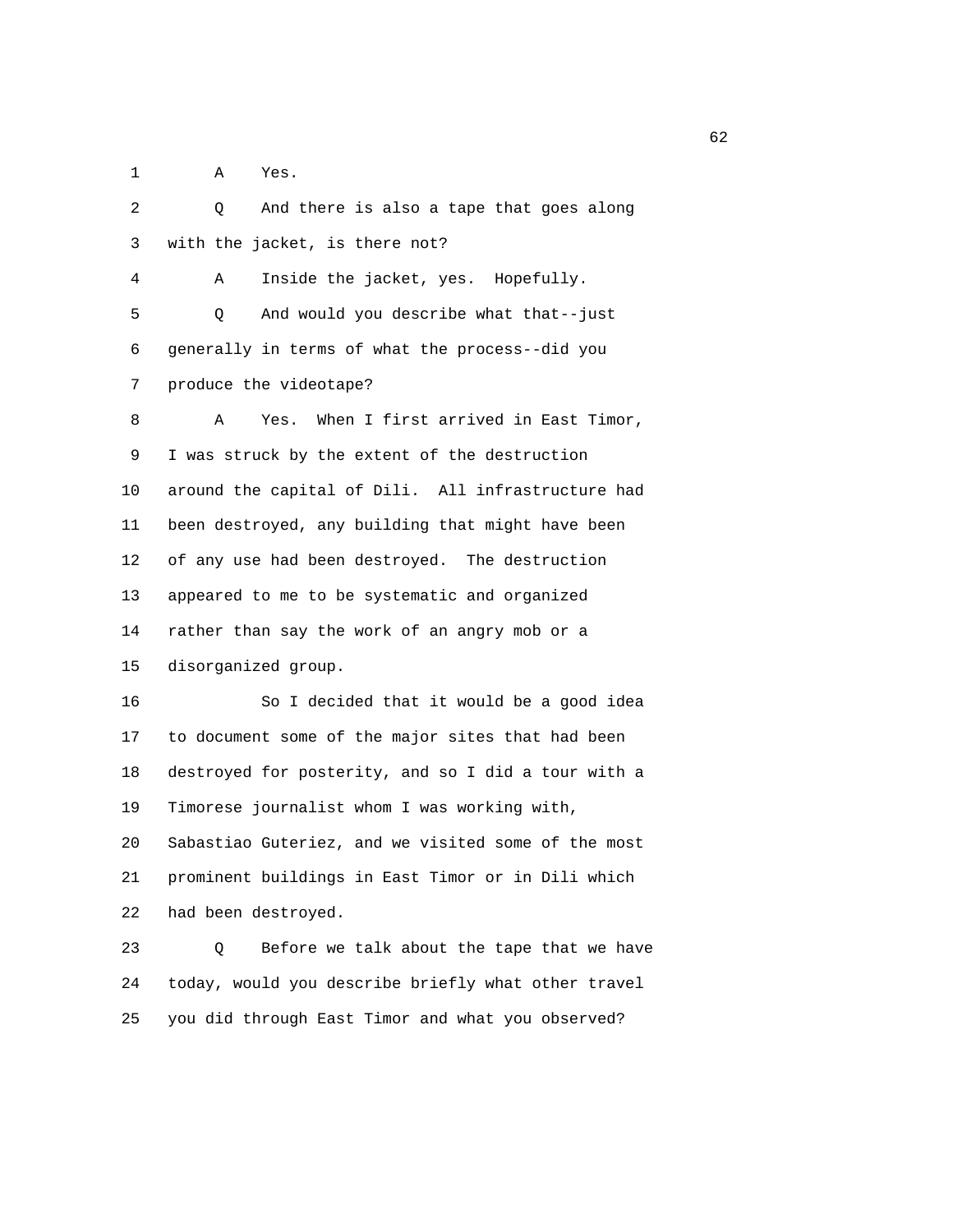1 A Yes.

2 Q And there is also a tape that goes along

3 with the jacket, is there not?

4 A Inside the jacket, yes. Hopefully.

5 Q And would you describe what that--just

6 generally in terms of what the process--did you

7 produce the videotape?

8 A Yes. When I first arrived in East Timor,

9 I was struck by the extent of the destruction

10 around the capital of Dili. All infrastructure had

11 been destroyed, any building that might have been

12 of any use had been destroyed. The destruction

13 appeared to me to be systematic and organized

14 rather than say the work of an angry mob or a

15 disorganized group.

16 So I decided that it would be a good idea

17 to document some of the major sites that had been

18 destroyed for posterity, and so I did a tour with a

19 Timorese journalist whom I was working with,

20 Sabastiao Guteriez, and we visited some of the most

21 prominent buildings in East Timor or in Dili which

22 had been destroyed.

23 Q Before we talk about the tape that we have

24 today, would you describe briefly what other travel

25 you did through East Timor and what you observed?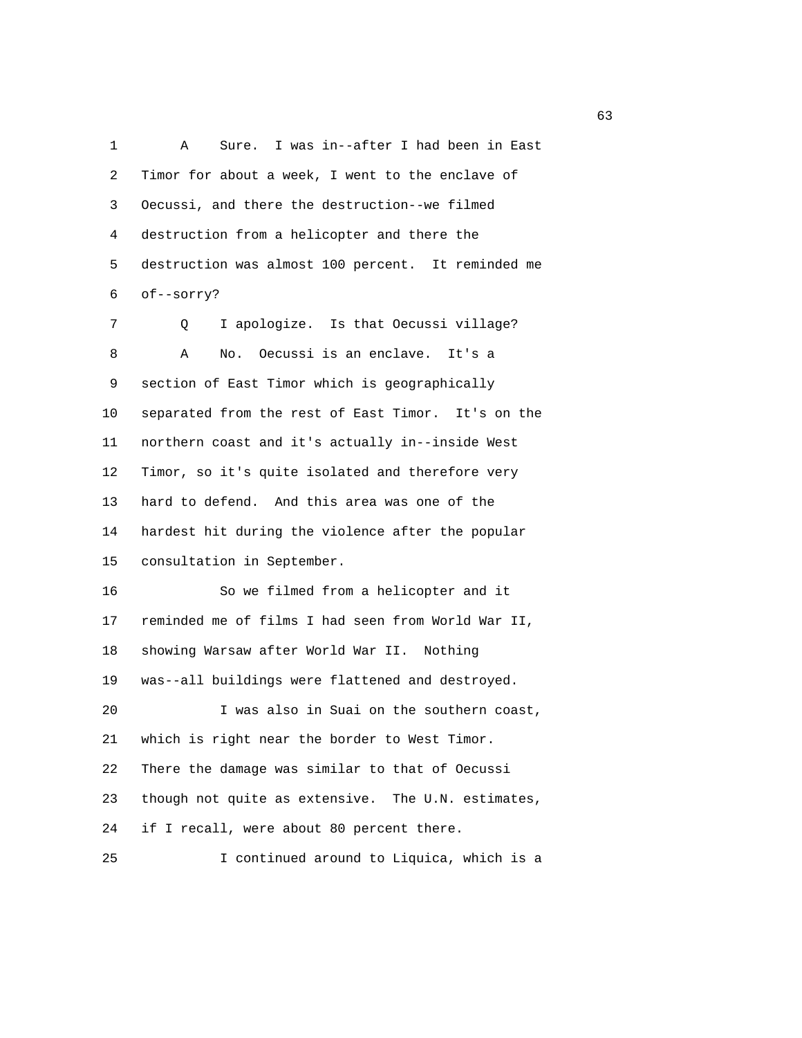1 A Sure. I was in--after I had been in East
2 Timor for about a week, I went to the enclave of
3 Oecussi, and there the destruction--we filmed
4 destruction from a helicopter and there the
5 destruction was almost 100 percent. It reminded me
6 of--sorry?

7 Q I apologize. Is that Oecussi village?

8 A No. Oecussi is an enclave. It's a
9 section of East Timor which is geographically
10 separated from the rest of East Timor. It's on the
11 northern coast and it's actually in--inside West
12 Timor, so it's quite isolated and therefore very
13 hard to defend. And this area was one of the
14 hardest hit during the violence after the popular
15 consultation in September.

16 So we filmed from a helicopter and it
17 reminded me of films I had seen from World War II,
18 showing Warsaw after World War II. Nothing
19 was--all buildings were flattened and destroyed.

20 I was also in Suai on the southern coast,
21 which is right near the border to West Timor.
22 There the damage was similar to that of Oecussi
23 though not quite as extensive. The U.N. estimates,
24 if I recall, were about 80 percent there.

25 I continued around to Liquica, which is a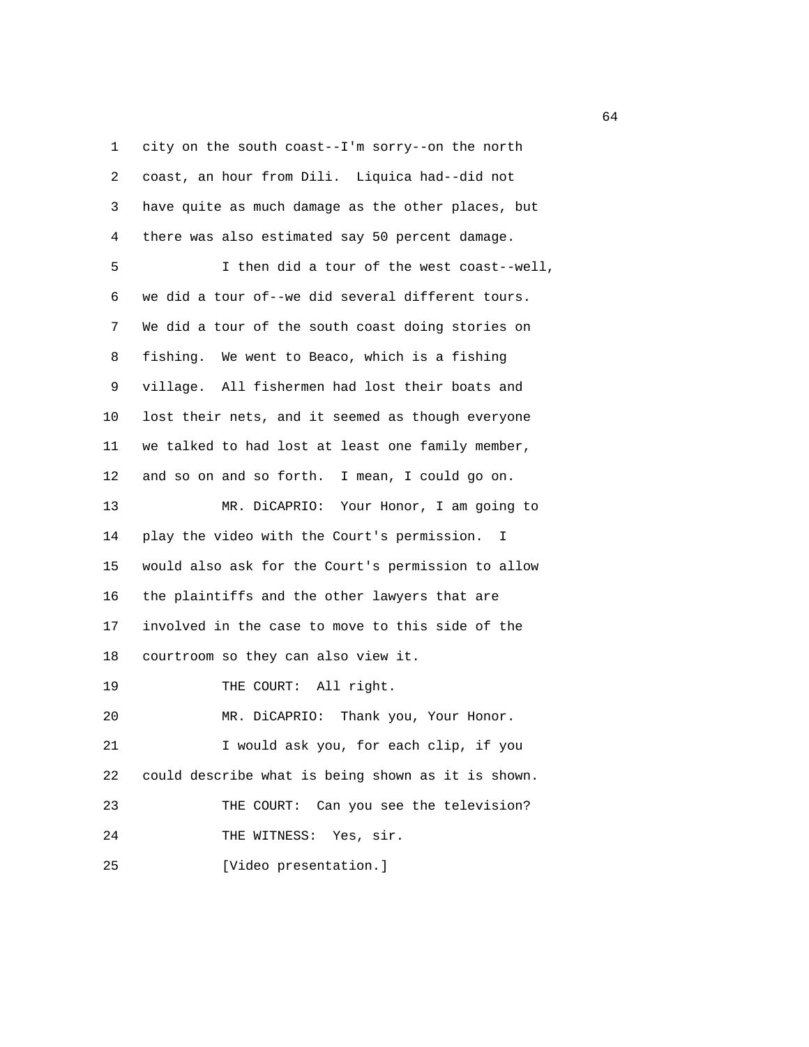city on the south coast--I'm sorry--on the north coast, an hour from Dili. Liquica had--did not have quite as much damage as the other places, but there was also estimated say 50 percent damage.

I then did a tour of the west coast--well, we did a tour of--we did several different tours. We did a tour of the south coast doing stories on fishing. We went to Beaco, which is a fishing village. All fishermen had lost their boats and lost their nets, and it seemed as though everyone we talked to had lost at least one family member, and so on and so forth. I mean, I could go on.

MR. DiCAPRIO: Your Honor, I am going to play the video with the Court's permission. I would also ask for the Court's permission to allow the plaintiffs and the other lawyers that are involved in the case to move to this side of the courtroom so they can also view it.

THE COURT: All right.

MR. DiCAPRIO: Thank you, Your Honor.

I would ask you, for each clip, if you could describe what is being shown as it is shown.

THE COURT: Can you see the television?

THE WITNESS: Yes, sir.

[Video presentation.]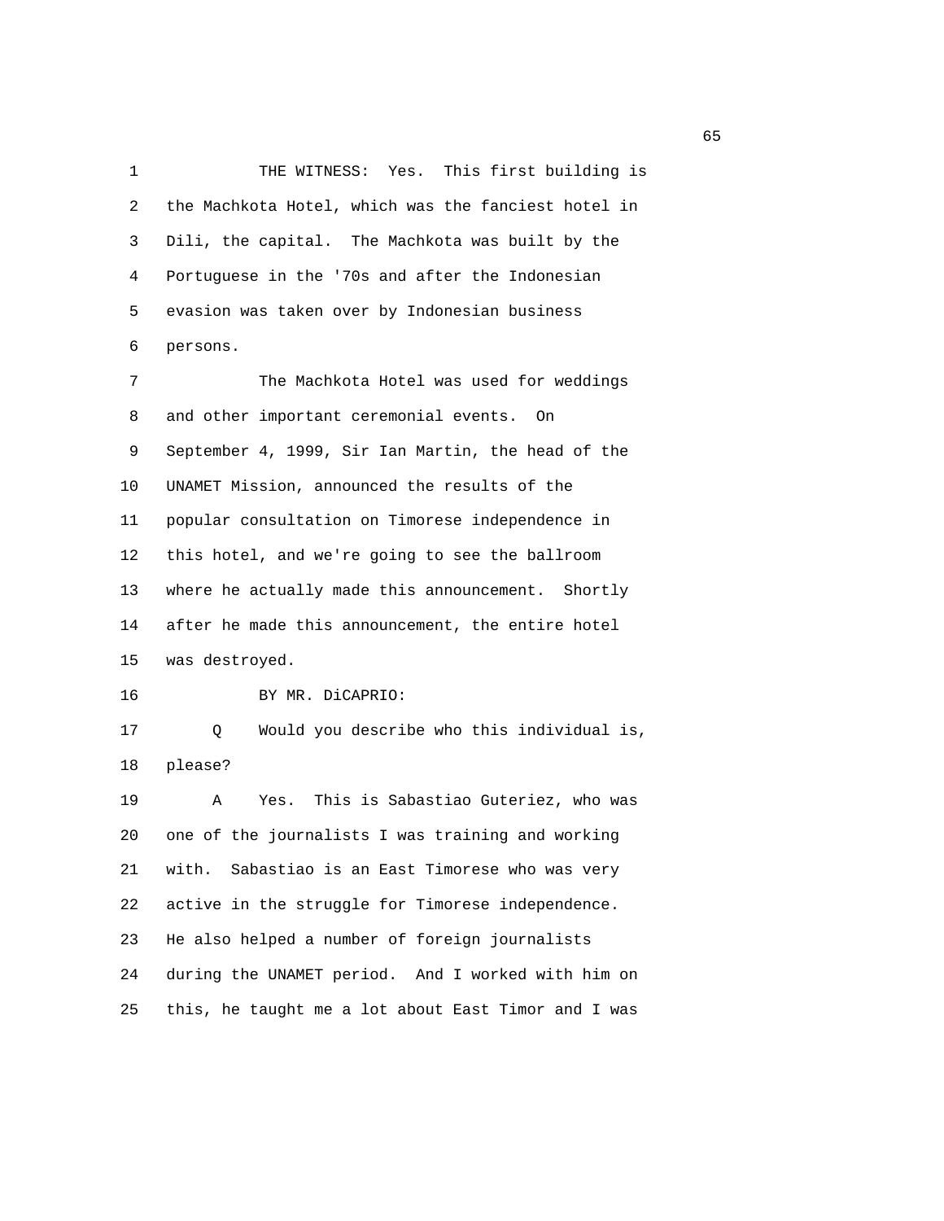1 THE WITNESS: Yes. This first building is
2 the Machkota Hotel, which was the fanciest hotel in
3 Dili, the capital. The Machkota was built by the
4 Portuguese in the '70s and after the Indonesian
5 evasion was taken over by Indonesian business
6 persons.
7 The Machkota Hotel was used for weddings
8 and other important ceremonial events. On
9 September 4, 1999, Sir Ian Martin, the head of the
10 UNAMET Mission, announced the results of the
11 popular consultation on Timorese independence in
12 this hotel, and we're going to see the ballroom
13 where he actually made this announcement. Shortly
14 after he made this announcement, the entire hotel
15 was destroyed.
16 BY MR. DiCAPRIO:
17 Q Would you describe who this individual is,
18 please?
19 A Yes. This is Sabastiao Guteriez, who was
20 one of the journalists I was training and working
21 with. Sabastiao is an East Timorese who was very
22 active in the struggle for Timorese independence.
23 He also helped a number of foreign journalists
24 during the UNAMET period. And I worked with him on
25 this, he taught me a lot about East Timor and I was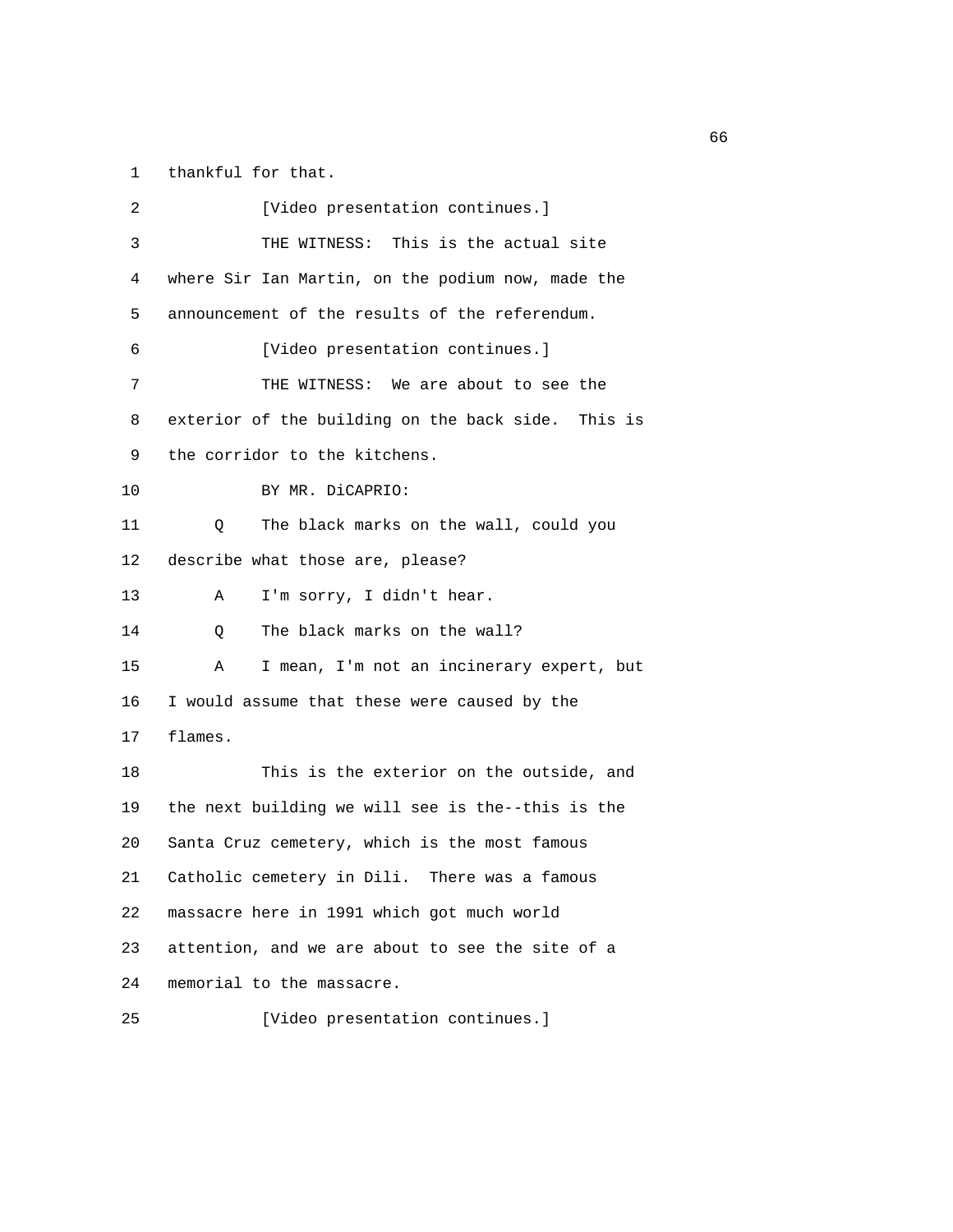1 thankful for that.

2 [Video presentation continues.]

3 THE WITNESS: This is the actual site

4 where Sir Ian Martin, on the podium now, made the

5 announcement of the results of the referendum.

6 [Video presentation continues.]

7 THE WITNESS: We are about to see the

8 exterior of the building on the back side. This is

9 the corridor to the kitchens.

10 BY MR. DiCAPRIO:

11 Q The black marks on the wall, could you

12 describe what those are, please?

13 A I'm sorry, I didn't hear.

14 Q The black marks on the wall?

15 A I mean, I'm not an incinerary expert, but

16 I would assume that these were caused by the

17 flames.

18 This is the exterior on the outside, and

19 the next building we will see is the--this is the

20 Santa Cruz cemetery, which is the most famous

21 Catholic cemetery in Dili. There was a famous

22 massacre here in 1991 which got much world

23 attention, and we are about to see the site of a

24 memorial to the massacre.

25 [Video presentation continues.]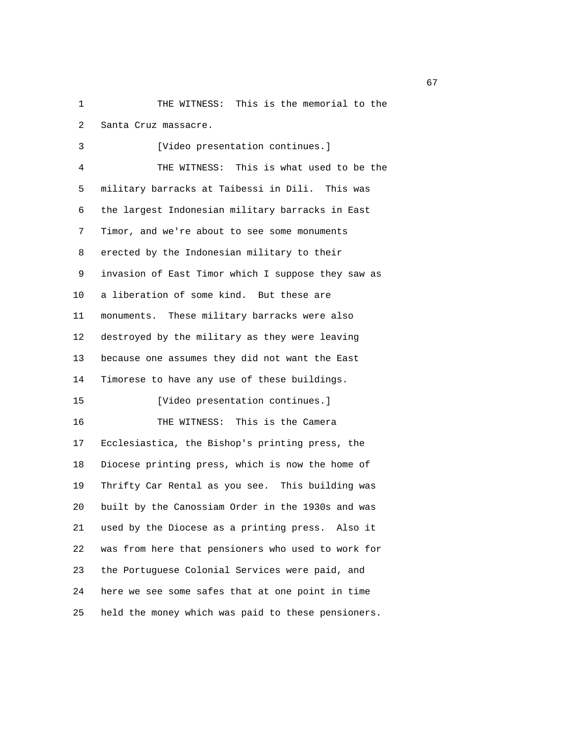THE WITNESS: This is the memorial to the Santa Cruz massacre.

[Video presentation continues.]

THE WITNESS: This is what used to be the military barracks at Taibessi in Dili. This was the largest Indonesian military barracks in East Timor, and we're about to see some monuments erected by the Indonesian military to their invasion of East Timor which I suppose they saw as a liberation of some kind. But these are monuments. These military barracks were also destroyed by the military as they were leaving because one assumes they did not want the East Timorese to have any use of these buildings.

[Video presentation continues.]

THE WITNESS: This is the Camera Ecclesiastica, the Bishop's printing press, the Diocese printing press, which is now the home of Thrifty Car Rental as you see. This building was built by the Canossiam Order in the 1930s and was used by the Diocese as a printing press. Also it was from here that pensioners who used to work for the Portuguese Colonial Services were paid, and here we see some safes that at one point in time held the money which was paid to these pensioners.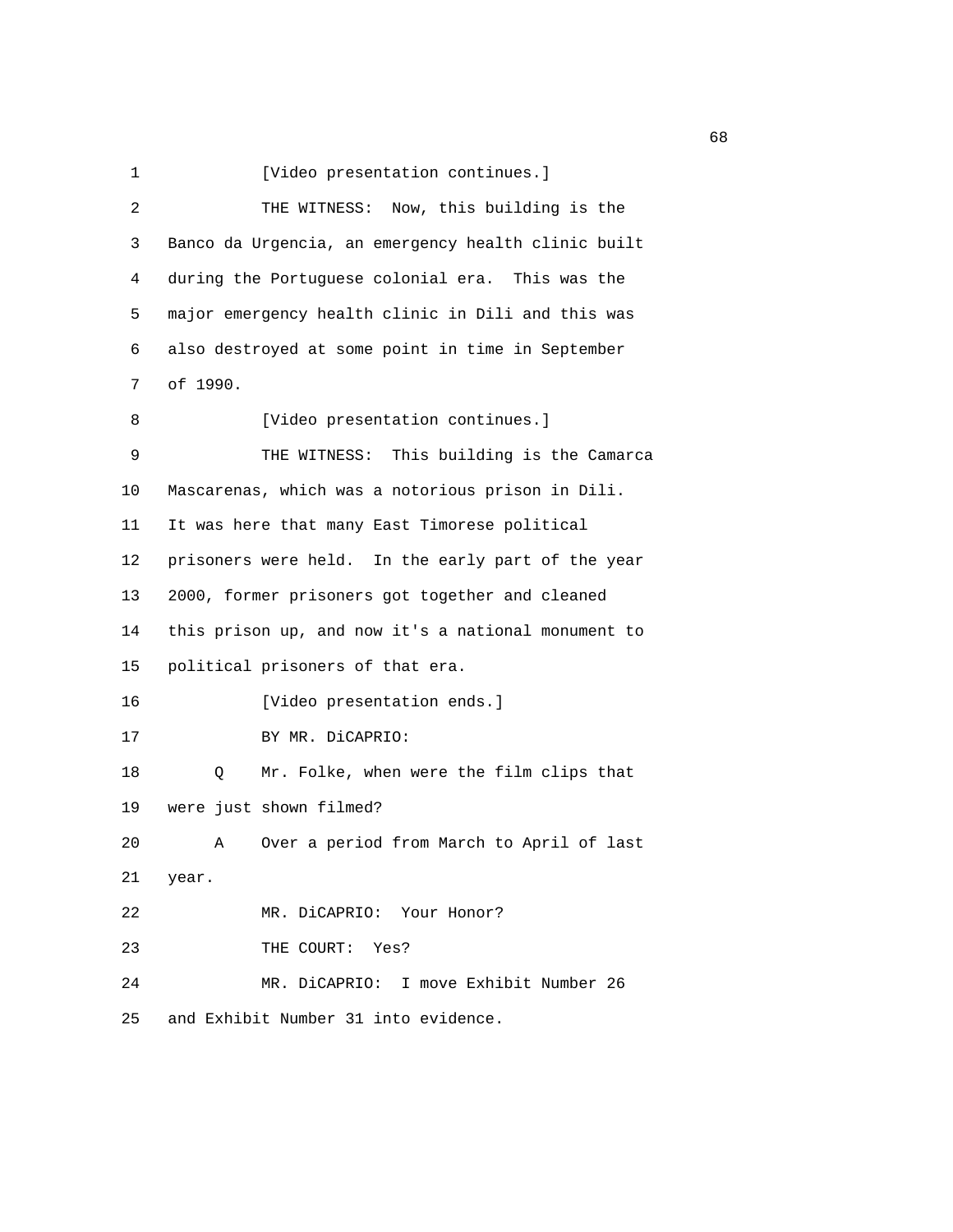[Video presentation continues.]

THE WITNESS: Now, this building is the Banco da Urgencia, an emergency health clinic built during the Portuguese colonial era. This was the major emergency health clinic in Dili and this was also destroyed at some point in time in September of 1990.

[Video presentation continues.]

THE WITNESS: This building is the Camarca Mascarenas, which was a notorious prison in Dili. It was here that many East Timorese political prisoners were held. In the early part of the year 2000, former prisoners got together and cleaned this prison up, and now it's a national monument to political prisoners of that era.

[Video presentation ends.]

BY MR. DiCAPRIO:

Q Mr. Folke, when were the film clips that were just shown filmed?

A Over a period from March to April of last year.

MR. DiCAPRIO: Your Honor?

THE COURT: Yes?

MR. DiCAPRIO: I move Exhibit Number 26 and Exhibit Number 31 into evidence.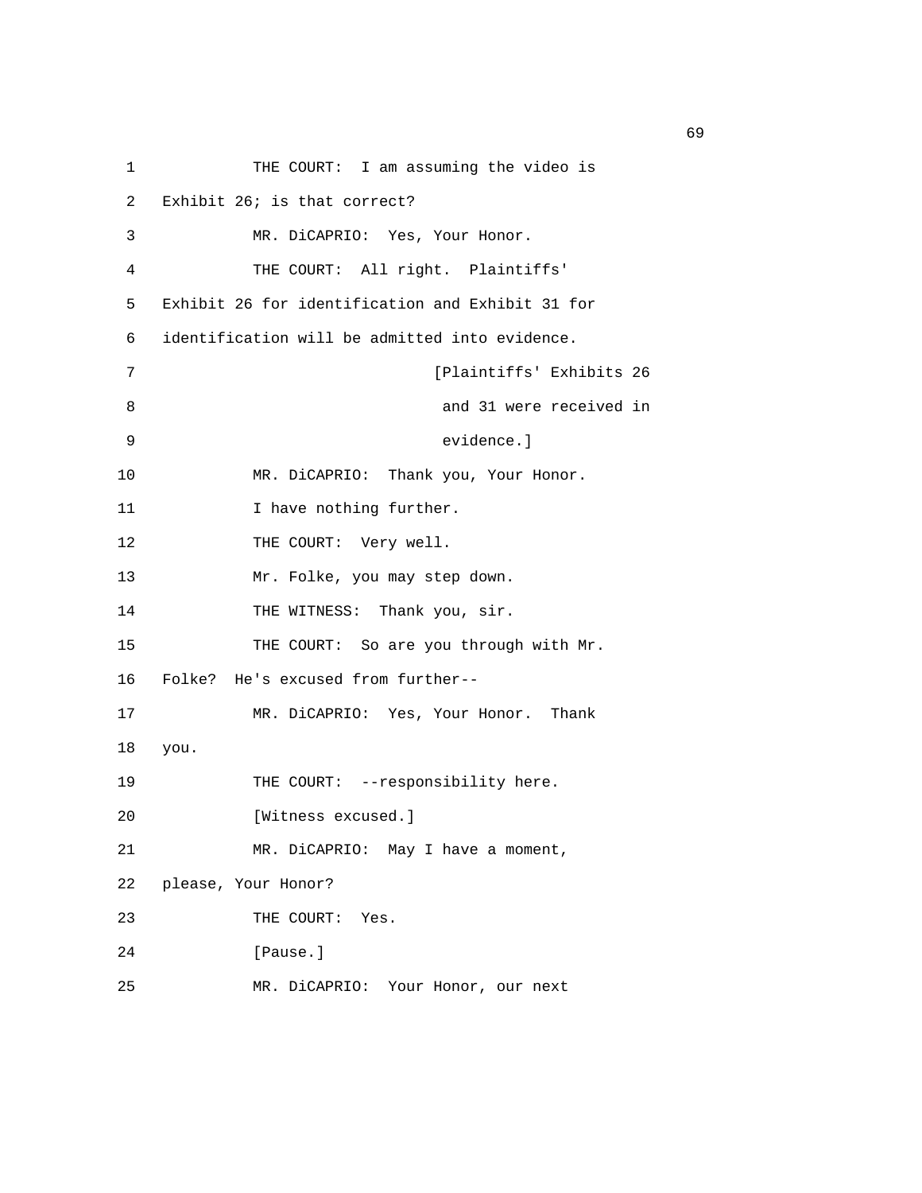1 THE COURT: I am assuming the video is
2 Exhibit 26; is that correct?
3 MR. DiCAPRIO: Yes, Your Honor.
4 THE COURT: All right. Plaintiffs'
5 Exhibit 26 for identification and Exhibit 31 for
6 identification will be admitted into evidence.
7 [Plaintiffs' Exhibits 26
8 and 31 were received in
9 evidence.]
10 MR. DiCAPRIO: Thank you, Your Honor.
11 I have nothing further.
12 THE COURT: Very well.
13 Mr. Folke, you may step down.
14 THE WITNESS: Thank you, sir.
15 THE COURT: So are you through with Mr.
16 Folke? He's excused from further--
17 MR. DiCAPRIO: Yes, Your Honor. Thank
18 you.
19 THE COURT: --responsibility here.
20 [Witness excused.]
21 MR. DiCAPRIO: May I have a moment,
22 please, Your Honor?
23 THE COURT: Yes.
24 [Pause.]
25 MR. DiCAPRIO: Your Honor, our next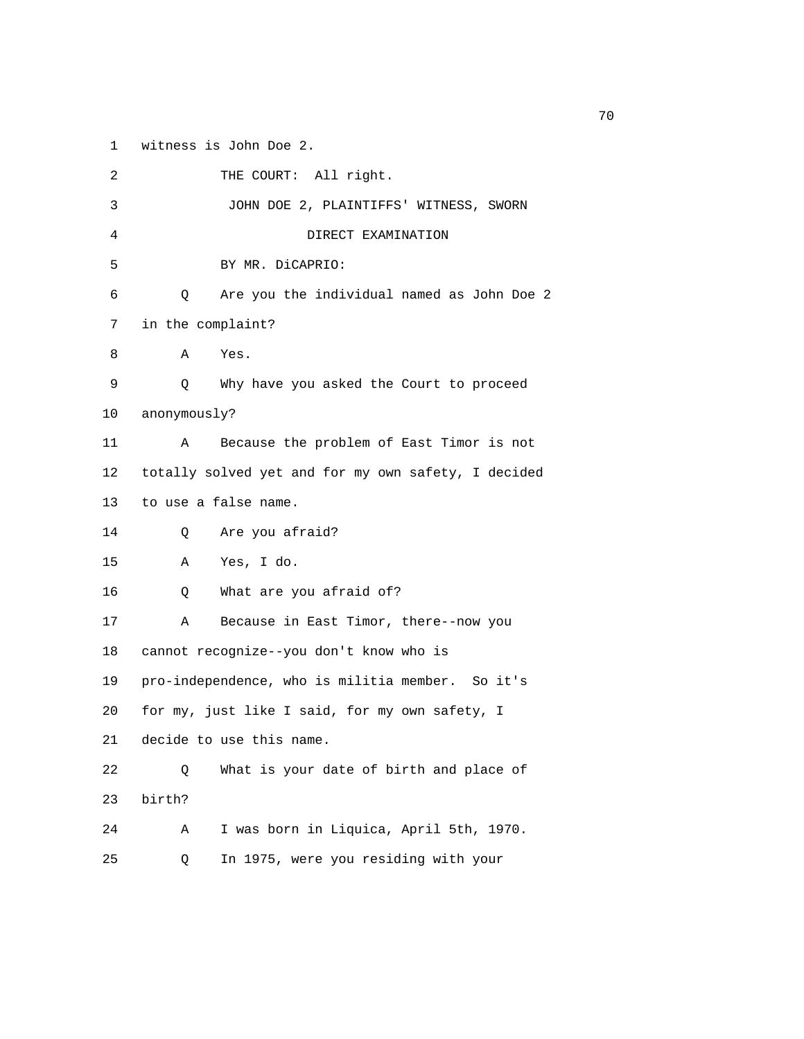1 witness is John Doe 2.

2 THE COURT: All right.

3 JOHN DOE 2, PLAINTIFFS' WITNESS, SWORN

4 DIRECT EXAMINATION

5 BY MR. DiCAPRIO:

6 Q Are you the individual named as John Doe 2

7 in the complaint?

8 A Yes.

9 Q Why have you asked the Court to proceed

10 anonymously?

11 A Because the problem of East Timor is not

12 totally solved yet and for my own safety, I decided

13 to use a false name.

14 Q Are you afraid?

15 A Yes, I do.

16 Q What are you afraid of?

17 A Because in East Timor, there--now you

18 cannot recognize--you don't know who is

19 pro-independence, who is militia member. So it's

20 for my, just like I said, for my own safety, I

21 decide to use this name.

22 Q What is your date of birth and place of

23 birth?

24 A I was born in Liquica, April 5th, 1970.

25 Q In 1975, were you residing with your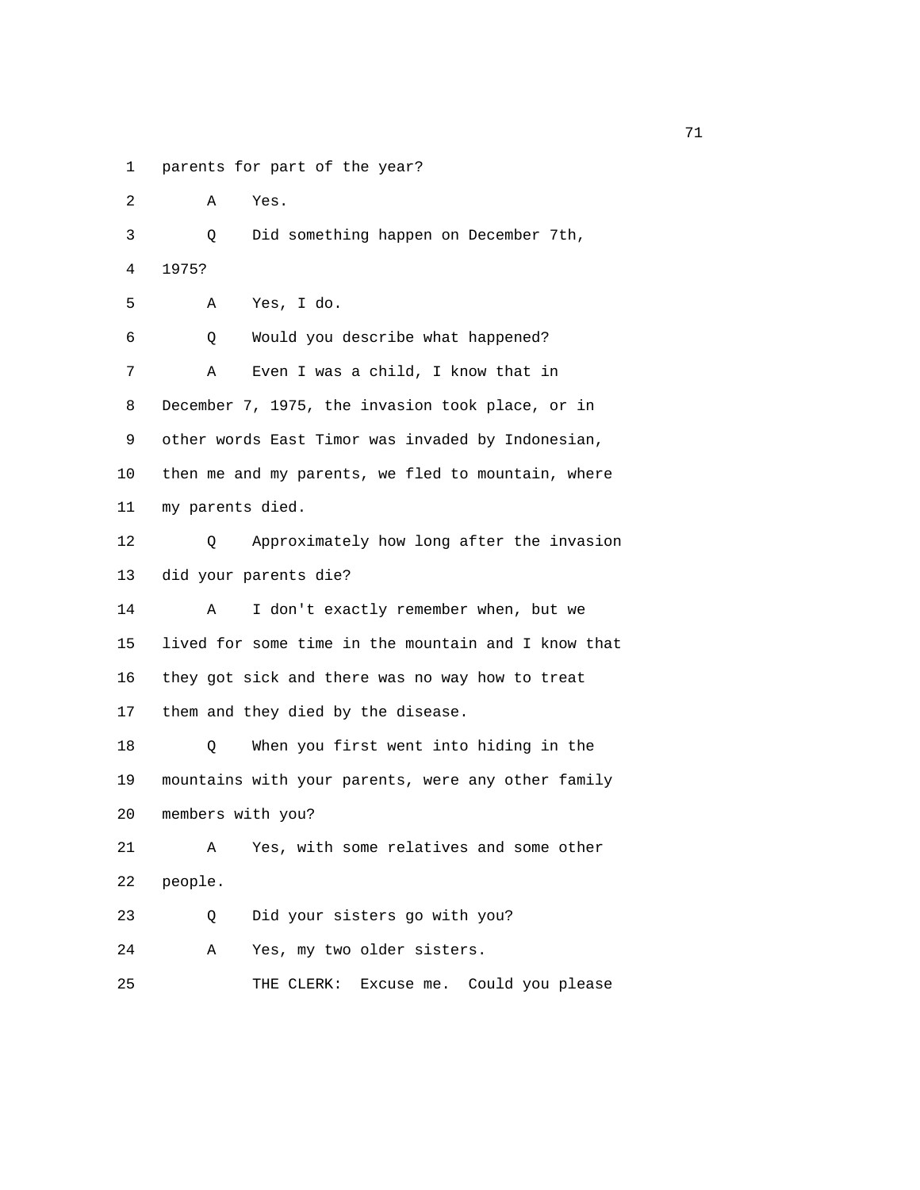1 parents for part of the year?

2 A Yes.

3 Q Did something happen on December 7th,

4 1975?

5 A Yes, I do.

6 Q Would you describe what happened?

7 A Even I was a child, I know that in

8 December 7, 1975, the invasion took place, or in

9 other words East Timor was invaded by Indonesian,

10 then me and my parents, we fled to mountain, where

11 my parents died.

12 Q Approximately how long after the invasion

13 did your parents die?

14 A I don't exactly remember when, but we

15 lived for some time in the mountain and I know that

16 they got sick and there was no way how to treat

17 them and they died by the disease.

18 Q When you first went into hiding in the

19 mountains with your parents, were any other family

20 members with you?

21 A Yes, with some relatives and some other

22 people.

23 Q Did your sisters go with you?

24 A Yes, my two older sisters.

25 THE CLERK: Excuse me. Could you please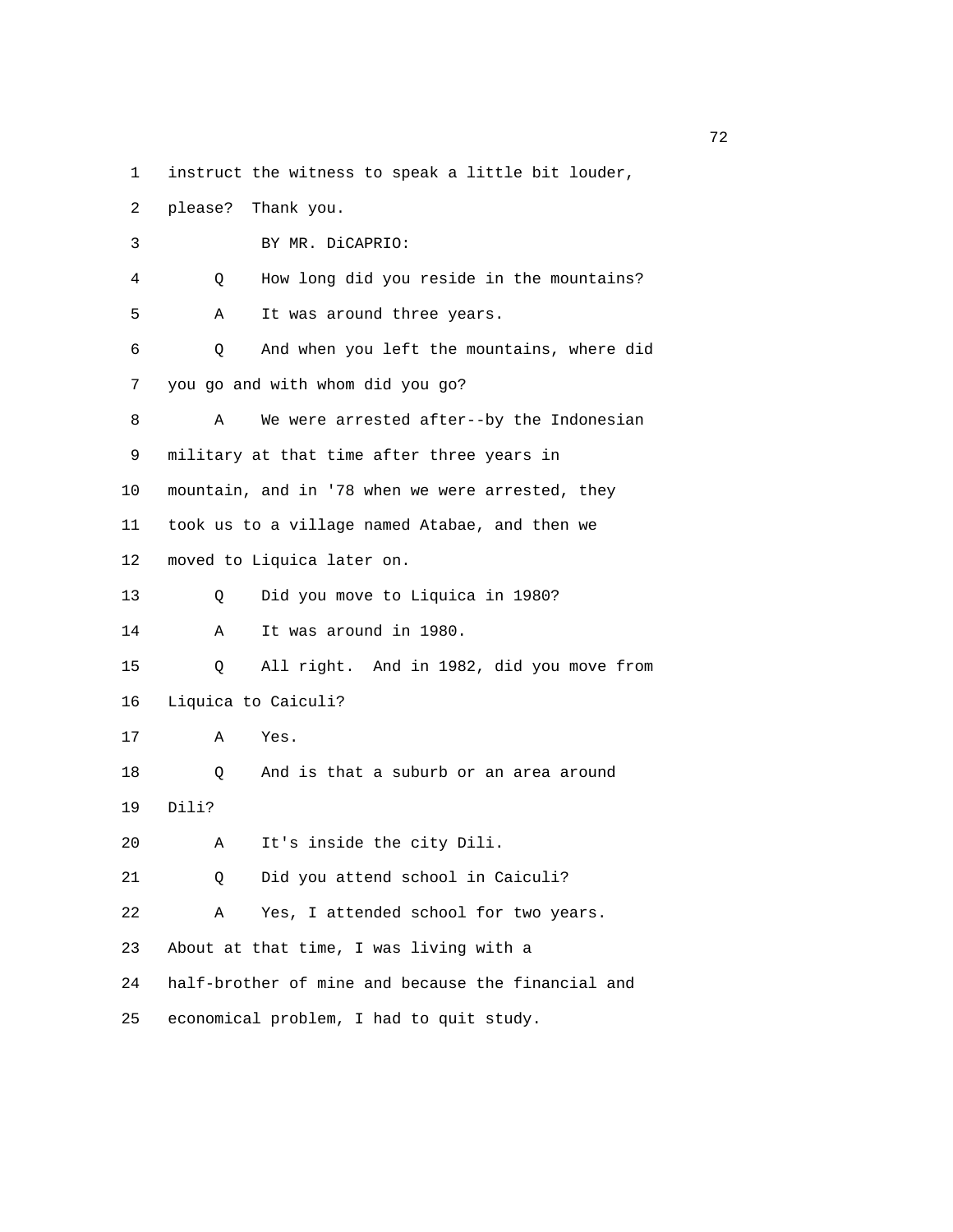1 instruct the witness to speak a little bit louder,

2 please? Thank you.

3 BY MR. DiCAPRIO:

4 Q How long did you reside in the mountains?

5 A It was around three years.

6 Q And when you left the mountains, where did

7 you go and with whom did you go?

8 A We were arrested after--by the Indonesian

9 military at that time after three years in

10 mountain, and in '78 when we were arrested, they

11 took us to a village named Atabae, and then we

12 moved to Liquica later on.

13 Q Did you move to Liquica in 1980?

14 A It was around in 1980.

15 Q All right. And in 1982, did you move from

16 Liquica to Caiculi?

17 A Yes.

18 Q And is that a suburb or an area around

19 Dili?

20 A It's inside the city Dili.

21 Q Did you attend school in Caiculi?

22 A Yes, I attended school for two years.

23 About at that time, I was living with a

24 half-brother of mine and because the financial and

25 economical problem, I had to quit study.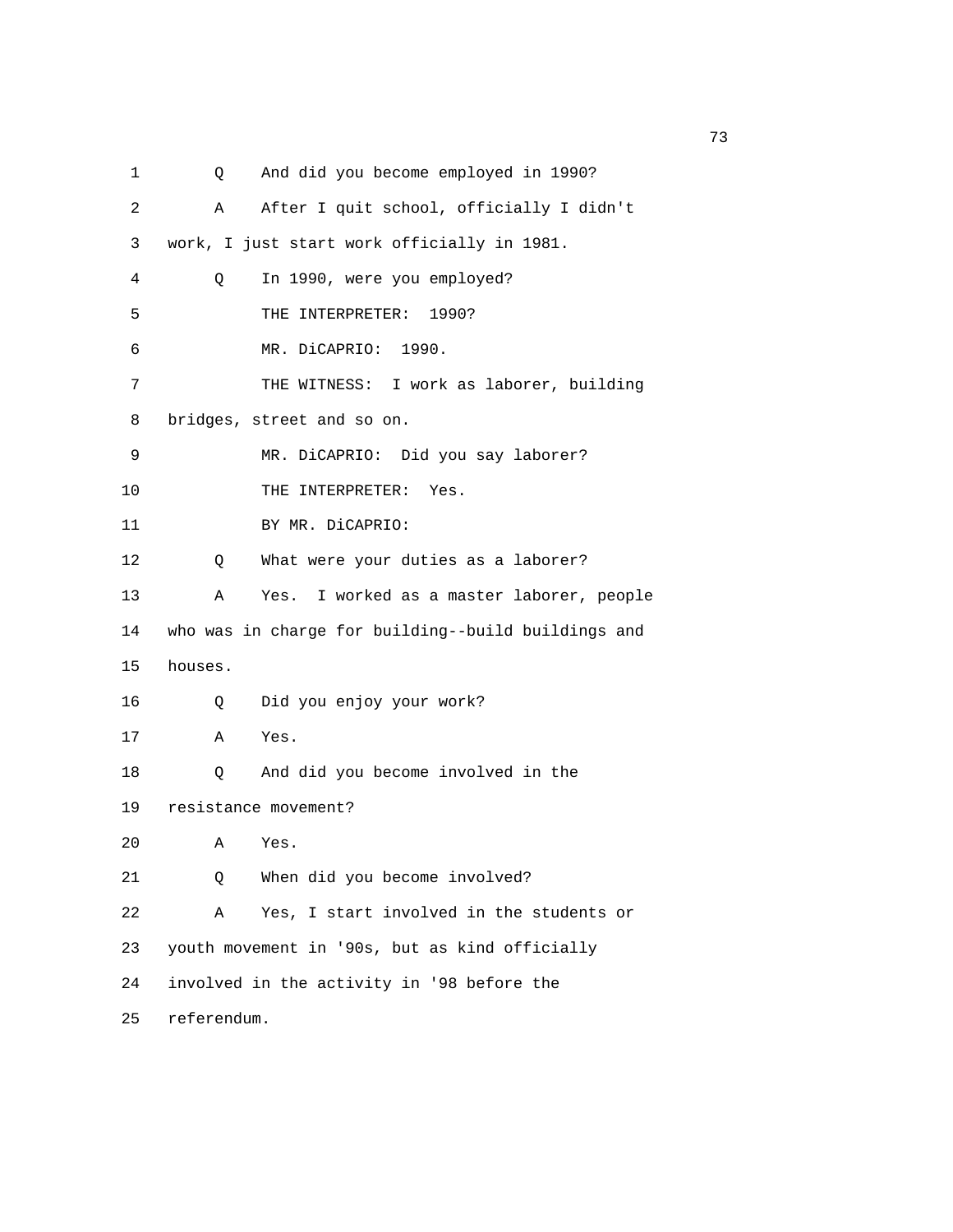1 Q And did you become employed in 1990?

2 A After I quit school, officially I didn't

3 work, I just start work officially in 1981.

4 Q In 1990, were you employed?

5 THE INTERPRETER: 1990?

6 MR. DiCAPRIO: 1990.

7 THE WITNESS: I work as laborer, building

8 bridges, street and so on.

9 MR. DiCAPRIO: Did you say laborer?

10 THE INTERPRETER: Yes.

11 BY MR. DiCAPRIO:

12 Q What were your duties as a laborer?

13 A Yes. I worked as a master laborer, people

14 who was in charge for building--build buildings and

15 houses.

16 Q Did you enjoy your work?

17 A Yes.

18 Q And did you become involved in the

19 resistance movement?

20 A Yes.

21 Q When did you become involved?

22 A Yes, I start involved in the students or

23 youth movement in '90s, but as kind officially

24 involved in the activity in '98 before the

25 referendum.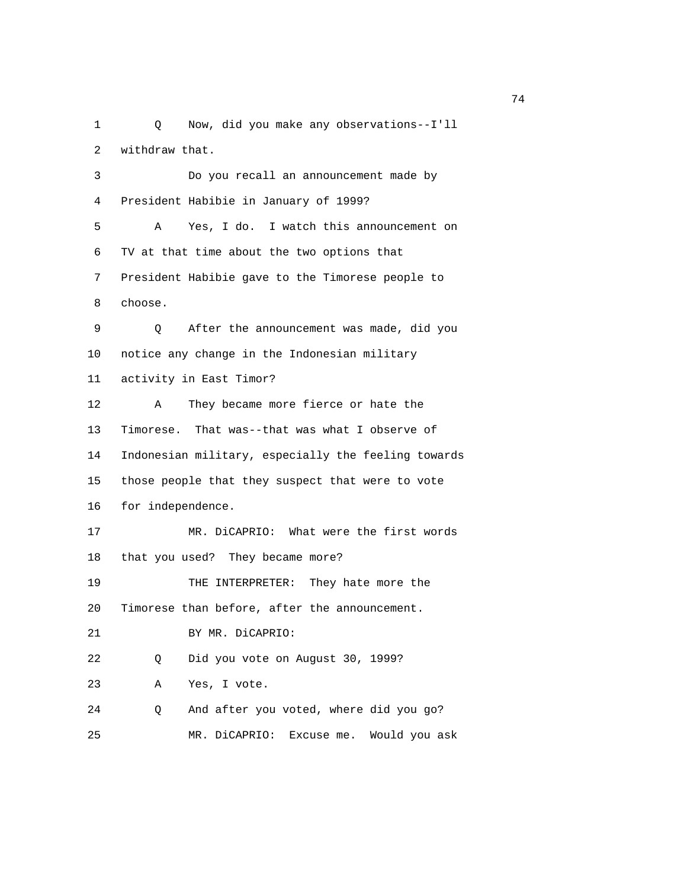1 Q Now, did you make any observations--I'll
2 withdraw that.
3 Do you recall an announcement made by
4 President Habibie in January of 1999?
5 A Yes, I do. I watch this announcement on
6 TV at that time about the two options that
7 President Habibie gave to the Timorese people to
8 choose.
9 Q After the announcement was made, did you
10 notice any change in the Indonesian military
11 activity in East Timor?
12 A They became more fierce or hate the
13 Timorese. That was--that was what I observe of
14 Indonesian military, especially the feeling towards
15 those people that they suspect that were to vote
16 for independence.
17 MR. DiCAPRIO: What were the first words
18 that you used? They became more?
19 THE INTERPRETER: They hate more the
20 Timorese than before, after the announcement.
21 BY MR. DiCAPRIO:
22 Q Did you vote on August 30, 1999?
23 A Yes, I vote.
24 Q And after you voted, where did you go?
25 MR. DiCAPRIO: Excuse me. Would you ask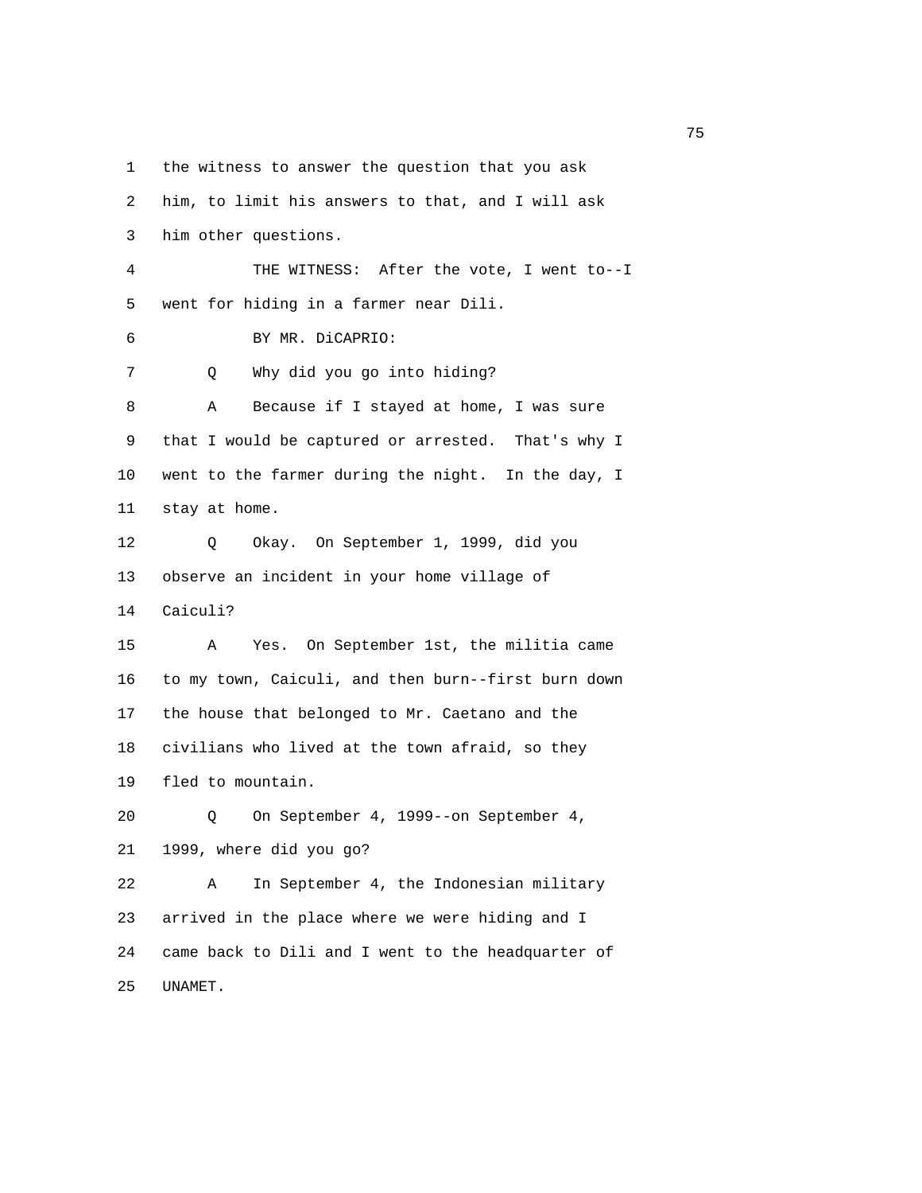1 the witness to answer the question that you ask
2 him, to limit his answers to that, and I will ask
3 him other questions.
4 THE WITNESS: After the vote, I went to--I
5 went for hiding in a farmer near Dili.
6 BY MR. DiCAPRIO:
7 Q Why did you go into hiding?
8 A Because if I stayed at home, I was sure
9 that I would be captured or arrested. That's why I
10 went to the farmer during the night. In the day, I
11 stay at home.
12 Q Okay. On September 1, 1999, did you
13 observe an incident in your home village of
14 Caiculi?
15 A Yes. On September 1st, the militia came
16 to my town, Caiculi, and then burn--first burn down
17 the house that belonged to Mr. Caetano and the
18 civilians who lived at the town afraid, so they
19 fled to mountain.
20 Q On September 4, 1999--on September 4,
21 1999, where did you go?
22 A In September 4, the Indonesian military
23 arrived in the place where we were hiding and I
24 came back to Dili and I went to the headquarter of
25 UNAMET.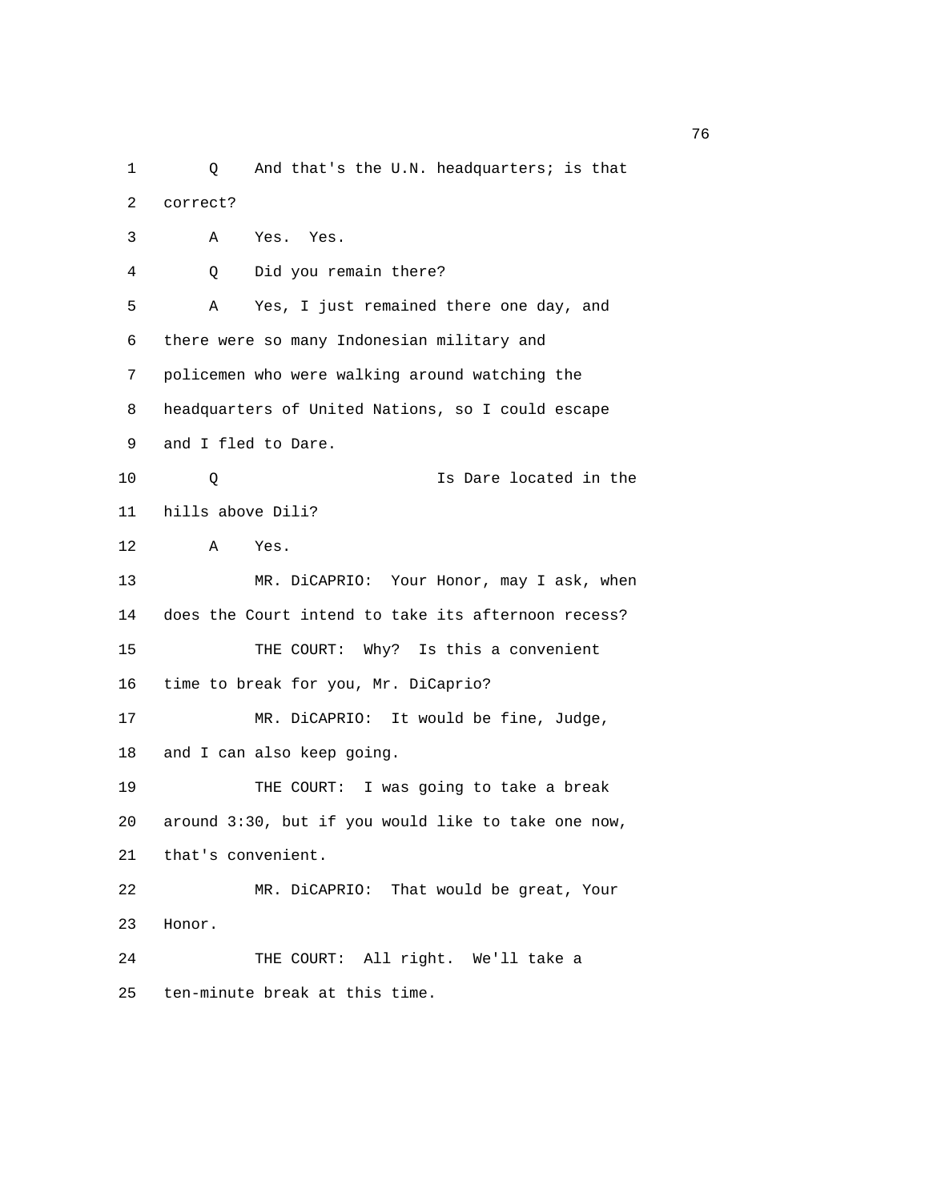1 Q And that's the U.N. headquarters; is that
2 correct?
3 A Yes. Yes.
4 Q Did you remain there?
5 A Yes, I just remained there one day, and
6 there were so many Indonesian military and
7 policemen who were walking around watching the
8 headquarters of United Nations, so I could escape
9 and I fled to Dare.
10 Q Is Dare located in the
11 hills above Dili?
12 A Yes.
13 MR. DiCAPRIO: Your Honor, may I ask, when
14 does the Court intend to take its afternoon recess?
15 THE COURT: Why? Is this a convenient
16 time to break for you, Mr. DiCaprio?
17 MR. DiCAPRIO: It would be fine, Judge,
18 and I can also keep going.
19 THE COURT: I was going to take a break
20 around 3:30, but if you would like to take one now,
21 that's convenient.
22 MR. DiCAPRIO: That would be great, Your
23 Honor.
24 THE COURT: All right. We'll take a
25 ten-minute break at this time.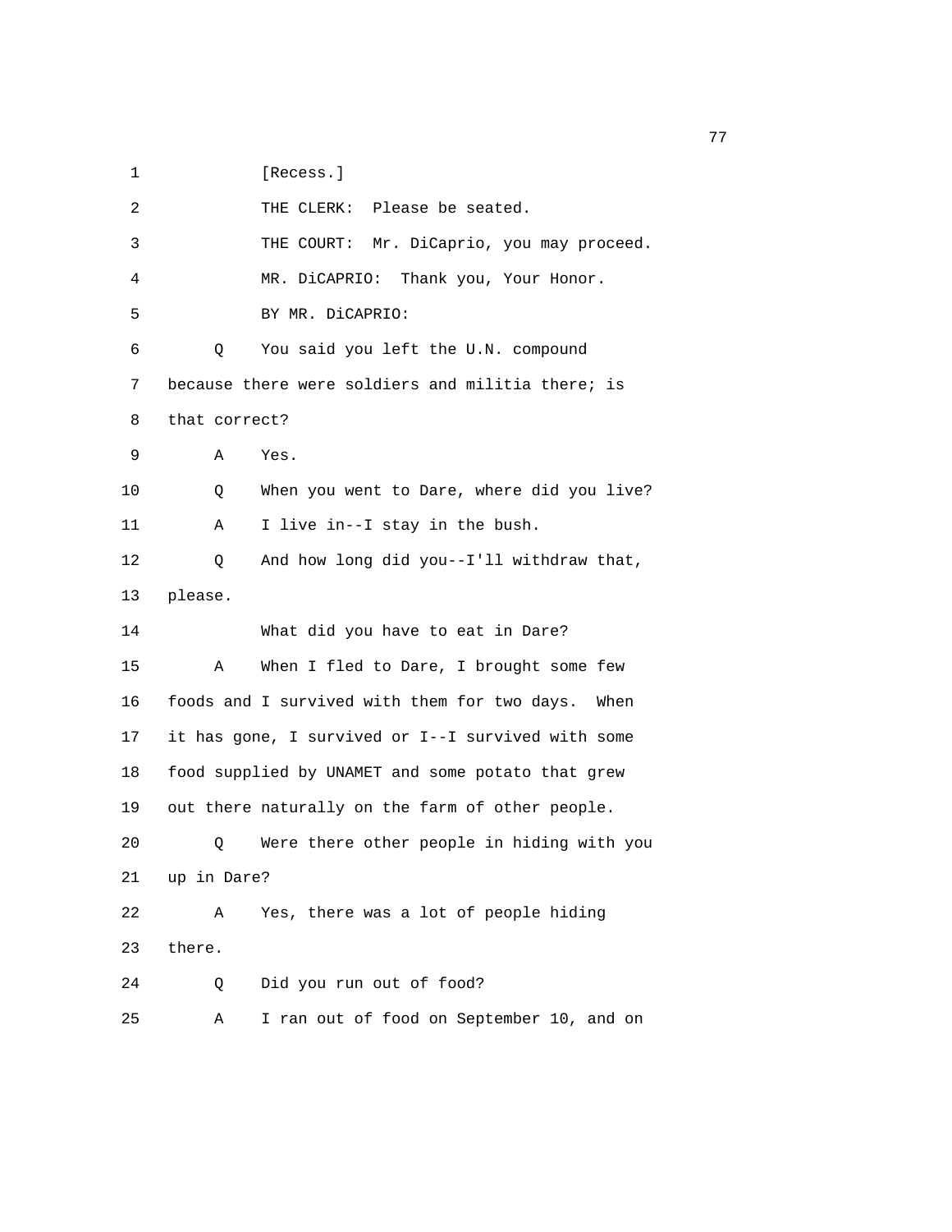1 [Recess.]

2 THE CLERK: Please be seated.

3 THE COURT: Mr. DiCaprio, you may proceed.

4 MR. DiCAPRIO: Thank you, Your Honor.

5 BY MR. DiCAPRIO:

6 Q You said you left the U.N. compound

7 because there were soldiers and militia there; is

8 that correct?

9 A Yes.

10 Q When you went to Dare, where did you live?

11 A I live in--I stay in the bush.

12 Q And how long did you--I'll withdraw that,

13 please.

14 What did you have to eat in Dare?

15 A When I fled to Dare, I brought some few

16 foods and I survived with them for two days. When

17 it has gone, I survived or I--I survived with some

18 food supplied by UNAMET and some potato that grew

19 out there naturally on the farm of other people.

20 Q Were there other people in hiding with you

21 up in Dare?

22 A Yes, there was a lot of people hiding

23 there.

24 Q Did you run out of food?

25 A I ran out of food on September 10, and on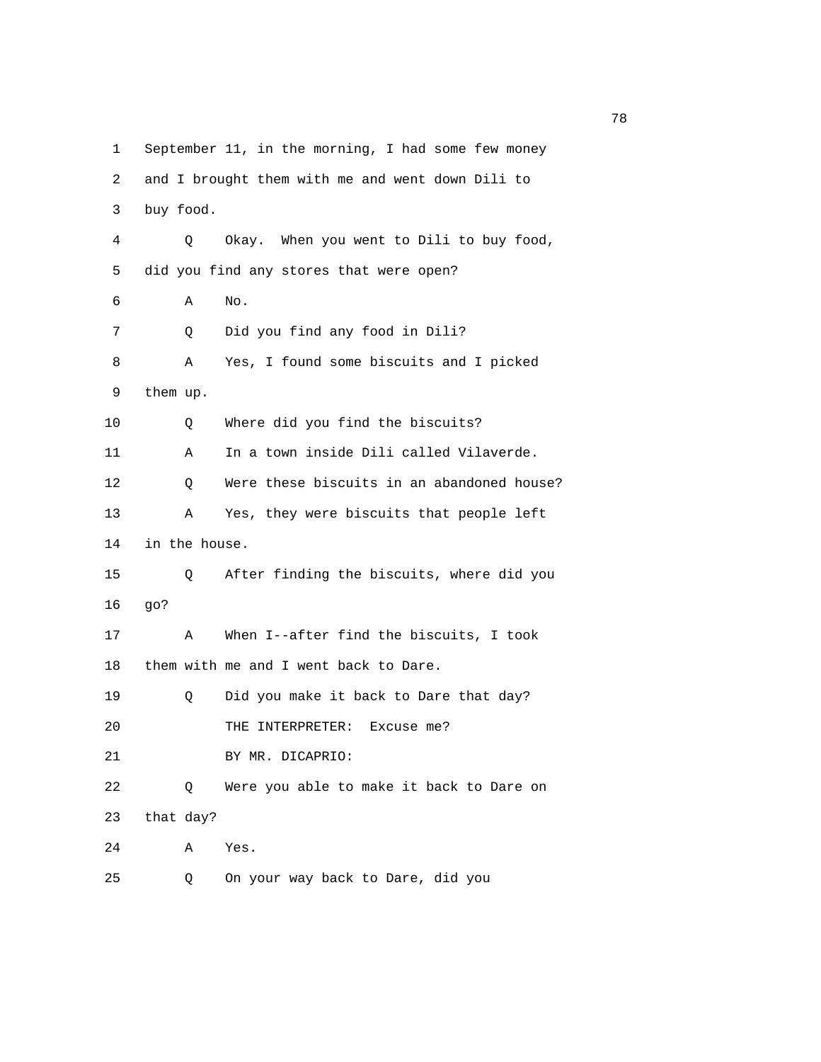September 11, in the morning, I had some few money and I brought them with me and went down Dili to buy food.

Q Okay. When you went to Dili to buy food, did you find any stores that were open?

A No.

Q Did you find any food in Dili?

A Yes, I found some biscuits and I picked them up.

Q Where did you find the biscuits?

A In a town inside Dili called Vilaverde.

Q Were these biscuits in an abandoned house?

A Yes, they were biscuits that people left in the house.

Q After finding the biscuits, where did you go?

A When I--after find the biscuits, I took them with me and I went back to Dare.

Q Did you make it back to Dare that day?

THE INTERPRETER: Excuse me?

BY MR. DICAPRIO:

Q Were you able to make it back to Dare on that day?

A Yes.

Q On your way back to Dare, did you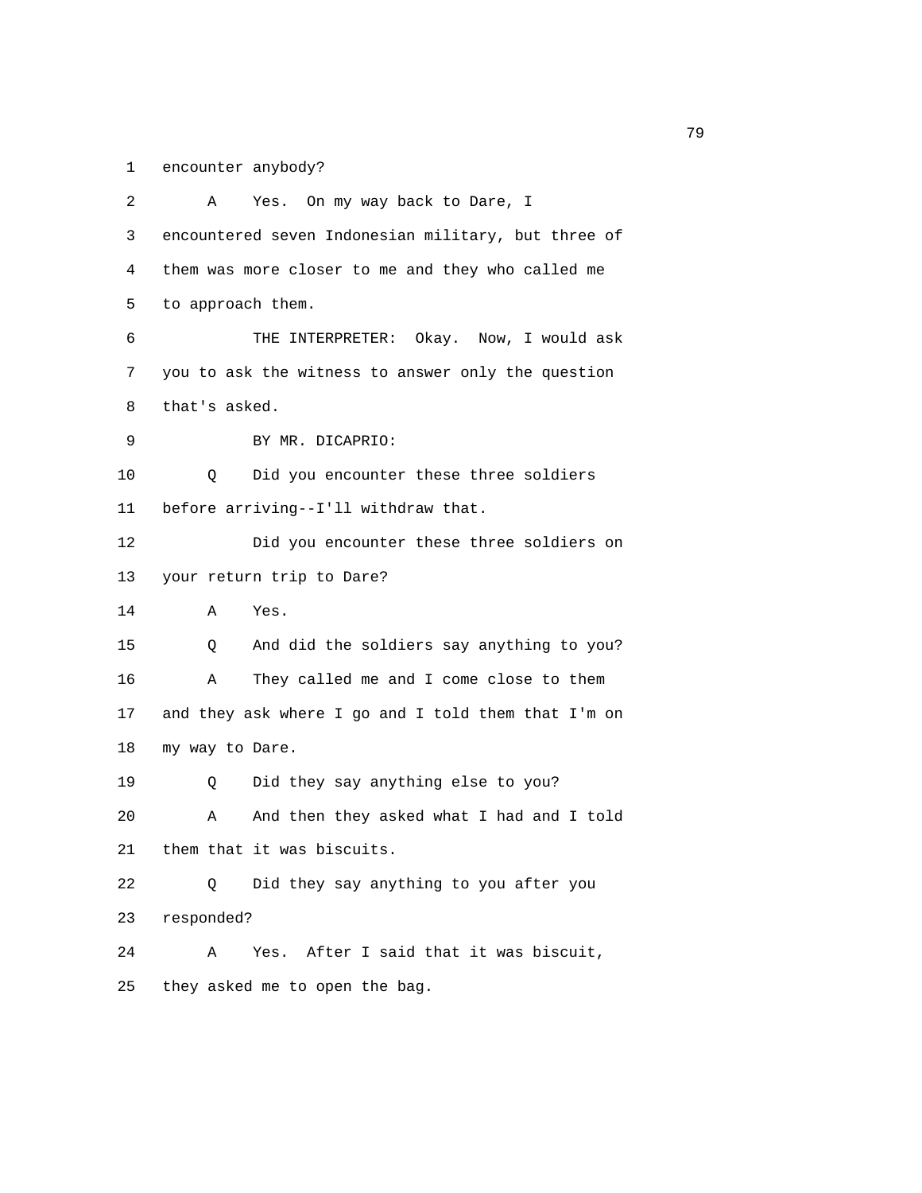1 encounter anybody?

2 A Yes. On my way back to Dare, I

3 encountered seven Indonesian military, but three of

4 them was more closer to me and they who called me

5 to approach them.

6 THE INTERPRETER: Okay. Now, I would ask

7 you to ask the witness to answer only the question

8 that's asked.

9 BY MR. DICAPRIO:

10 Q Did you encounter these three soldiers

11 before arriving--I'll withdraw that.

12 Did you encounter these three soldiers on

13 your return trip to Dare?

14 A Yes.

15 Q And did the soldiers say anything to you?

16 A They called me and I come close to them

17 and they ask where I go and I told them that I'm on

18 my way to Dare.

19 Q Did they say anything else to you?

20 A And then they asked what I had and I told

21 them that it was biscuits.

22 Q Did they say anything to you after you

23 responded?

24 A Yes. After I said that it was biscuit,

25 they asked me to open the bag.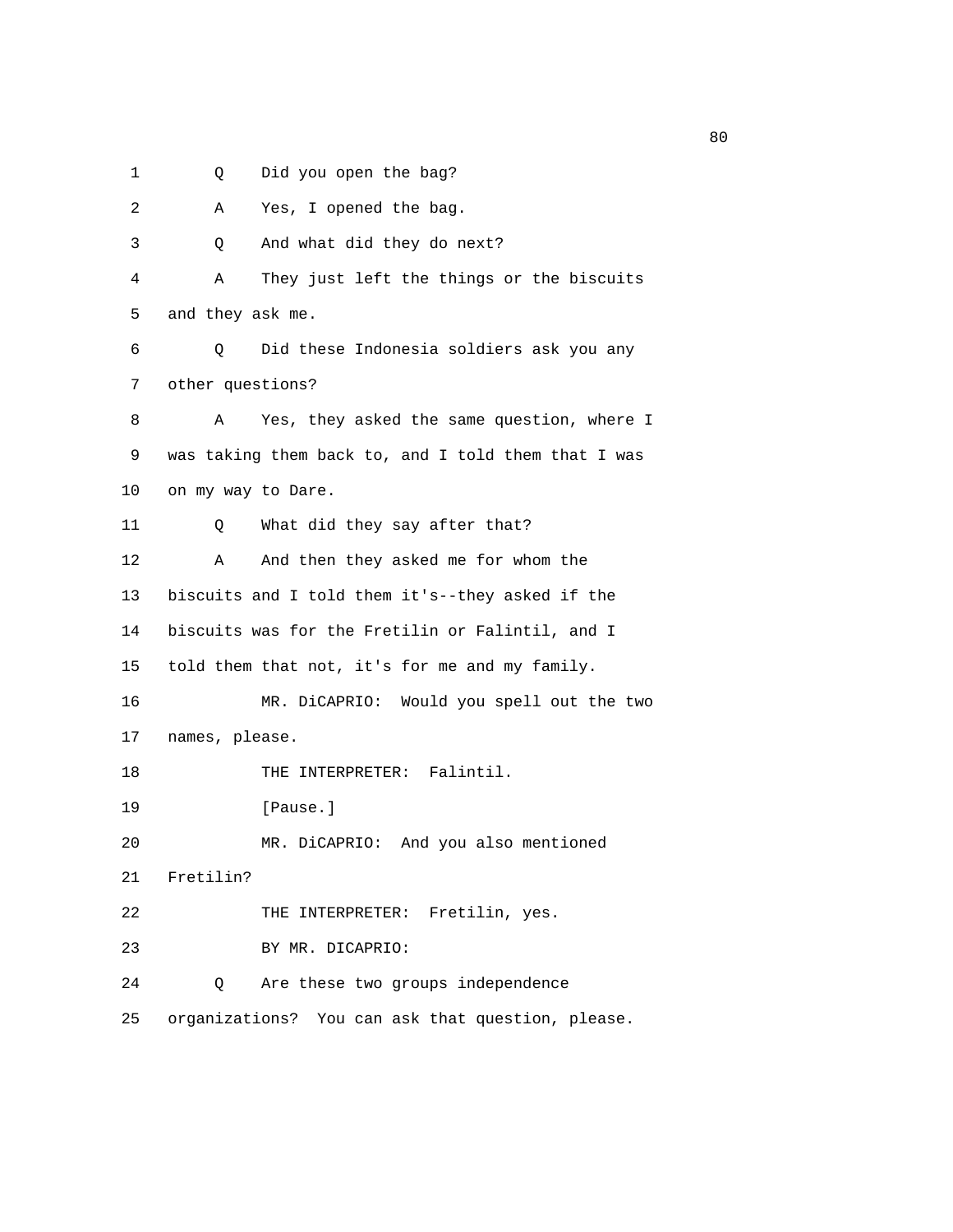1 Q Did you open the bag?

2 A Yes, I opened the bag.

3 Q And what did they do next?

4 A They just left the things or the biscuits
5 and they ask me.

6 Q Did these Indonesia soldiers ask you any
7 other questions?

8 A Yes, they asked the same question, where I
9 was taking them back to, and I told them that I was
10 on my way to Dare.

11 Q What did they say after that?

12 A And then they asked me for whom the
13 biscuits and I told them it's--they asked if the
14 biscuits was for the Fretilin or Falintil, and I
15 told them that not, it's for me and my family.

16 MR. DiCAPRIO: Would you spell out the two
17 names, please.

18 THE INTERPRETER: Falintil.

19 [Pause.]

20 MR. DiCAPRIO: And you also mentioned
21 Fretilin?

22 THE INTERPRETER: Fretilin, yes.

23 BY MR. DICAPRIO:

24 Q Are these two groups independence
25 organizations? You can ask that question, please.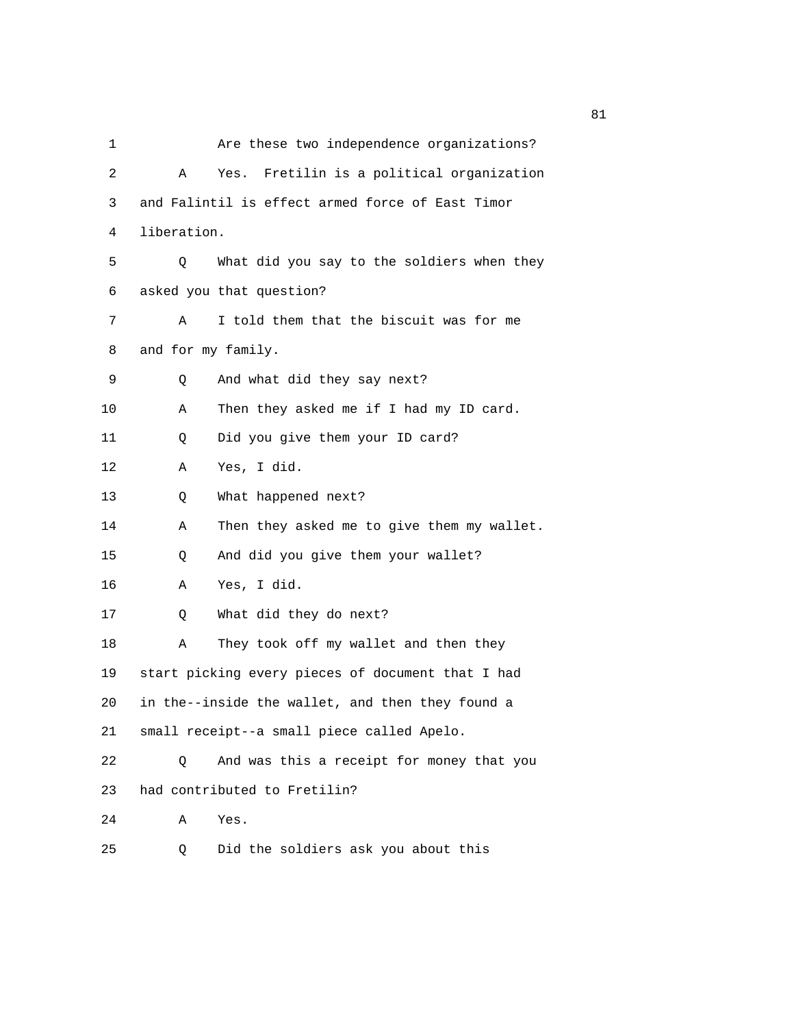1 Are these two independence organizations?

2 A Yes. Fretilin is a political organization

3 and Falintil is effect armed force of East Timor

4 liberation.

5 Q What did you say to the soldiers when they

6 asked you that question?

7 A I told them that the biscuit was for me

8 and for my family.

9 Q And what did they say next?

10 A Then they asked me if I had my ID card.

11 Q Did you give them your ID card?

12 A Yes, I did.

13 Q What happened next?

14 A Then they asked me to give them my wallet.

15 Q And did you give them your wallet?

16 A Yes, I did.

17 Q What did they do next?

18 A They took off my wallet and then they

19 start picking every pieces of document that I had

20 in the--inside the wallet, and then they found a

21 small receipt--a small piece called Apelo.

22 Q And was this a receipt for money that you

23 had contributed to Fretilin?

24 A Yes.

25 Q Did the soldiers ask you about this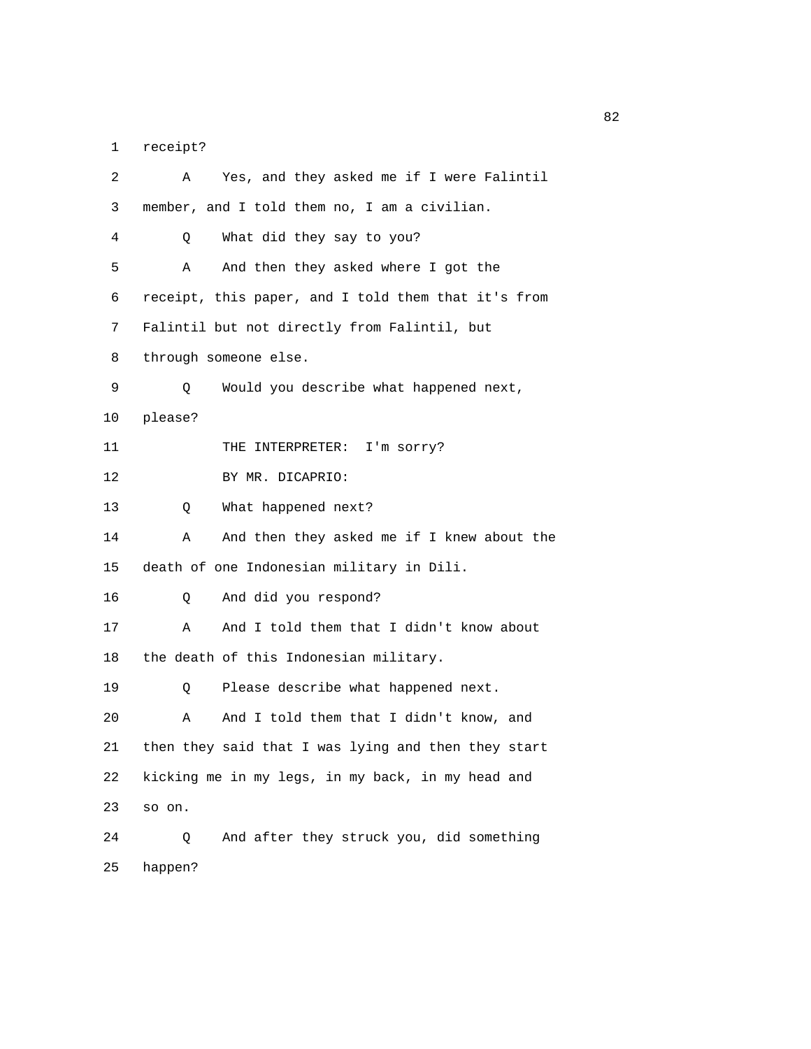1 receipt?

2 A Yes, and they asked me if I were Falintil

3 member, and I told them no, I am a civilian.

4 Q What did they say to you?

5 A And then they asked where I got the

6 receipt, this paper, and I told them that it's from

7 Falintil but not directly from Falintil, but

8 through someone else.

9 Q Would you describe what happened next,

10 please?

11 THE INTERPRETER: I'm sorry?

12 BY MR. DICAPRIO:

13 Q What happened next?

14 A And then they asked me if I knew about the

15 death of one Indonesian military in Dili.

16 Q And did you respond?

17 A And I told them that I didn't know about

18 the death of this Indonesian military.

19 Q Please describe what happened next.

20 A And I told them that I didn't know, and

21 then they said that I was lying and then they start

22 kicking me in my legs, in my back, in my head and

23 so on.

24 Q And after they struck you, did something

25 happen?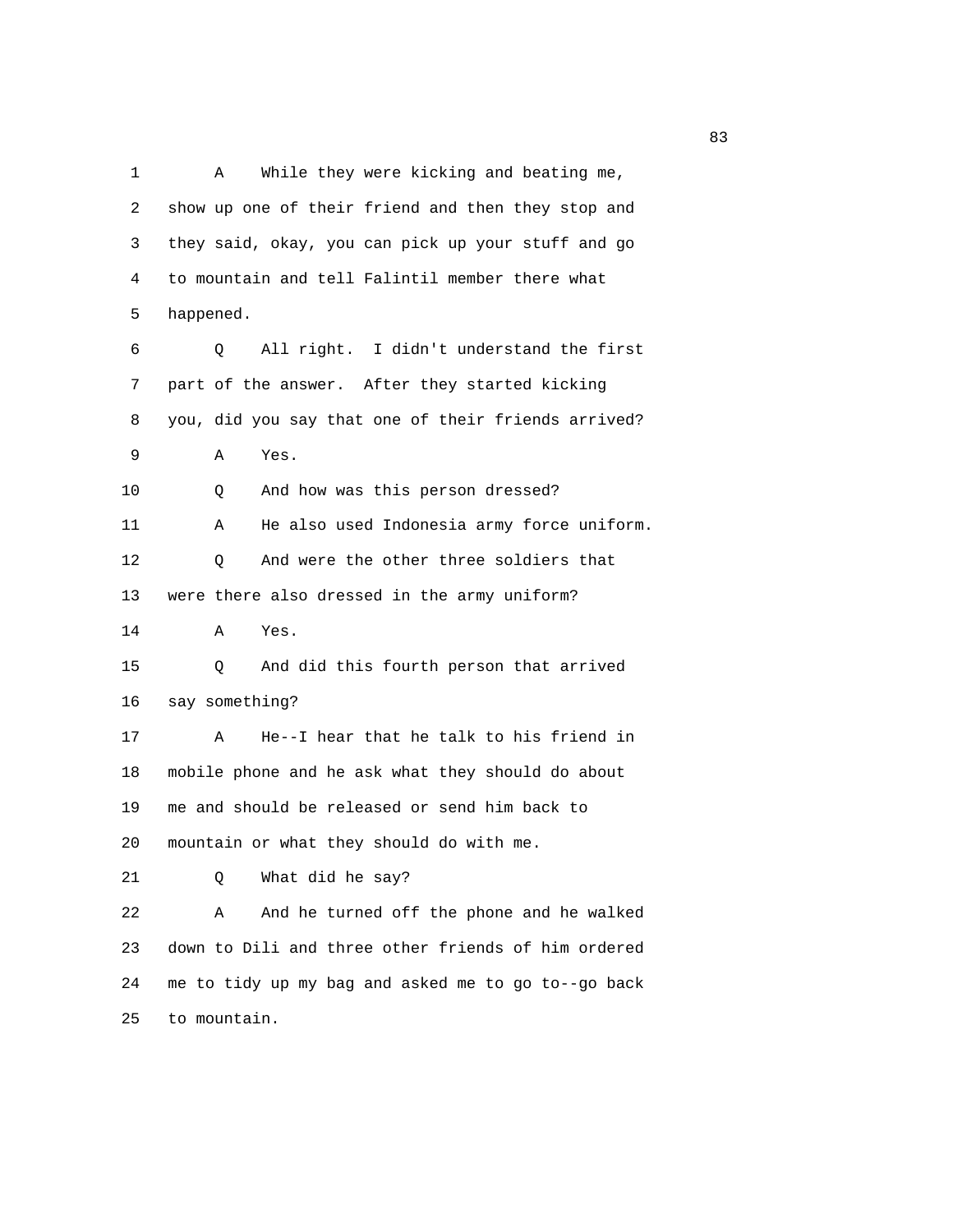1 A While they were kicking and beating me,
2 show up one of their friend and then they stop and
3 they said, okay, you can pick up your stuff and go
4 to mountain and tell Falintil member there what
5 happened.

6 Q All right. I didn't understand the first
7 part of the answer. After they started kicking
8 you, did you say that one of their friends arrived?

9 A Yes.

10 Q And how was this person dressed?

11 A He also used Indonesia army force uniform.

12 Q And were the other three soldiers that
13 were there also dressed in the army uniform?

14 A Yes.

15 Q And did this fourth person that arrived
16 say something?

17 A He--I hear that he talk to his friend in
18 mobile phone and he ask what they should do about
19 me and should be released or send him back to
20 mountain or what they should do with me.

21 Q What did he say?

22 A And he turned off the phone and he walked
23 down to Dili and three other friends of him ordered
24 me to tidy up my bag and asked me to go to--go back
25 to mountain.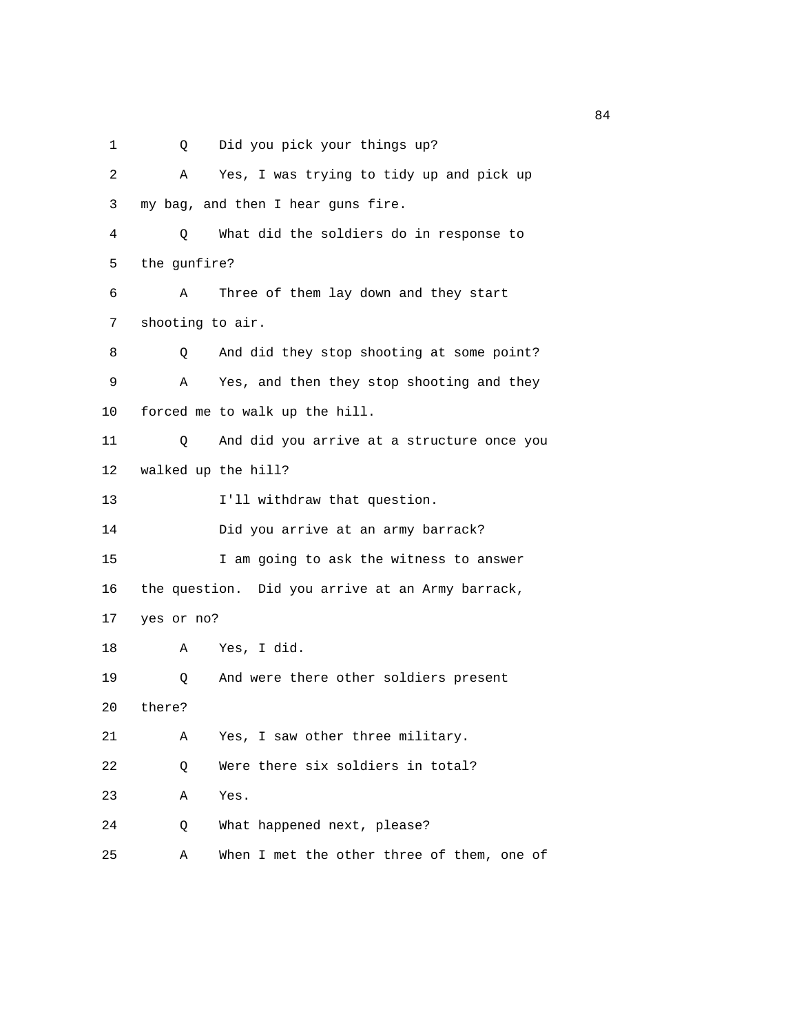1 Q Did you pick your things up?

2 A Yes, I was trying to tidy up and pick up

3 my bag, and then I hear guns fire.

4 Q What did the soldiers do in response to

5 the gunfire?

6 A Three of them lay down and they start

7 shooting to air.

8 Q And did they stop shooting at some point?

9 A Yes, and then they stop shooting and they

10 forced me to walk up the hill.

11 Q And did you arrive at a structure once you

12 walked up the hill?

13 I'll withdraw that question.

14 Did you arrive at an army barrack?

15 I am going to ask the witness to answer

16 the question. Did you arrive at an Army barrack,

17 yes or no?

18 A Yes, I did.

19 Q And were there other soldiers present

20 there?

21 A Yes, I saw other three military.

22 Q Were there six soldiers in total?

23 A Yes.

24 Q What happened next, please?

25 A When I met the other three of them, one of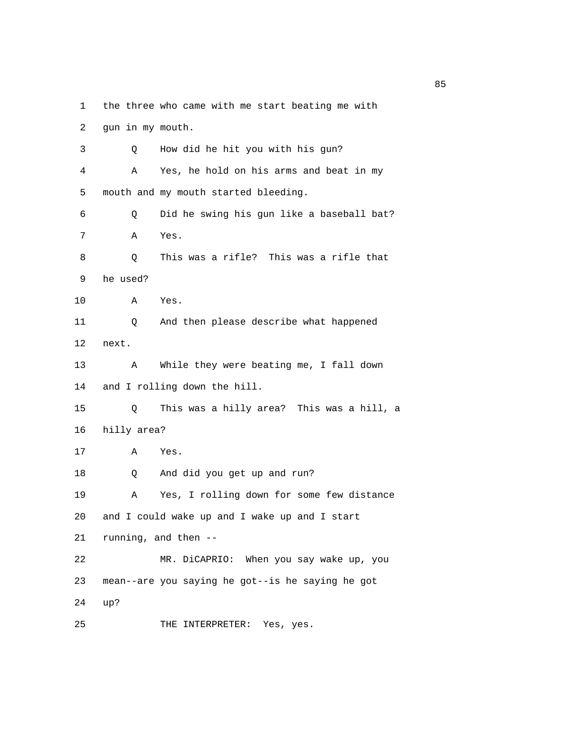1 the three who came with me start beating me with

2 gun in my mouth.

3 Q How did he hit you with his gun?

4 A Yes, he hold on his arms and beat in my

5 mouth and my mouth started bleeding.

6 Q Did he swing his gun like a baseball bat?

7 A Yes.

8 Q This was a rifle? This was a rifle that

9 he used?

10 A Yes.

11 Q And then please describe what happened

12 next.

13 A While they were beating me, I fall down

14 and I rolling down the hill.

15 Q This was a hilly area? This was a hill, a

16 hilly area?

17 A Yes.

18 Q And did you get up and run?

19 A Yes, I rolling down for some few distance

20 and I could wake up and I wake up and I start

21 running, and then --

22 MR. DiCAPRIO: When you say wake up, you

23 mean--are you saying he got--is he saying he got

24 up?

25 THE INTERPRETER: Yes, yes.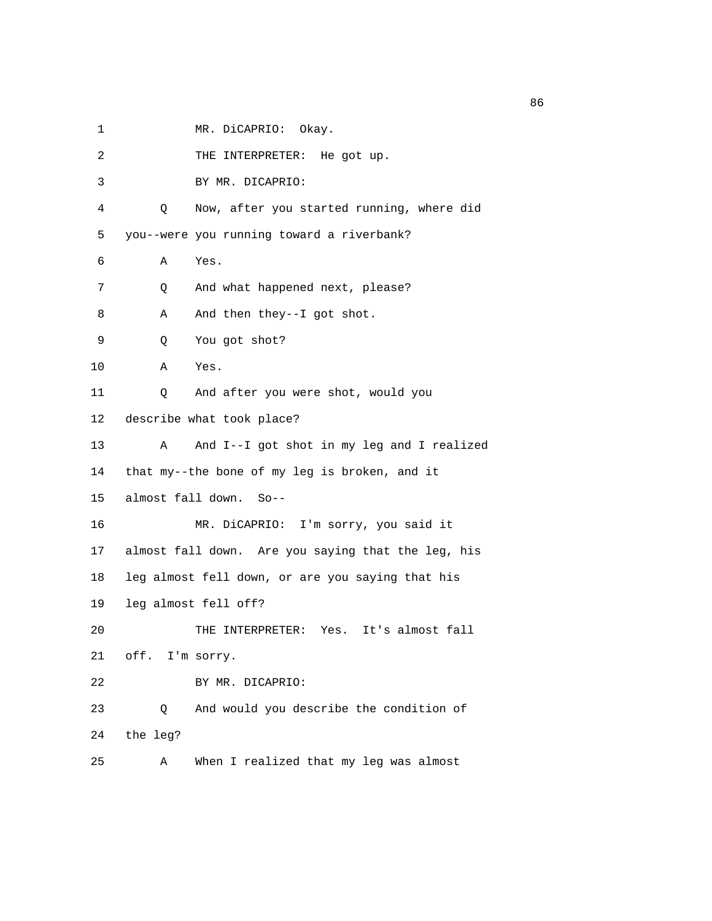1 MR. DiCAPRIO: Okay.

2 THE INTERPRETER: He got up.

3 BY MR. DICAPRIO:

4 Q Now, after you started running, where did

5 you--were you running toward a riverbank?

6 A Yes.

7 Q And what happened next, please?

8 A And then they--I got shot.

9 Q You got shot?

10 A Yes.

11 Q And after you were shot, would you

12 describe what took place?

13 A And I--I got shot in my leg and I realized

14 that my--the bone of my leg is broken, and it

15 almost fall down. So--

16 MR. DiCAPRIO: I'm sorry, you said it

17 almost fall down. Are you saying that the leg, his

18 leg almost fell down, or are you saying that his

19 leg almost fell off?

20 THE INTERPRETER: Yes. It's almost fall

21 off. I'm sorry.

22 BY MR. DICAPRIO:

23 Q And would you describe the condition of

24 the leg?

25 A When I realized that my leg was almost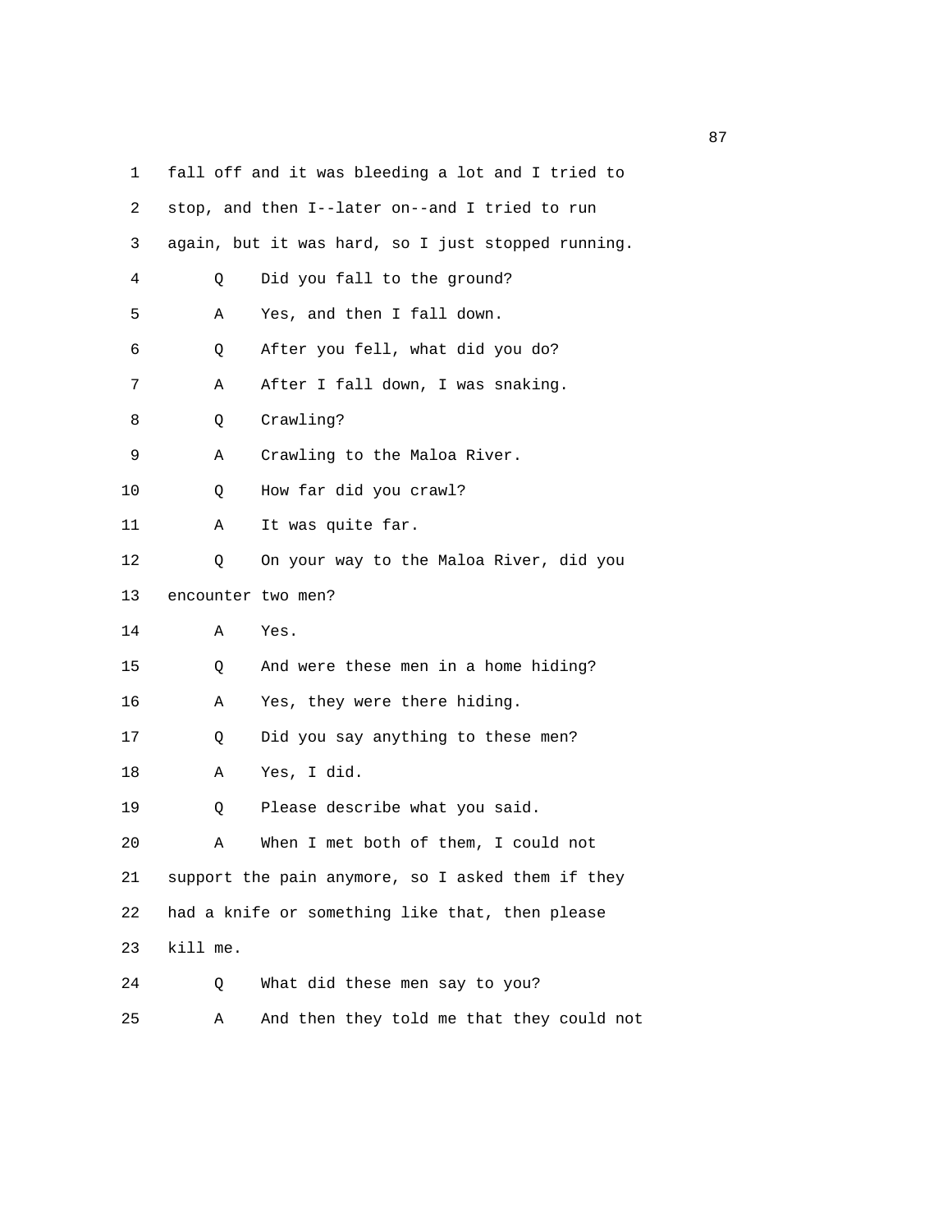1 fall off and it was bleeding a lot and I tried to

2 stop, and then I--later on--and I tried to run

3 again, but it was hard, so I just stopped running.

4 Q Did you fall to the ground?

5 A Yes, and then I fall down.

6 Q After you fell, what did you do?

7 A After I fall down, I was snaking.

8 Q Crawling?

9 A Crawling to the Maloa River.

10 Q How far did you crawl?

11 A It was quite far.

12 Q On your way to the Maloa River, did you

13 encounter two men?

14 A Yes.

15 Q And were these men in a home hiding?

16 A Yes, they were there hiding.

17 Q Did you say anything to these men?

18 A Yes, I did.

19 Q Please describe what you said.

20 A When I met both of them, I could not

21 support the pain anymore, so I asked them if they

22 had a knife or something like that, then please

23 kill me.

24 Q What did these men say to you?

25 A And then they told me that they could not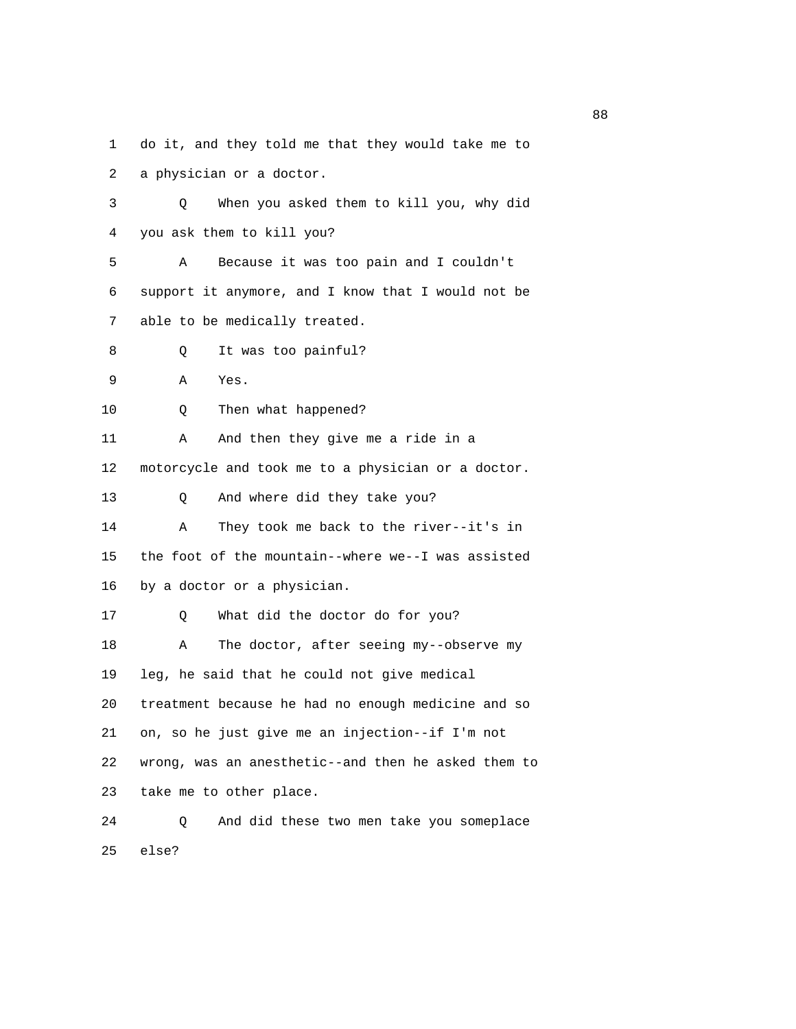do it, and they told me that they would take me to a physician or a doctor.

Q When you asked them to kill you, why did you ask them to kill you?

A Because it was too pain and I couldn't support it anymore, and I know that I would not be able to be medically treated.

Q It was too painful?

A Yes.

Q Then what happened?

A And then they give me a ride in a motorcycle and took me to a physician or a doctor.

Q And where did they take you?

A They took me back to the river--it's in the foot of the mountain--where we--I was assisted by a doctor or a physician.

Q What did the doctor do for you?

A The doctor, after seeing my--observe my leg, he said that he could not give medical treatment because he had no enough medicine and so on, so he just give me an injection--if I'm not wrong, was an anesthetic--and then he asked them to take me to other place.

Q And did these two men take you someplace else?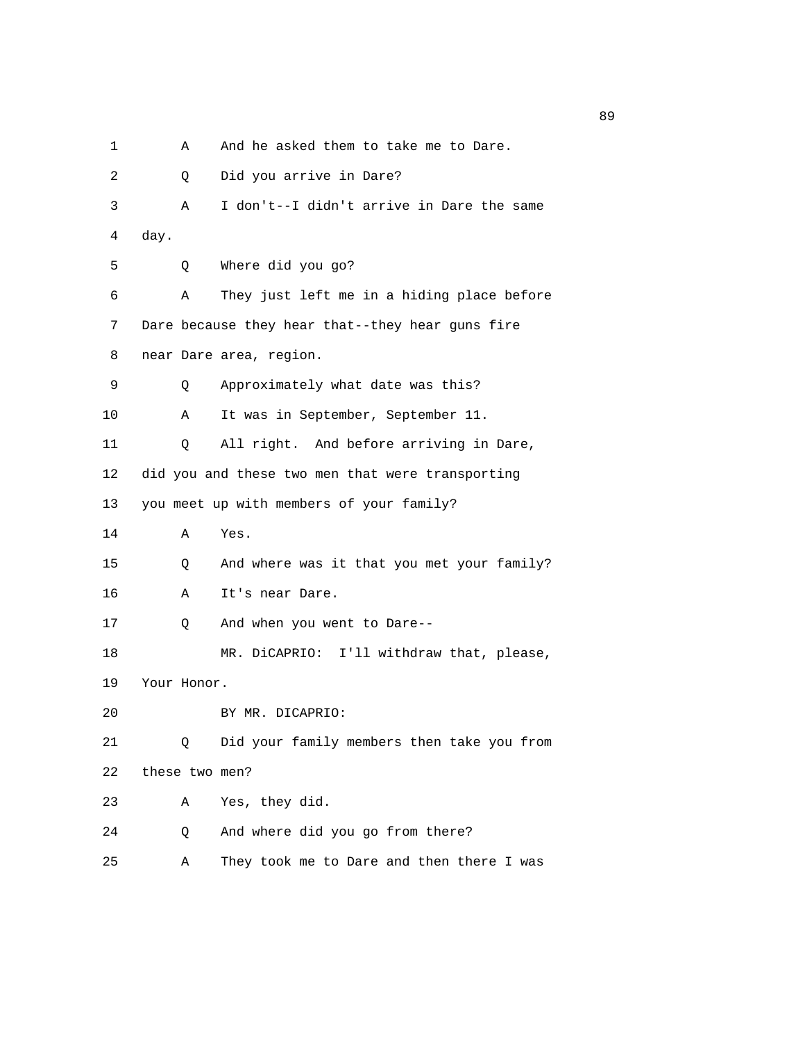1 A And he asked them to take me to Dare.

2 Q Did you arrive in Dare?

3 A I don't--I didn't arrive in Dare the same

4 day.

5 Q Where did you go?

6 A They just left me in a hiding place before

7 Dare because they hear that--they hear guns fire

8 near Dare area, region.

9 Q Approximately what date was this?

10 A It was in September, September 11.

11 Q All right. And before arriving in Dare,

12 did you and these two men that were transporting

13 you meet up with members of your family?

14 A Yes.

15 Q And where was it that you met your family?

16 A It's near Dare.

17 Q And when you went to Dare--

18 MR. DiCAPRIO: I'll withdraw that, please,

19 Your Honor.

20 BY MR. DICAPRIO:

21 Q Did your family members then take you from

22 these two men?

23 A Yes, they did.

24 Q And where did you go from there?

25 A They took me to Dare and then there I was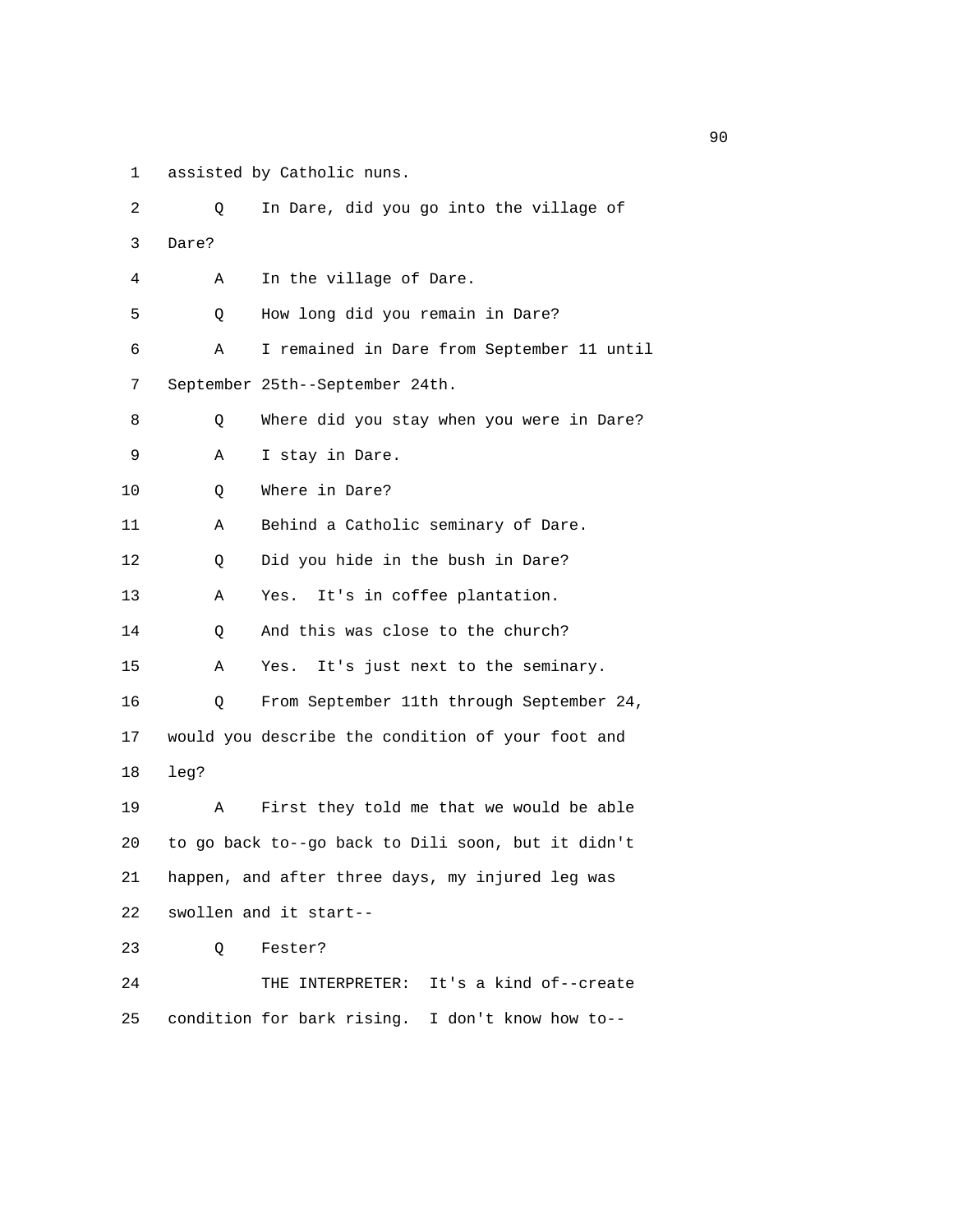1 assisted by Catholic nuns.

2 Q In Dare, did you go into the village of

3 Dare?

4 A In the village of Dare.

5 Q How long did you remain in Dare?

6 A I remained in Dare from September 11 until

7 September 25th--September 24th.

8 Q Where did you stay when you were in Dare?

9 A I stay in Dare.

10 Q Where in Dare?

11 A Behind a Catholic seminary of Dare.

12 Q Did you hide in the bush in Dare?

13 A Yes. It's in coffee plantation.

14 Q And this was close to the church?

15 A Yes. It's just next to the seminary.

16 Q From September 11th through September 24,

17 would you describe the condition of your foot and

18 leg?

19 A First they told me that we would be able

20 to go back to--go back to Dili soon, but it didn't

21 happen, and after three days, my injured leg was

22 swollen and it start--

23 Q Fester?

24 THE INTERPRETER: It's a kind of--create

25 condition for bark rising. I don't know how to--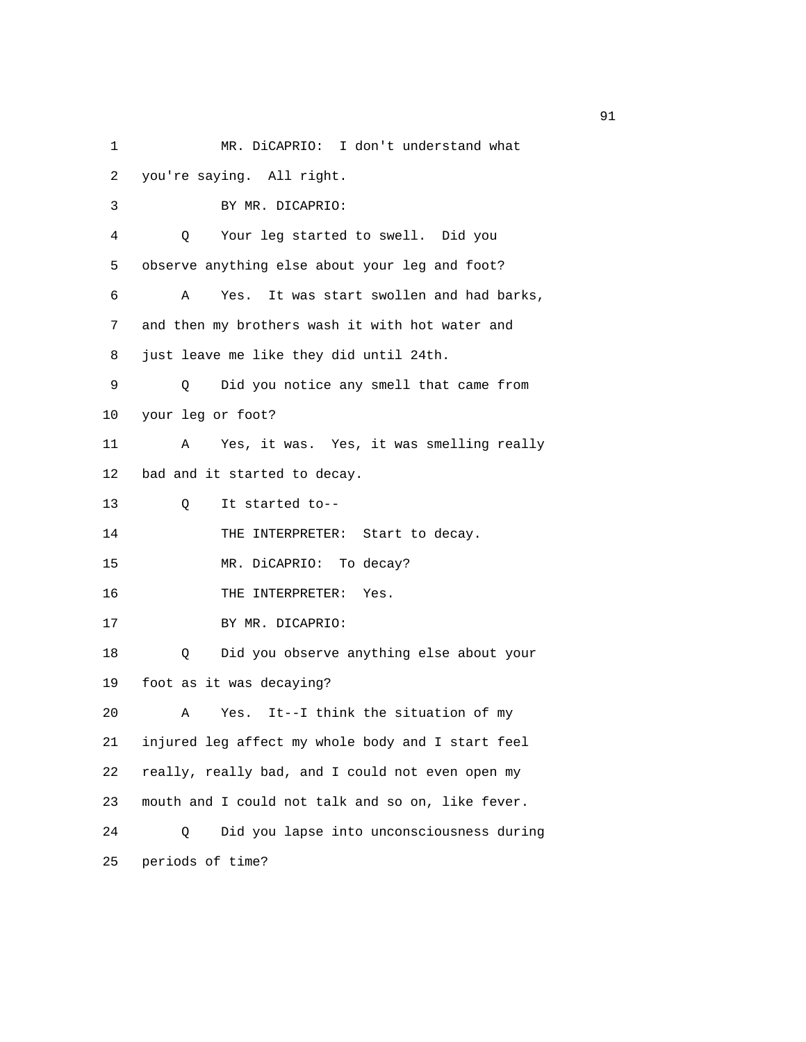1 MR. DiCAPRIO: I don't understand what
2 you're saying. All right.
3 BY MR. DICAPRIO:
4 Q Your leg started to swell. Did you
5 observe anything else about your leg and foot?
6 A Yes. It was start swollen and had barks,
7 and then my brothers wash it with hot water and
8 just leave me like they did until 24th.
9 Q Did you notice any smell that came from
10 your leg or foot?
11 A Yes, it was. Yes, it was smelling really
12 bad and it started to decay.
13 Q It started to--
14 THE INTERPRETER: Start to decay.
15 MR. DiCAPRIO: To decay?
16 THE INTERPRETER: Yes.
17 BY MR. DICAPRIO:
18 Q Did you observe anything else about your
19 foot as it was decaying?
20 A Yes. It--I think the situation of my
21 injured leg affect my whole body and I start feel
22 really, really bad, and I could not even open my
23 mouth and I could not talk and so on, like fever.
24 Q Did you lapse into unconsciousness during
25 periods of time?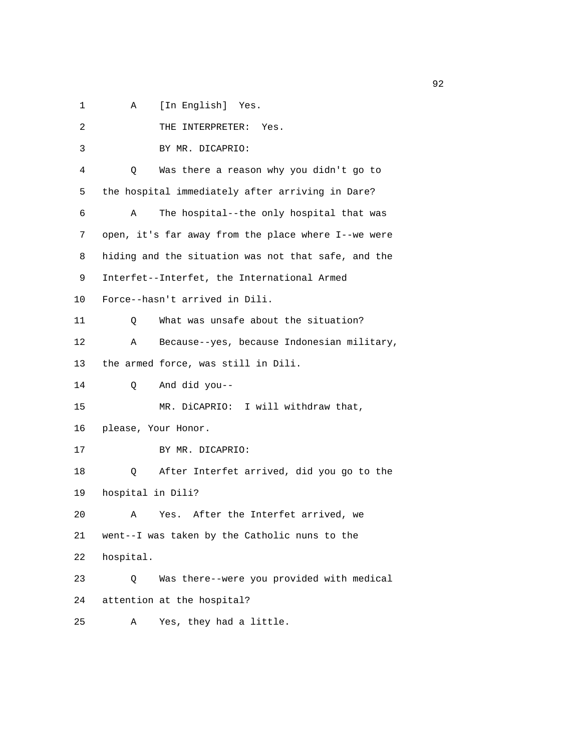1 A [In English] Yes.

2 THE INTERPRETER: Yes.

3 BY MR. DICAPRIO:

4 Q Was there a reason why you didn't go to

5 the hospital immediately after arriving in Dare?

6 A The hospital--the only hospital that was

7 open, it's far away from the place where I--we were

8 hiding and the situation was not that safe, and the

9 Interfet--Interfet, the International Armed

10 Force--hasn't arrived in Dili.

11 Q What was unsafe about the situation?

12 A Because--yes, because Indonesian military,

13 the armed force, was still in Dili.

14 Q And did you--

15 MR. DiCAPRIO: I will withdraw that,

16 please, Your Honor.

17 BY MR. DICAPRIO:

18 Q After Interfet arrived, did you go to the

19 hospital in Dili?

20 A Yes. After the Interfet arrived, we

21 went--I was taken by the Catholic nuns to the

22 hospital.

23 Q Was there--were you provided with medical

24 attention at the hospital?

25 A Yes, they had a little.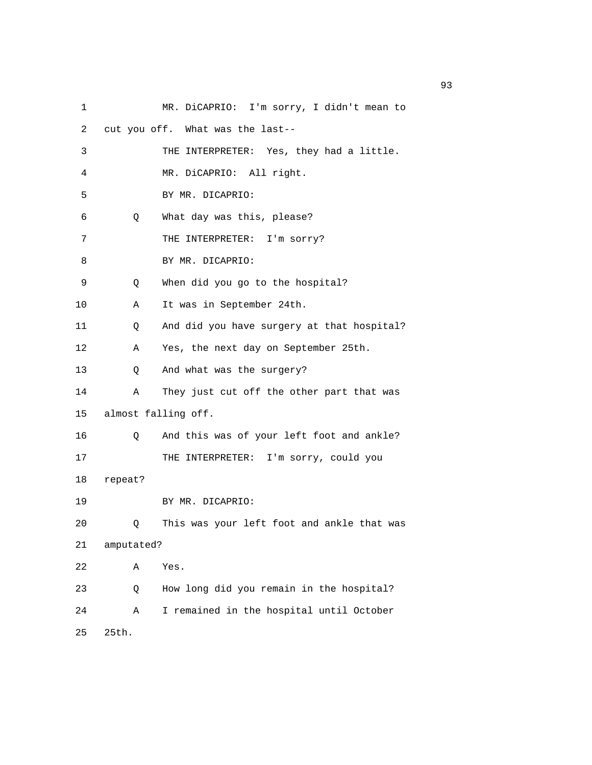1 MR. DiCAPRIO: I'm sorry, I didn't mean to
2 cut you off. What was the last--
3 THE INTERPRETER: Yes, they had a little.
4 MR. DiCAPRIO: All right.
5 BY MR. DICAPRIO:
6 Q What day was this, please?
7 THE INTERPRETER: I'm sorry?
8 BY MR. DICAPRIO:
9 Q When did you go to the hospital?
10 A It was in September 24th.
11 Q And did you have surgery at that hospital?
12 A Yes, the next day on September 25th.
13 Q And what was the surgery?
14 A They just cut off the other part that was
15 almost falling off.
16 Q And this was of your left foot and ankle?
17 THE INTERPRETER: I'm sorry, could you
18 repeat?
19 BY MR. DICAPRIO:
20 Q This was your left foot and ankle that was
21 amputated?
22 A Yes.
23 Q How long did you remain in the hospital?
24 A I remained in the hospital until October
25 25th.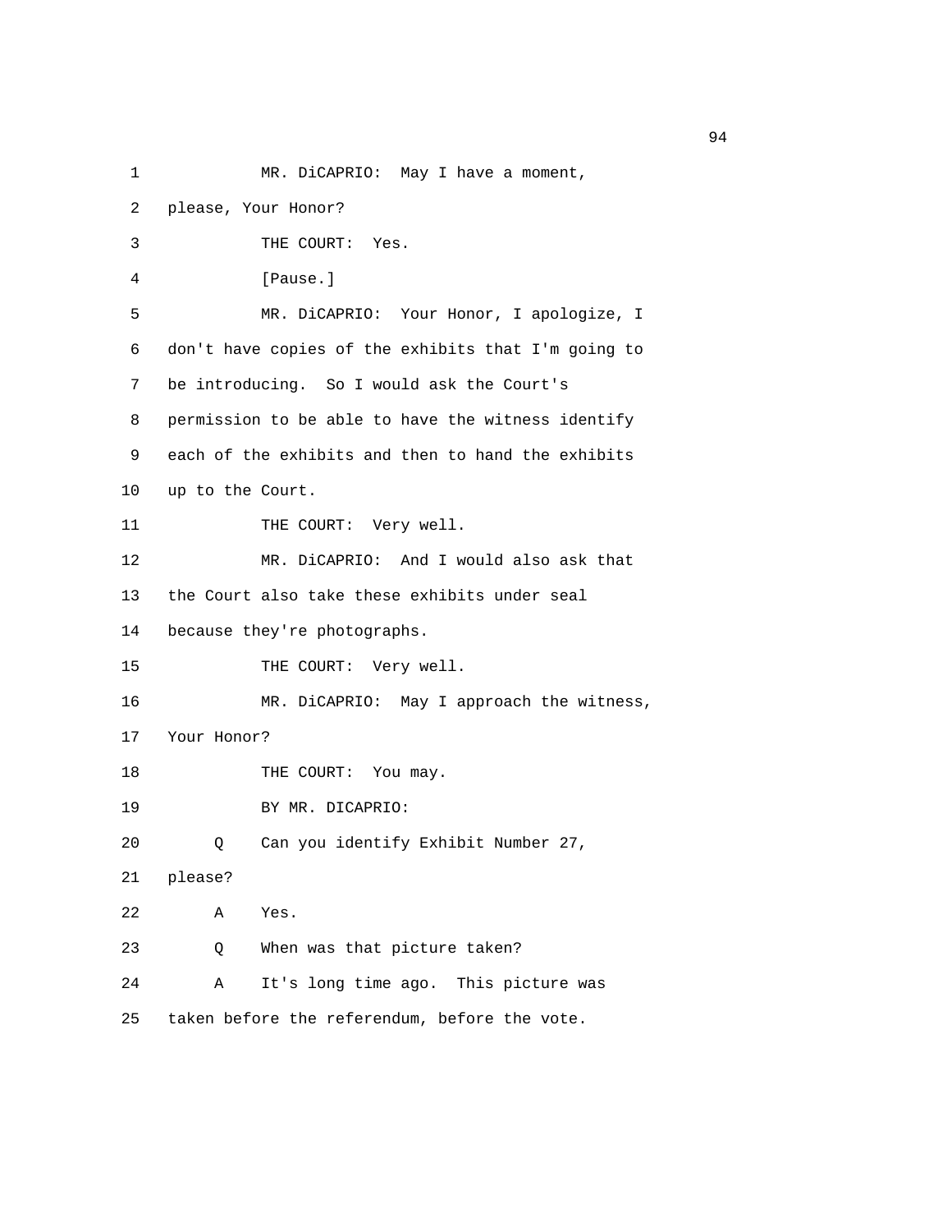1 MR. DiCAPRIO: May I have a moment,
2 please, Your Honor?
3 THE COURT: Yes.
4 [Pause.]
5 MR. DiCAPRIO: Your Honor, I apologize, I
6 don't have copies of the exhibits that I'm going to
7 be introducing. So I would ask the Court's
8 permission to be able to have the witness identify
9 each of the exhibits and then to hand the exhibits
10 up to the Court.
11 THE COURT: Very well.
12 MR. DiCAPRIO: And I would also ask that
13 the Court also take these exhibits under seal
14 because they're photographs.
15 THE COURT: Very well.
16 MR. DiCAPRIO: May I approach the witness,
17 Your Honor?
18 THE COURT: You may.
19 BY MR. DICAPRIO:
20 Q Can you identify Exhibit Number 27,
21 please?
22 A Yes.
23 Q When was that picture taken?
24 A It's long time ago. This picture was
25 taken before the referendum, before the vote.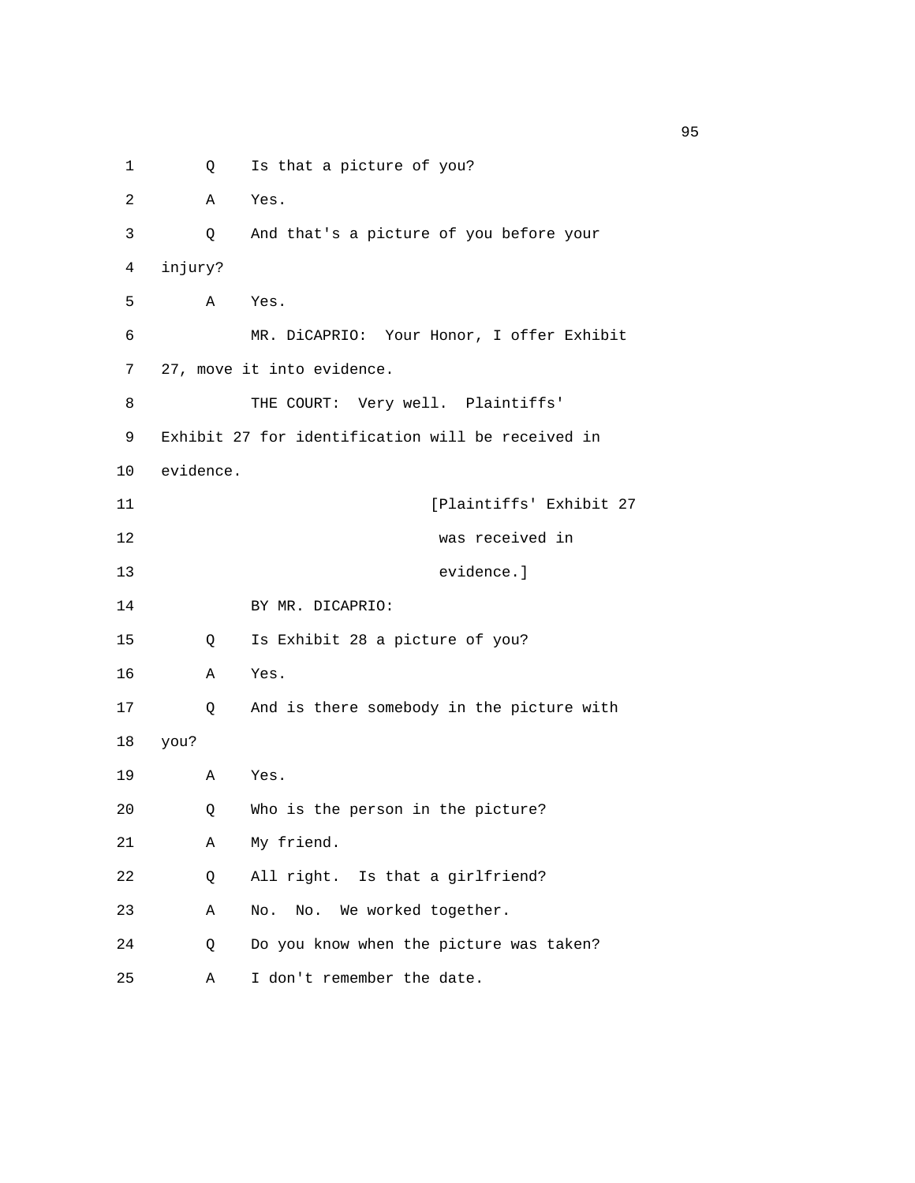1 Q Is that a picture of you?

2 A Yes.

3 Q And that's a picture of you before your

4 injury?

5 A Yes.

6 MR. DiCAPRIO: Your Honor, I offer Exhibit

7 27, move it into evidence.

8 THE COURT: Very well. Plaintiffs'

9 Exhibit 27 for identification will be received in

10 evidence.

11 [Plaintiffs' Exhibit 27

12 was received in

13 evidence.]

14 BY MR. DICAPRIO:

15 Q Is Exhibit 28 a picture of you?

16 A Yes.

17 Q And is there somebody in the picture with

18 you?

19 A Yes.

20 Q Who is the person in the picture?

21 A My friend.

22 Q All right. Is that a girlfriend?

23 A No. No. We worked together.

24 Q Do you know when the picture was taken?

25 A I don't remember the date.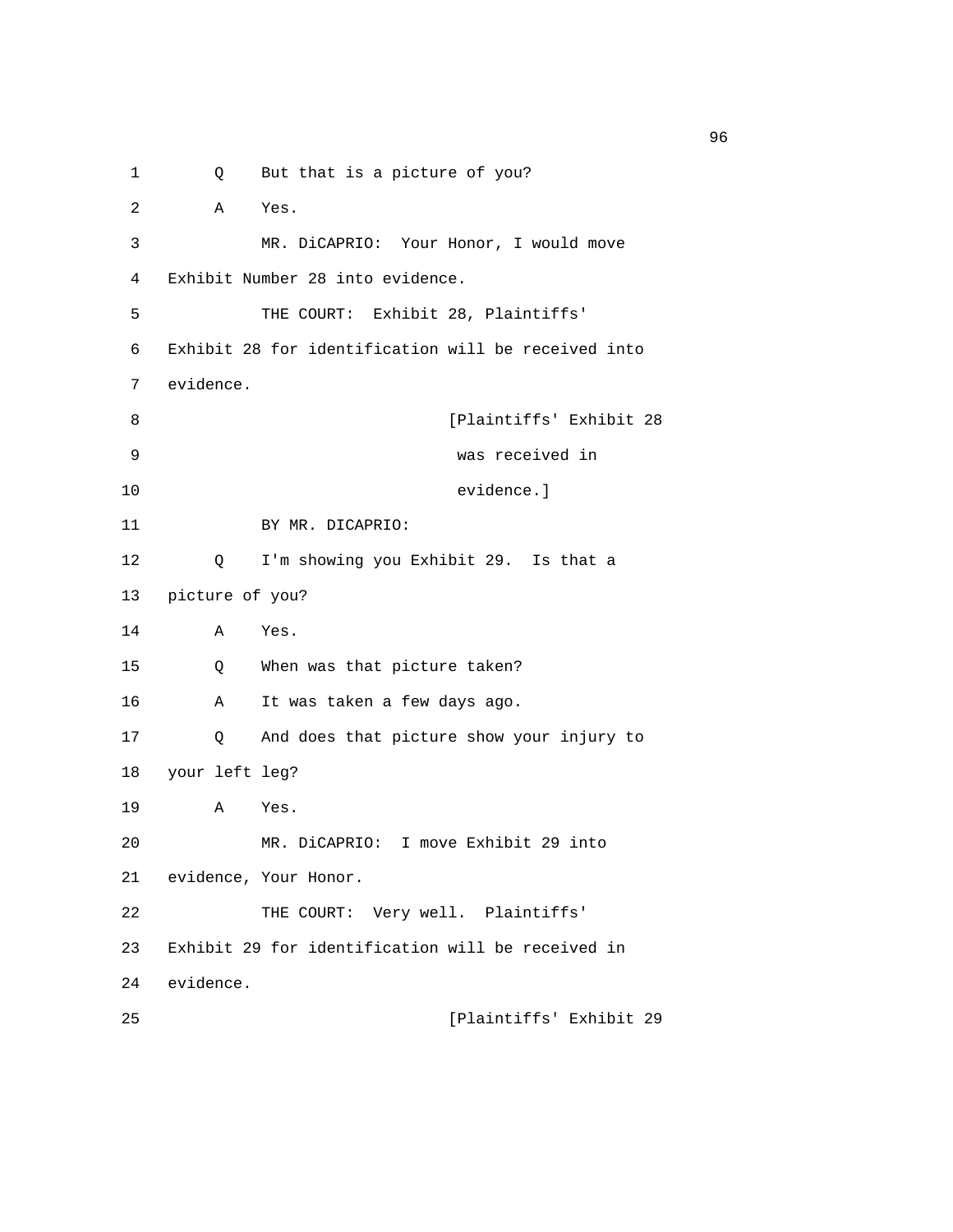1 Q But that is a picture of you?

2 A Yes.

3 MR. DiCAPRIO: Your Honor, I would move

4 Exhibit Number 28 into evidence.

5 THE COURT: Exhibit 28, Plaintiffs'

6 Exhibit 28 for identification will be received into

7 evidence.

8 [Plaintiffs' Exhibit 28

9 was received in

10 evidence.]

11 BY MR. DICAPRIO:

12 Q I'm showing you Exhibit 29. Is that a

13 picture of you?

14 A Yes.

15 Q When was that picture taken?

16 A It was taken a few days ago.

17 Q And does that picture show your injury to

18 your left leg?

19 A Yes.

20 MR. DiCAPRIO: I move Exhibit 29 into

21 evidence, Your Honor.

22 THE COURT: Very well. Plaintiffs'

23 Exhibit 29 for identification will be received in

24 evidence.

25 [Plaintiffs' Exhibit 29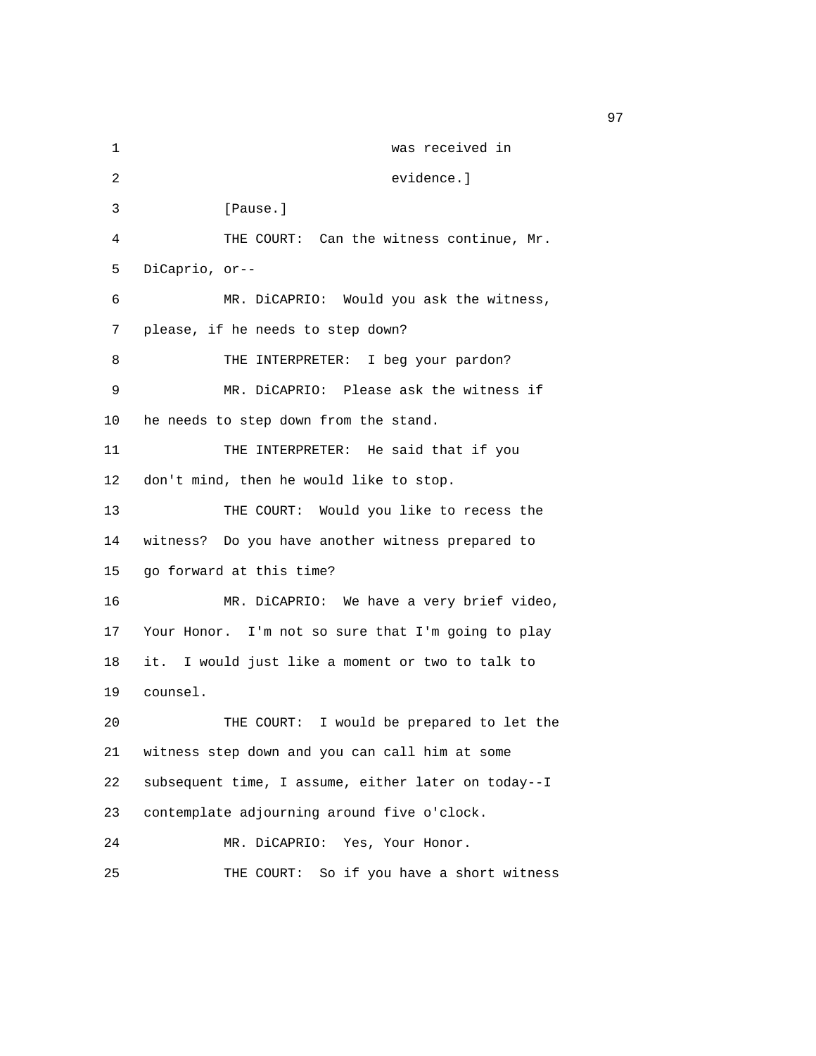1 was received in

2 evidence.]

3 [Pause.]

4 THE COURT: Can the witness continue, Mr.

5 DiCaprio, or--

6 MR. DiCAPRIO: Would you ask the witness,

7 please, if he needs to step down?

8 THE INTERPRETER: I beg your pardon?

9 MR. DiCAPRIO: Please ask the witness if

10 he needs to step down from the stand.

11 THE INTERPRETER: He said that if you

12 don't mind, then he would like to stop.

13 THE COURT: Would you like to recess the

14 witness? Do you have another witness prepared to

15 go forward at this time?

16 MR. DiCAPRIO: We have a very brief video,

17 Your Honor. I'm not so sure that I'm going to play

18 it. I would just like a moment or two to talk to

19 counsel.

20 THE COURT: I would be prepared to let the

21 witness step down and you can call him at some

22 subsequent time, I assume, either later on today--I

23 contemplate adjourning around five o'clock.

24 MR. DiCAPRIO: Yes, Your Honor.

25 THE COURT: So if you have a short witness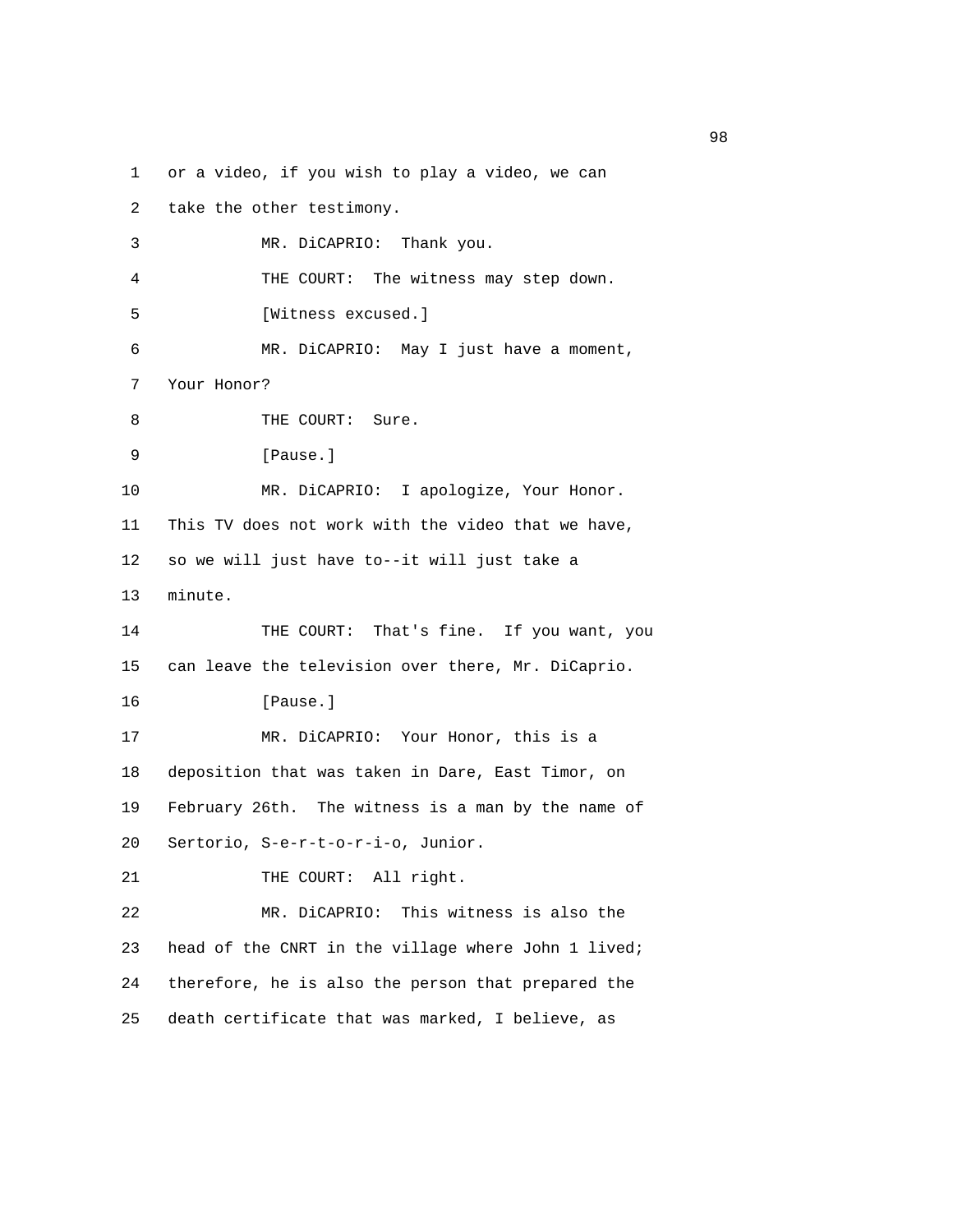1 or a video, if you wish to play a video, we can

2 take the other testimony.

3 MR. DiCAPRIO: Thank you.

4 THE COURT: The witness may step down.

5 [Witness excused.]

6 MR. DiCAPRIO: May I just have a moment,

7 Your Honor?

8 THE COURT: Sure.

9 [Pause.]

10 MR. DiCAPRIO: I apologize, Your Honor.

11 This TV does not work with the video that we have,

12 so we will just have to--it will just take a

13 minute.

14 THE COURT: That's fine. If you want, you

15 can leave the television over there, Mr. DiCaprio.

16 [Pause.]

17 MR. DiCAPRIO: Your Honor, this is a

18 deposition that was taken in Dare, East Timor, on

19 February 26th. The witness is a man by the name of

20 Sertorio, S-e-r-t-o-r-i-o, Junior.

21 THE COURT: All right.

22 MR. DiCAPRIO: This witness is also the

23 head of the CNRT in the village where John 1 lived;

24 therefore, he is also the person that prepared the

25 death certificate that was marked, I believe, as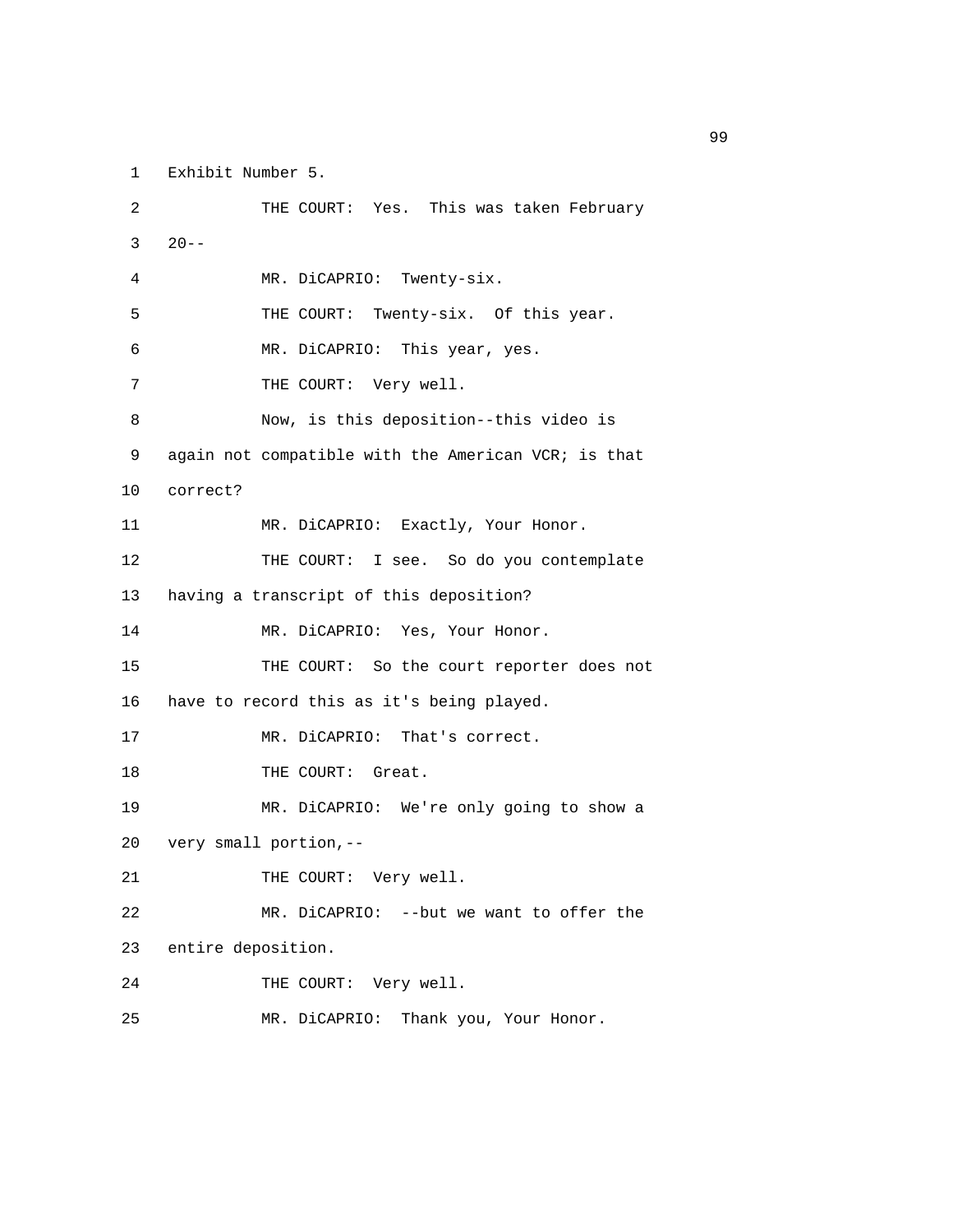1 Exhibit Number 5.

2 THE COURT: Yes. This was taken February

3 20--

4 MR. DiCAPRIO: Twenty-six.

5 THE COURT: Twenty-six. Of this year.

6 MR. DiCAPRIO: This year, yes.

7 THE COURT: Very well.

8 Now, is this deposition--this video is

9 again not compatible with the American VCR; is that

10 correct?

11 MR. DiCAPRIO: Exactly, Your Honor.

12 THE COURT: I see. So do you contemplate

13 having a transcript of this deposition?

14 MR. DiCAPRIO: Yes, Your Honor.

15 THE COURT: So the court reporter does not

16 have to record this as it's being played.

17 MR. DiCAPRIO: That's correct.

18 THE COURT: Great.

19 MR. DiCAPRIO: We're only going to show a

20 very small portion,--

21 THE COURT: Very well.

22 MR. DiCAPRIO: --but we want to offer the

23 entire deposition.

24 THE COURT: Very well.

25 MR. DiCAPRIO: Thank you, Your Honor.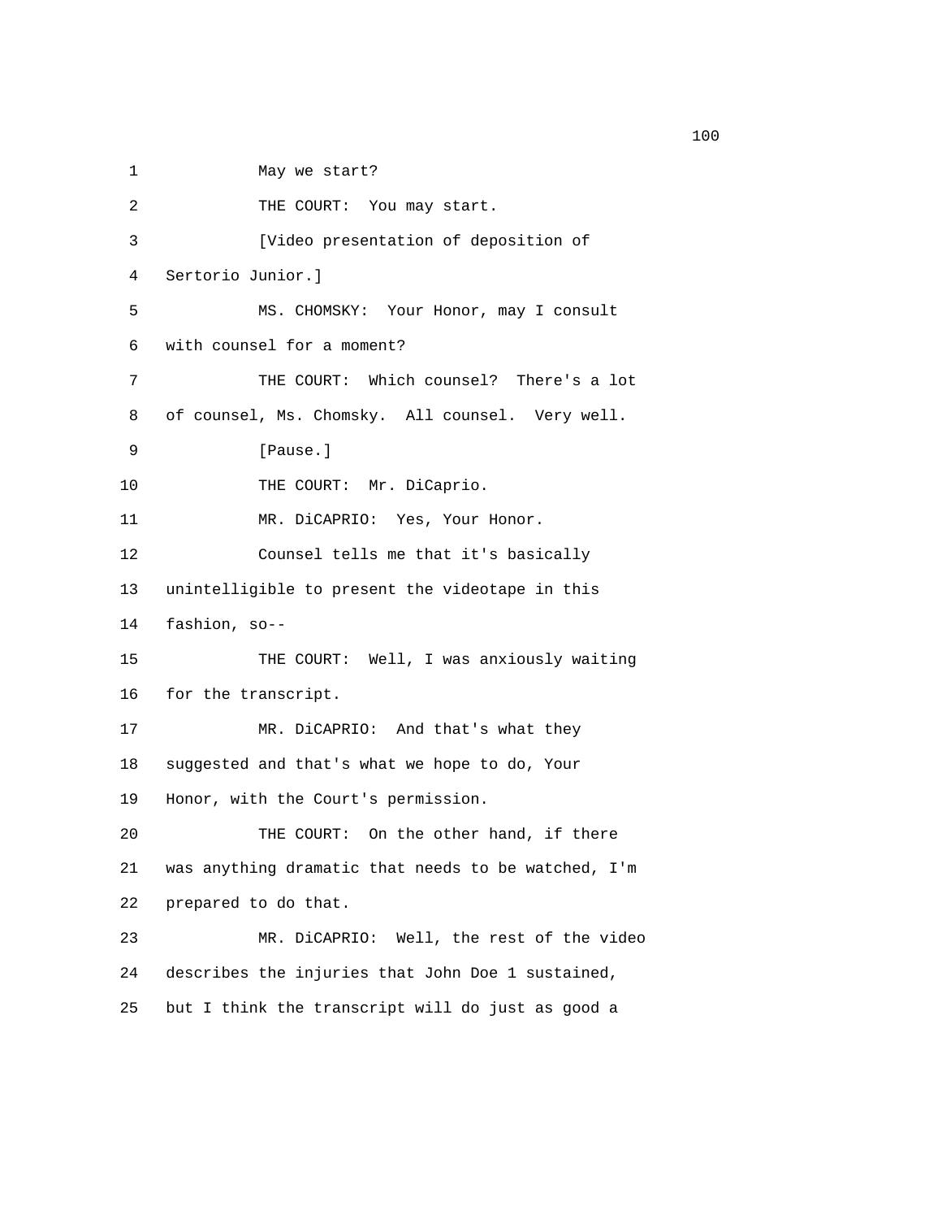1 May we start?

2 THE COURT: You may start.

3 [Video presentation of deposition of

4 Sertorio Junior.]

5 MS. CHOMSKY: Your Honor, may I consult

6 with counsel for a moment?

7 THE COURT: Which counsel? There's a lot

8 of counsel, Ms. Chomsky. All counsel. Very well.

9 [Pause.]

10 THE COURT: Mr. DiCaprio.

11 MR. DiCAPRIO: Yes, Your Honor.

12 Counsel tells me that it's basically

13 unintelligible to present the videotape in this

14 fashion, so--

15 THE COURT: Well, I was anxiously waiting

16 for the transcript.

17 MR. DiCAPRIO: And that's what they

18 suggested and that's what we hope to do, Your

19 Honor, with the Court's permission.

20 THE COURT: On the other hand, if there

21 was anything dramatic that needs to be watched, I'm

22 prepared to do that.

23 MR. DiCAPRIO: Well, the rest of the video

24 describes the injuries that John Doe 1 sustained,

25 but I think the transcript will do just as good a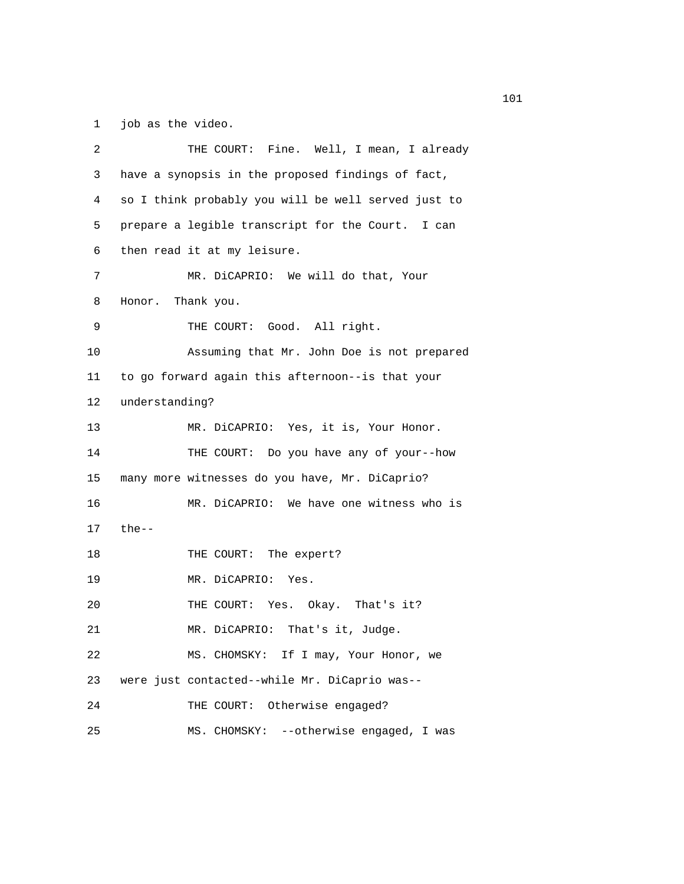1 job as the video.

2 THE COURT: Fine. Well, I mean, I already

3 have a synopsis in the proposed findings of fact,

4 so I think probably you will be well served just to

5 prepare a legible transcript for the Court. I can

6 then read it at my leisure.

7 MR. DiCAPRIO: We will do that, Your

8 Honor. Thank you.

9 THE COURT: Good. All right.

10 Assuming that Mr. John Doe is not prepared

11 to go forward again this afternoon--is that your

12 understanding?

13 MR. DiCAPRIO: Yes, it is, Your Honor.

14 THE COURT: Do you have any of your--how

15 many more witnesses do you have, Mr. DiCaprio?

16 MR. DiCAPRIO: We have one witness who is

17 the--

18 THE COURT: The expert?

19 MR. DiCAPRIO: Yes.

20 THE COURT: Yes. Okay. That's it?

21 MR. DiCAPRIO: That's it, Judge.

22 MS. CHOMSKY: If I may, Your Honor, we

23 were just contacted--while Mr. DiCaprio was--

24 THE COURT: Otherwise engaged?

25 MS. CHOMSKY: --otherwise engaged, I was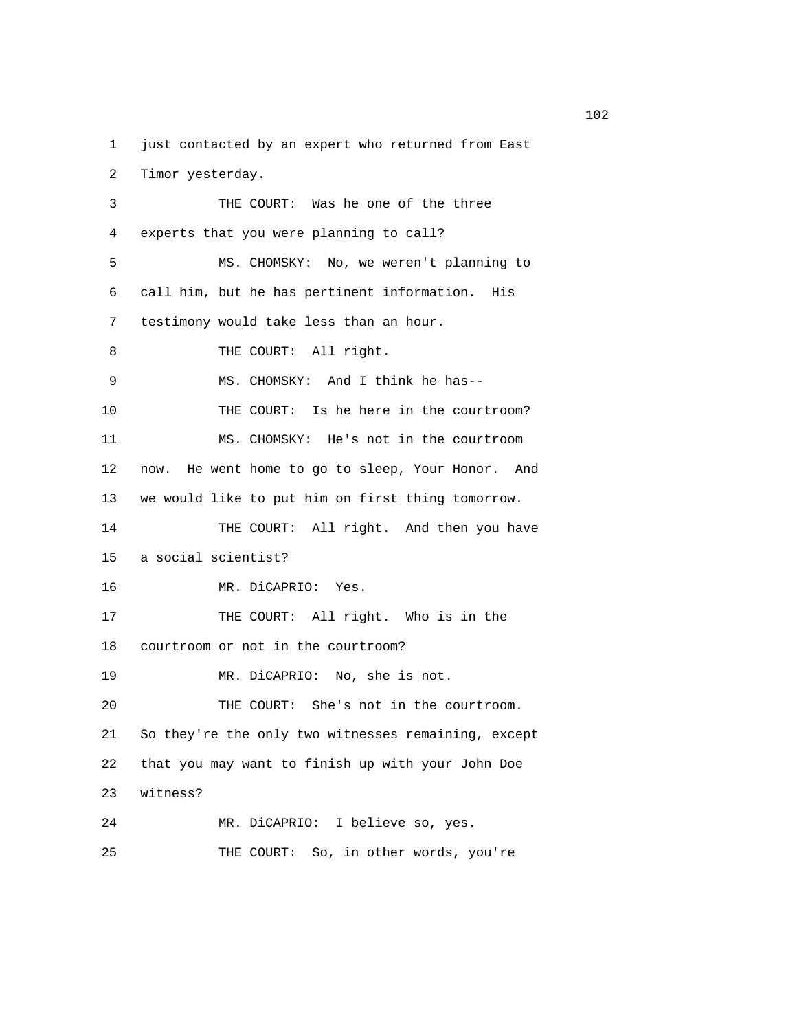1 just contacted by an expert who returned from East
2 Timor yesterday.
3 THE COURT: Was he one of the three
4 experts that you were planning to call?
5 MS. CHOMSKY: No, we weren't planning to
6 call him, but he has pertinent information. His
7 testimony would take less than an hour.
8 THE COURT: All right.
9 MS. CHOMSKY: And I think he has--
10 THE COURT: Is he here in the courtroom?
11 MS. CHOMSKY: He's not in the courtroom
12 now. He went home to go to sleep, Your Honor. And
13 we would like to put him on first thing tomorrow.
14 THE COURT: All right. And then you have
15 a social scientist?
16 MR. DiCAPRIO: Yes.
17 THE COURT: All right. Who is in the
18 courtroom or not in the courtroom?
19 MR. DiCAPRIO: No, she is not.
20 THE COURT: She's not in the courtroom.
21 So they're the only two witnesses remaining, except
22 that you may want to finish up with your John Doe
23 witness?
24 MR. DiCAPRIO: I believe so, yes.
25 THE COURT: So, in other words, you're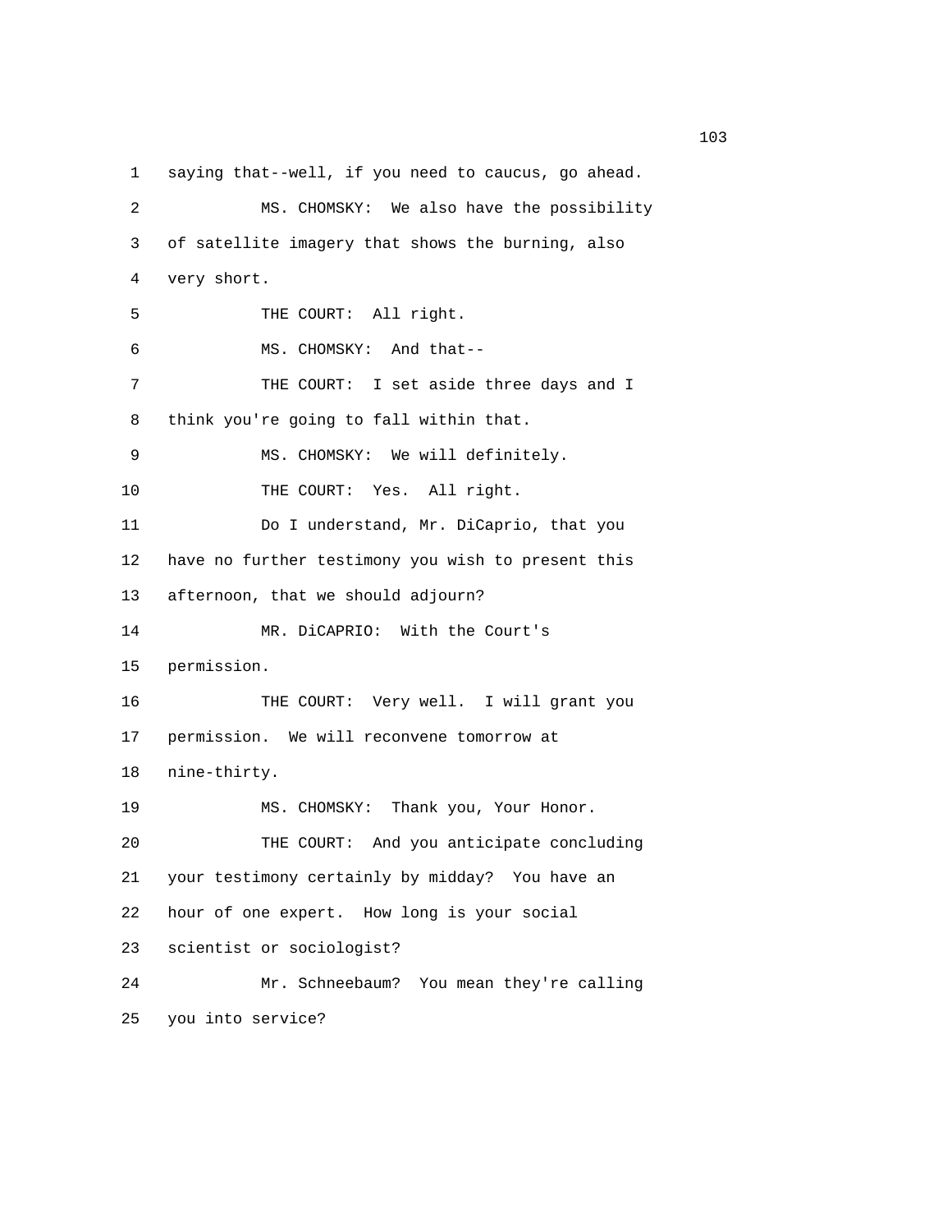1 saying that--well, if you need to caucus, go ahead.

2 MS. CHOMSKY: We also have the possibility

3 of satellite imagery that shows the burning, also

4 very short.

5 THE COURT: All right.

6 MS. CHOMSKY: And that--

7 THE COURT: I set aside three days and I

8 think you're going to fall within that.

9 MS. CHOMSKY: We will definitely.

10 THE COURT: Yes. All right.

11 Do I understand, Mr. DiCaprio, that you

12 have no further testimony you wish to present this

13 afternoon, that we should adjourn?

14 MR. DiCAPRIO: With the Court's

15 permission.

16 THE COURT: Very well. I will grant you

17 permission. We will reconvene tomorrow at

18 nine-thirty.

19 MS. CHOMSKY: Thank you, Your Honor.

20 THE COURT: And you anticipate concluding

21 your testimony certainly by midday? You have an

22 hour of one expert. How long is your social

23 scientist or sociologist?

24 Mr. Schneebaum? You mean they're calling

25 you into service?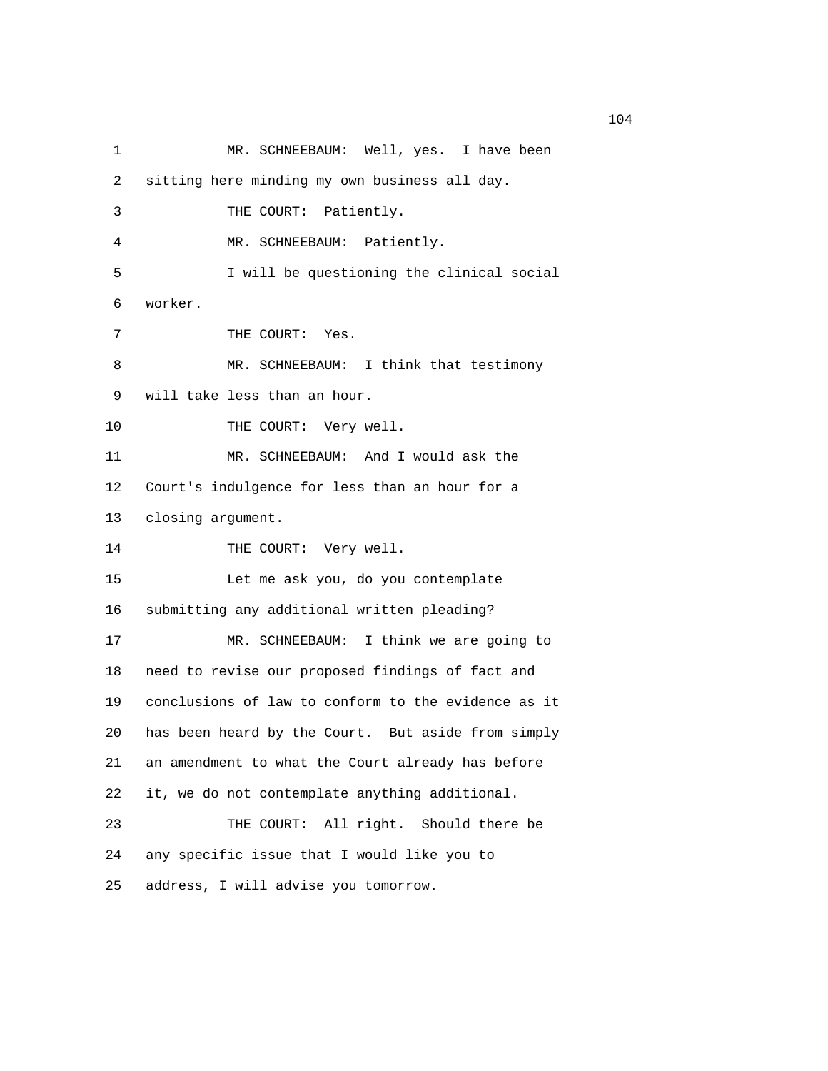MR. SCHNEEBAUM: Well, yes. I have been sitting here minding my own business all day.

THE COURT: Patiently.

MR. SCHNEEBAUM: Patiently.

I will be questioning the clinical social worker.

THE COURT: Yes.

MR. SCHNEEBAUM: I think that testimony will take less than an hour.

THE COURT: Very well.

MR. SCHNEEBAUM: And I would ask the Court's indulgence for less than an hour for a closing argument.

THE COURT: Very well.

Let me ask you, do you contemplate submitting any additional written pleading?

MR. SCHNEEBAUM: I think we are going to need to revise our proposed findings of fact and conclusions of law to conform to the evidence as it has been heard by the Court. But aside from simply an amendment to what the Court already has before it, we do not contemplate anything additional.

THE COURT: All right. Should there be any specific issue that I would like you to address, I will advise you tomorrow.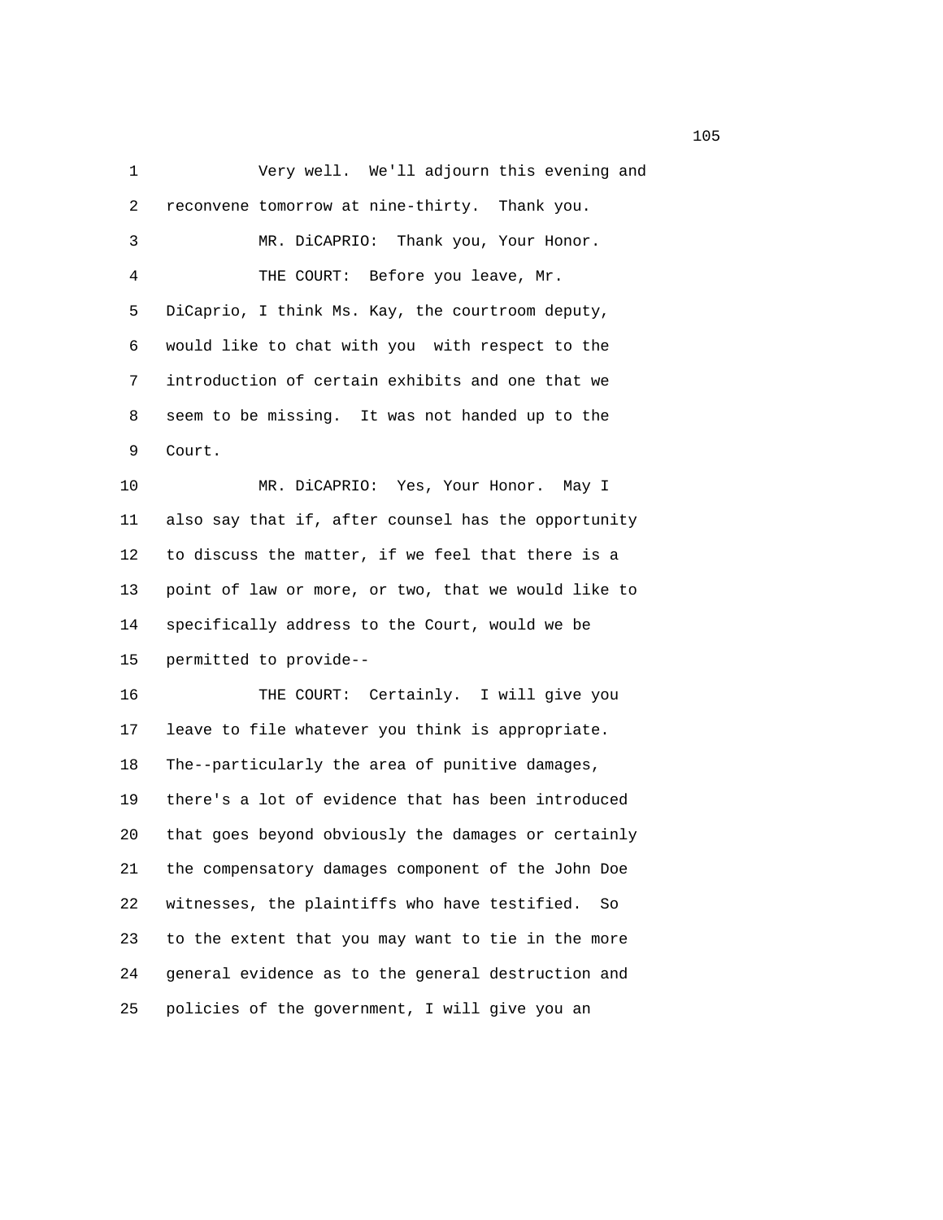1 Very well. We'll adjourn this evening and
2 reconvene tomorrow at nine-thirty. Thank you.
3 MR. DiCAPRIO: Thank you, Your Honor.
4 THE COURT: Before you leave, Mr.
5 DiCaprio, I think Ms. Kay, the courtroom deputy,
6 would like to chat with you with respect to the
7 introduction of certain exhibits and one that we
8 seem to be missing. It was not handed up to the
9 Court.
10 MR. DiCAPRIO: Yes, Your Honor. May I
11 also say that if, after counsel has the opportunity
12 to discuss the matter, if we feel that there is a
13 point of law or more, or two, that we would like to
14 specifically address to the Court, would we be
15 permitted to provide--
16 THE COURT: Certainly. I will give you
17 leave to file whatever you think is appropriate.
18 The--particularly the area of punitive damages,
19 there's a lot of evidence that has been introduced
20 that goes beyond obviously the damages or certainly
21 the compensatory damages component of the John Doe
22 witnesses, the plaintiffs who have testified. So
23 to the extent that you may want to tie in the more
24 general evidence as to the general destruction and
25 policies of the government, I will give you an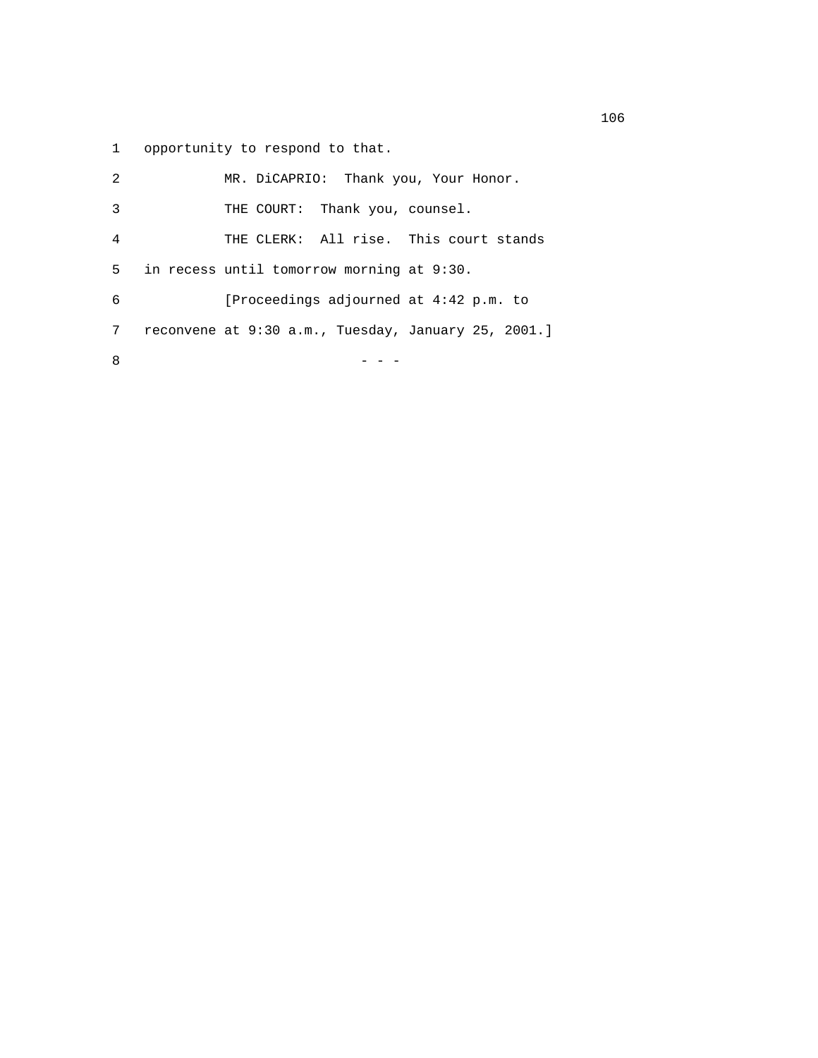1 opportunity to respond to that.

2 MR. DiCAPRIO: Thank you, Your Honor.

3 THE COURT: Thank you, counsel.

4 THE CLERK: All rise. This court stands

5 in recess until tomorrow morning at 9:30.

6 [Proceedings adjourned at 4:42 p.m. to

7 reconvene at 9:30 a.m., Tuesday, January 25, 2001.]

8 - - -